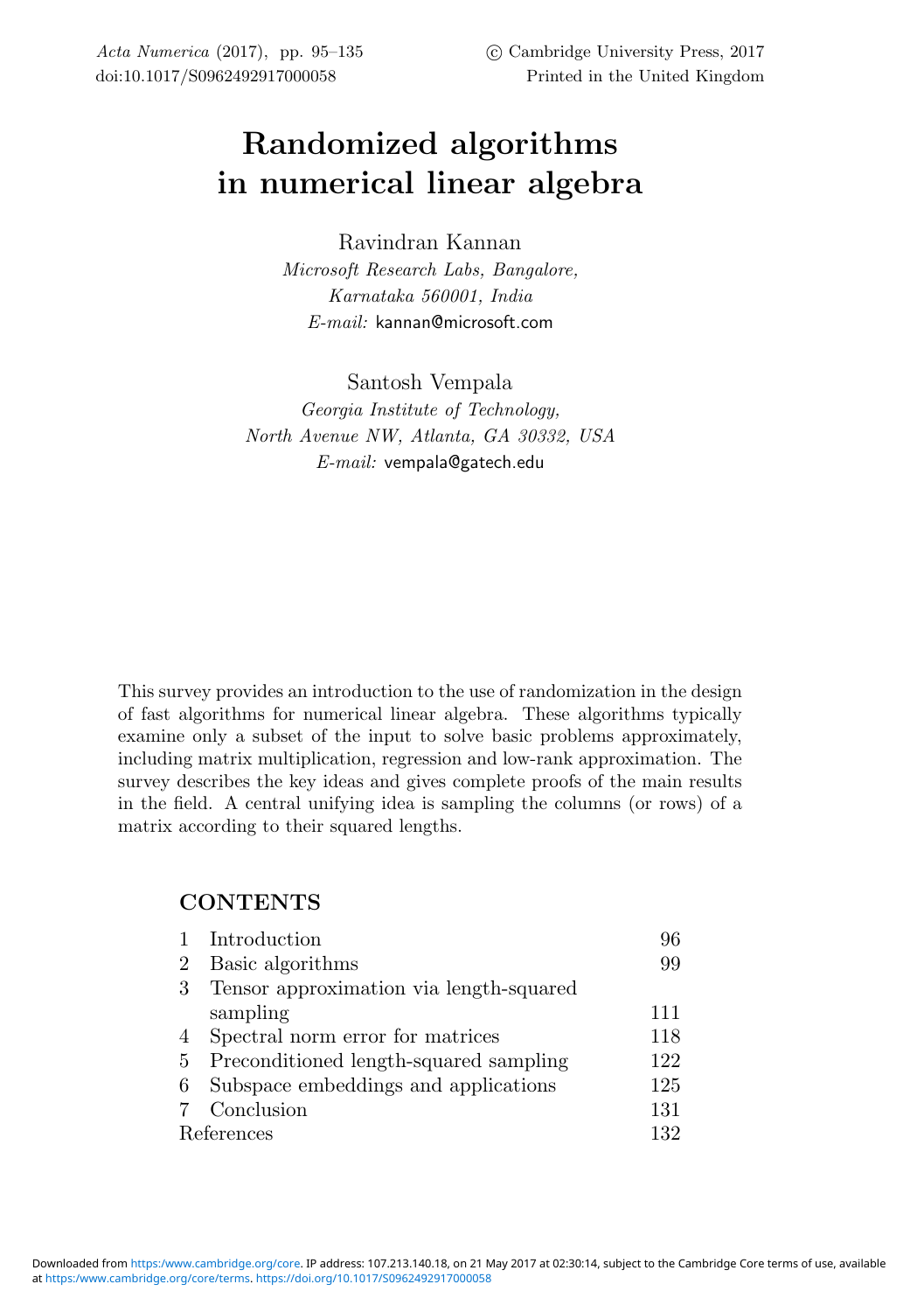# Randomized algorithms in numerical linear algebra

Ravindran Kannan
*Microsoft Research Labs, Bangalore, Karnataka 560001, India*
*E-mail:* kannan@microsoft.com

Santosh Vempala
*Georgia Institute of Technology, North Avenue NW, Atlanta, GA 30332, USA*
*E-mail:* vempala@gatech.edu

This survey provides an introduction to the use of randomization in the design of fast algorithms for numerical linear algebra. These algorithms typically examine only a subset of the input to solve basic problems approximately, including matrix multiplication, regression and low-rank approximation. The survey describes the key ideas and gives complete proofs of the main results in the field. A central unifying idea is sampling the columns (or rows) of a matrix according to their squared lengths.

## CONTENTS

| | | |
|---|---|---|
| 1 | Introduction | 96 |
| 2 | Basic algorithms | 99 |
| 3 | Tensor approximation via length-squared sampling | 111 |
| 4 | Spectral norm error for matrices | 118 |
| 5 | Preconditioned length-squared sampling | 122 |
| 6 | Subspace embeddings and applications | 125 |
| 7 | Conclusion | 131 |
| | References | 132 |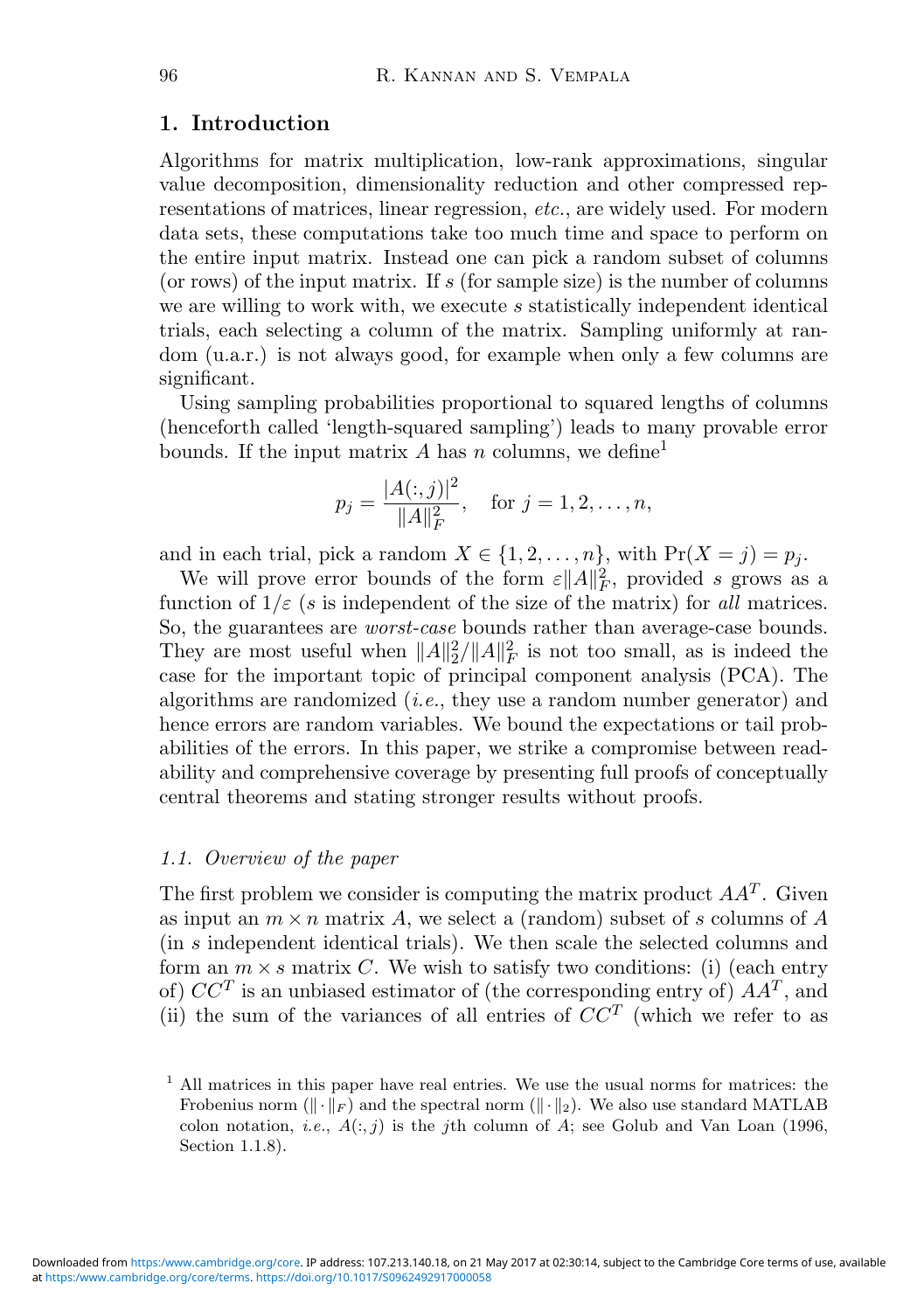## 1. Introduction

Algorithms for matrix multiplication, low-rank approximations, singular value decomposition, dimensionality reduction and other compressed representations of matrices, linear regression, *etc.*, are widely used. For modern data sets, these computations take too much time and space to perform on the entire input matrix. Instead one can pick a random subset of columns (or rows) of the input matrix. If $s$ (for sample size) is the number of columns we are willing to work with, we execute $s$ statistically independent identical trials, each selecting a column of the matrix. Sampling uniformly at random (u.a.r.) is not always good, for example when only a few columns are significant.

Using sampling probabilities proportional to squared lengths of columns (henceforth called 'length-squared sampling') leads to many provable error bounds. If the input matrix $A$ has $n$ columns, we define[1]

$$p_j = \frac{|A(:,j)|^2}{\|A\|_F^2}, \quad \text{for } j = 1, 2, \ldots, n,$$

and in each trial, pick a random $X \in \{1, 2, \ldots, n\}$, with $\Pr(X = j) = p_j$.

We will prove error bounds of the form $\varepsilon\|A\|_F^2$, provided $s$ grows as a function of $1/\varepsilon$ ($s$ is independent of the size of the matrix) for *all* matrices. So, the guarantees are *worst-case* bounds rather than average-case bounds. They are most useful when $\|A\|_2^2/\|A\|_F^2$ is not too small, as is indeed the case for the important topic of principal component analysis (PCA). The algorithms are randomized (*i.e.*, they use a random number generator) and hence errors are random variables. We bound the expectations or tail probabilities of the errors. In this paper, we strike a compromise between readability and comprehensive coverage by presenting full proofs of conceptually central theorems and stating stronger results without proofs.

### *1.1. Overview of the paper*

The first problem we consider is computing the matrix product $AA^T$. Given as input an $m \times n$ matrix $A$, we select a (random) subset of $s$ columns of $A$ (in $s$ independent identical trials). We then scale the selected columns and form an $m \times s$ matrix $C$. We wish to satisfy two conditions: (i) (each entry of) $CC^T$ is an unbiased estimator of (the corresponding entry of) $AA^T$, and (ii) the sum of the variances of all entries of $CC^T$ (which we refer to as

[1] All matrices in this paper have real entries. We use the usual norms for matrices: the Frobenius norm ($\|\cdot\|_F$) and the spectral norm ($\|\cdot\|_2$). We also use standard MATLAB colon notation, *i.e.*, $A(:,j)$ is the $j$th column of $A$; see Golub and Van Loan (1996, Section 1.1.8).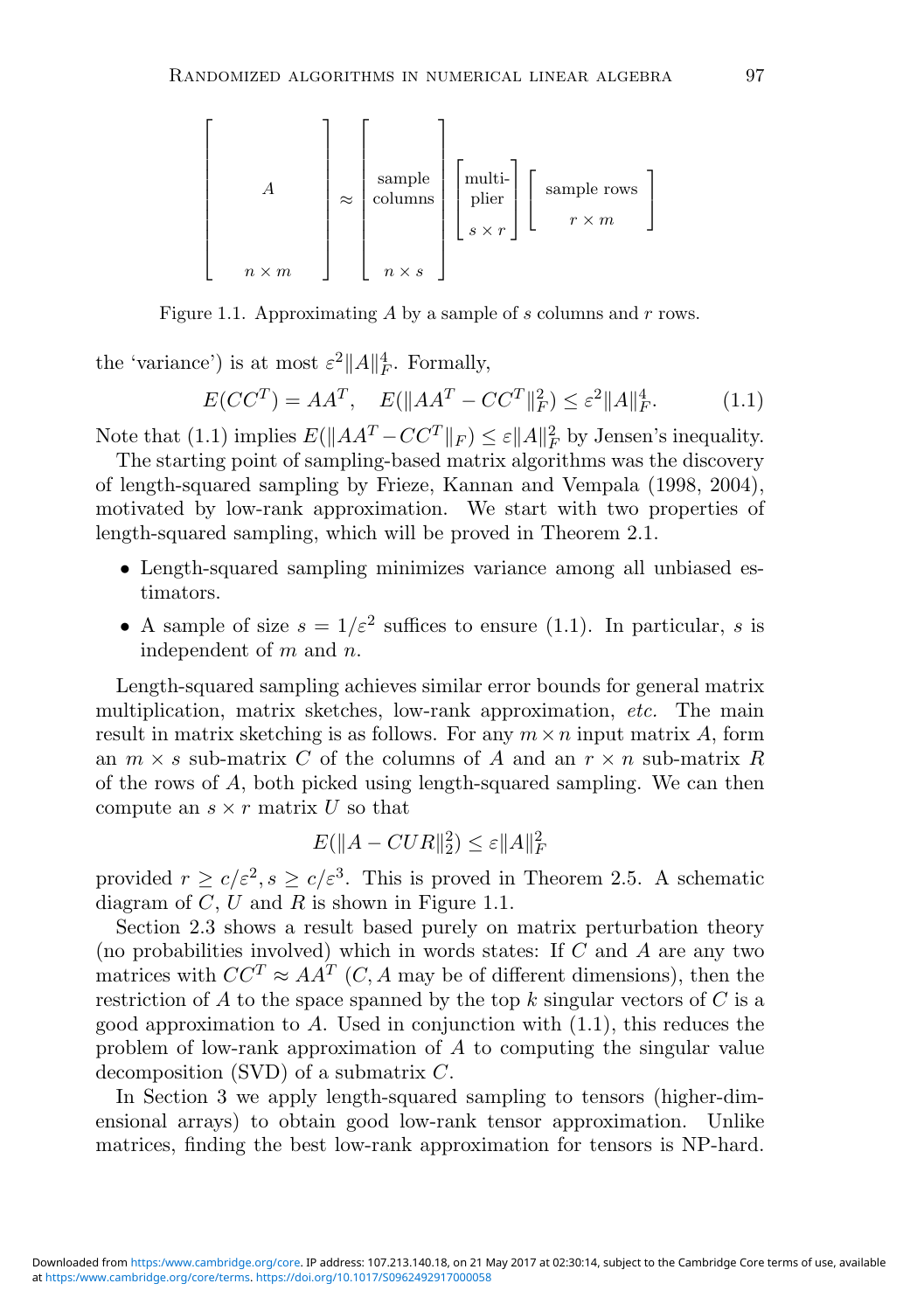$$
\begin{bmatrix} \\ \\ & A & \\ \\ & n \times m & \end{bmatrix} \approx \begin{bmatrix} \\ \text{sample} \\ \text{columns} \\ \\ n \times s \end{bmatrix} \begin{bmatrix} \text{multi-} \\ \text{plier} \\ s \times r \end{bmatrix} \begin{bmatrix} \text{sample rows} \\ r \times m \end{bmatrix}
$$

Figure 1.1. Approximating $A$ by a sample of $s$ columns and $r$ rows.

the 'variance') is at most $\varepsilon^2 \|A\|_F^4$. Formally,

$$
E(CC^T) = AA^T, \quad E(\|AA^T - CC^T\|_F^2) \leq \varepsilon^2 \|A\|_F^4. \tag{1.1}
$$

Note that (1.1) implies $E(\|AA^T - CC^T\|_F) \leq \varepsilon \|A\|_F^2$ by Jensen's inequality.

The starting point of sampling-based matrix algorithms was the discovery of length-squared sampling by Frieze, Kannan and Vempala (1998, 2004), motivated by low-rank approximation. We start with two properties of length-squared sampling, which will be proved in Theorem 2.1.

- Length-squared sampling minimizes variance among all unbiased estimators.
- A sample of size $s = 1/\varepsilon^2$ suffices to ensure (1.1). In particular, $s$ is independent of $m$ and $n$.

Length-squared sampling achieves similar error bounds for general matrix multiplication, matrix sketches, low-rank approximation, *etc.* The main result in matrix sketching is as follows. For any $m \times n$ input matrix $A$, form an $m \times s$ sub-matrix $C$ of the columns of $A$ and an $r \times n$ sub-matrix $R$ of the rows of $A$, both picked using length-squared sampling. We can then compute an $s \times r$ matrix $U$ so that

$$
E(\|A - CUR\|_2^2) \leq \varepsilon \|A\|_F^2
$$

provided $r \geq c/\varepsilon^2, s \geq c/\varepsilon^3$. This is proved in Theorem 2.5. A schematic diagram of $C$, $U$ and $R$ is shown in Figure 1.1.

Section 2.3 shows a result based purely on matrix perturbation theory (no probabilities involved) which in words states: If $C$ and $A$ are any two matrices with $CC^T \approx AA^T$ ($C, A$ may be of different dimensions), then the restriction of $A$ to the space spanned by the top $k$ singular vectors of $C$ is a good approximation to $A$. Used in conjunction with (1.1), this reduces the problem of low-rank approximation of $A$ to computing the singular value decomposition (SVD) of a submatrix $C$.

In Section 3 we apply length-squared sampling to tensors (higher-dimensional arrays) to obtain good low-rank tensor approximation. Unlike matrices, finding the best low-rank approximation for tensors is NP-hard.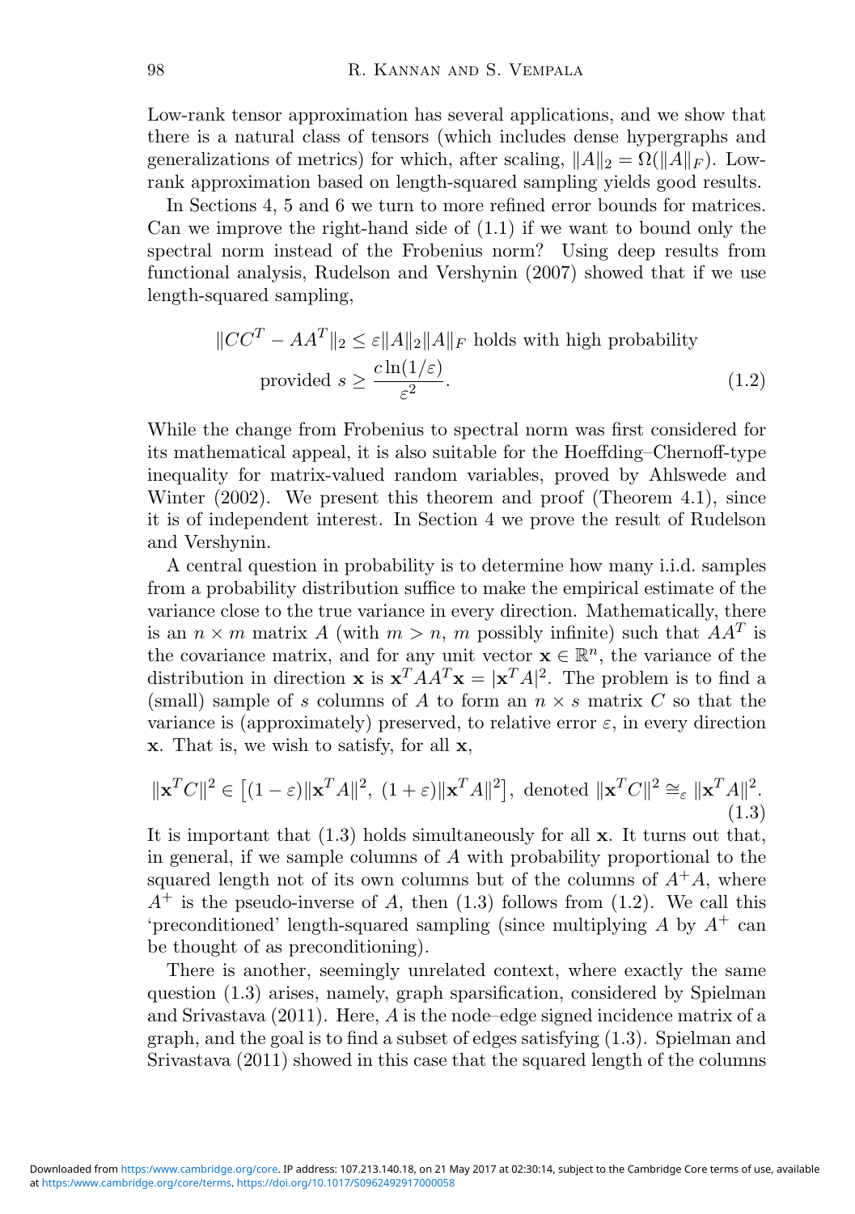Low-rank tensor approximation has several applications, and we show that there is a natural class of tensors (which includes dense hypergraphs and generalizations of metrics) for which, after scaling, $\|A\|_2 = \Omega(\|A\|_F)$. Low-rank approximation based on length-squared sampling yields good results.

In Sections 4, 5 and 6 we turn to more refined error bounds for matrices. Can we improve the right-hand side of (1.1) if we want to bound only the spectral norm instead of the Frobenius norm? Using deep results from functional analysis, Rudelson and Vershynin (2007) showed that if we use length-squared sampling,

$$\|CC^T - AA^T\|_2 \leq \varepsilon \|A\|_2 \|A\|_F \text{ holds with high probability} \\ \text{provided } s \geq \frac{c \ln(1/\varepsilon)}{\varepsilon^2}. \tag{1.2}$$

While the change from Frobenius to spectral norm was first considered for its mathematical appeal, it is also suitable for the Hoeffding–Chernoff-type inequality for matrix-valued random variables, proved by Ahlswede and Winter (2002). We present this theorem and proof (Theorem 4.1), since it is of independent interest. In Section 4 we prove the result of Rudelson and Vershynin.

A central question in probability is to determine how many i.i.d. samples from a probability distribution suffice to make the empirical estimate of the variance close to the true variance in every direction. Mathematically, there is an $n \times m$ matrix $A$ (with $m > n$, $m$ possibly infinite) such that $AA^T$ is the covariance matrix, and for any unit vector $\mathbf{x} \in \mathbb{R}^n$, the variance of the distribution in direction $\mathbf{x}$ is $\mathbf{x}^T AA^T \mathbf{x} = |\mathbf{x}^T A|^2$. The problem is to find a (small) sample of $s$ columns of $A$ to form an $n \times s$ matrix $C$ so that the variance is (approximately) preserved, to relative error $\varepsilon$, in every direction $\mathbf{x}$. That is, we wish to satisfy, for all $\mathbf{x}$,

$$\|\mathbf{x}^T C\|^2 \in \left[(1-\varepsilon)\|\mathbf{x}^T A\|^2,\ (1+\varepsilon)\|\mathbf{x}^T A\|^2\right], \text{ denoted } \|\mathbf{x}^T C\|^2 \cong_\varepsilon \|\mathbf{x}^T A\|^2. \tag{1.3}$$

It is important that (1.3) holds simultaneously for all $\mathbf{x}$. It turns out that, in general, if we sample columns of $A$ with probability proportional to the squared length not of its own columns but of the columns of $A^+A$, where $A^+$ is the pseudo-inverse of $A$, then (1.3) follows from (1.2). We call this 'preconditioned' length-squared sampling (since multiplying $A$ by $A^+$ can be thought of as preconditioning).

There is another, seemingly unrelated context, where exactly the same question (1.3) arises, namely, graph sparsification, considered by Spielman and Srivastava (2011). Here, $A$ is the node–edge signed incidence matrix of a graph, and the goal is to find a subset of edges satisfying (1.3). Spielman and Srivastava (2011) showed in this case that the squared length of the columns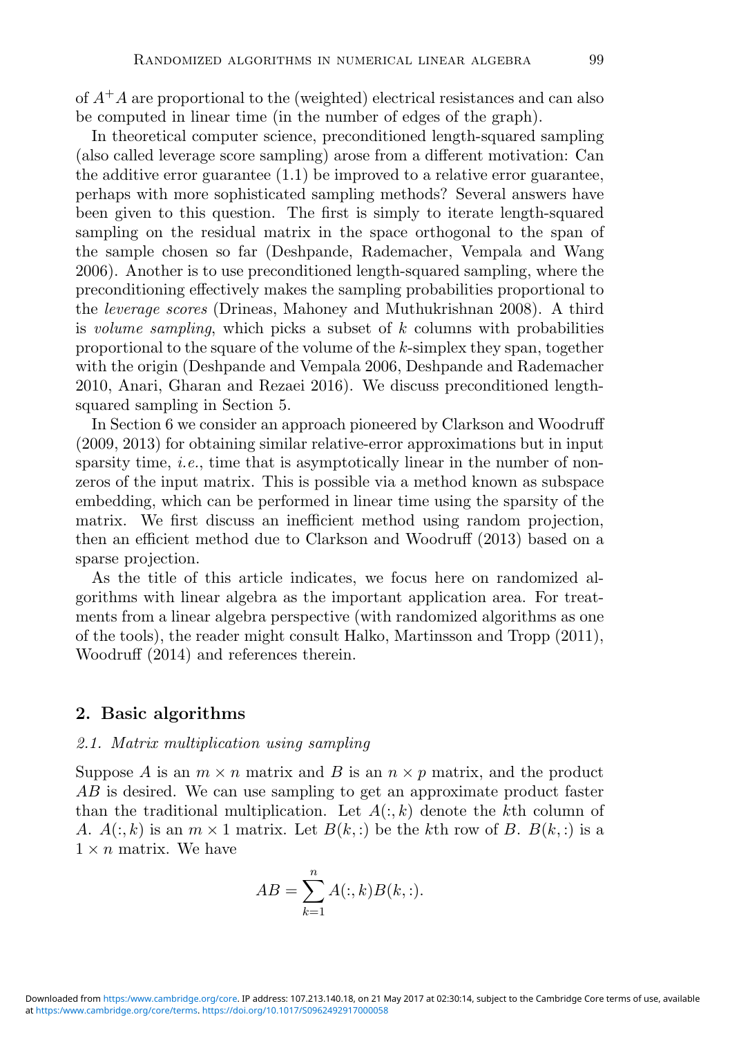of $A^+A$ are proportional to the (weighted) electrical resistances and can also be computed in linear time (in the number of edges of the graph).

In theoretical computer science, preconditioned length-squared sampling (also called leverage score sampling) arose from a different motivation: Can the additive error guarantee (1.1) be improved to a relative error guarantee, perhaps with more sophisticated sampling methods? Several answers have been given to this question. The first is simply to iterate length-squared sampling on the residual matrix in the space orthogonal to the span of the sample chosen so far (Deshpande, Rademacher, Vempala and Wang 2006). Another is to use preconditioned length-squared sampling, where the preconditioning effectively makes the sampling probabilities proportional to the *leverage scores* (Drineas, Mahoney and Muthukrishnan 2008). A third is *volume sampling*, which picks a subset of $k$ columns with probabilities proportional to the square of the volume of the $k$-simplex they span, together with the origin (Deshpande and Vempala 2006, Deshpande and Rademacher 2010, Anari, Gharan and Rezaei 2016). We discuss preconditioned length-squared sampling in Section 5.

In Section 6 we consider an approach pioneered by Clarkson and Woodruff (2009, 2013) for obtaining similar relative-error approximations but in input sparsity time, *i.e.*, time that is asymptotically linear in the number of nonzeros of the input matrix. This is possible via a method known as subspace embedding, which can be performed in linear time using the sparsity of the matrix. We first discuss an inefficient method using random projection, then an efficient method due to Clarkson and Woodruff (2013) based on a sparse projection.

As the title of this article indicates, we focus here on randomized algorithms with linear algebra as the important application area. For treatments from a linear algebra perspective (with randomized algorithms as one of the tools), the reader might consult Halko, Martinsson and Tropp (2011), Woodruff (2014) and references therein.

## 2. Basic algorithms

### *2.1. Matrix multiplication using sampling*

Suppose $A$ is an $m \times n$ matrix and $B$ is an $n \times p$ matrix, and the product $AB$ is desired. We can use sampling to get an approximate product faster than the traditional multiplication. Let $A(:,k)$ denote the $k$th column of $A$. $A(:,k)$ is an $m \times 1$ matrix. Let $B(k,:)$ be the $k$th row of $B$. $B(k,:)$ is a $1 \times n$ matrix. We have

$$AB = \sum_{k=1}^{n} A(:,k)B(k,:).$$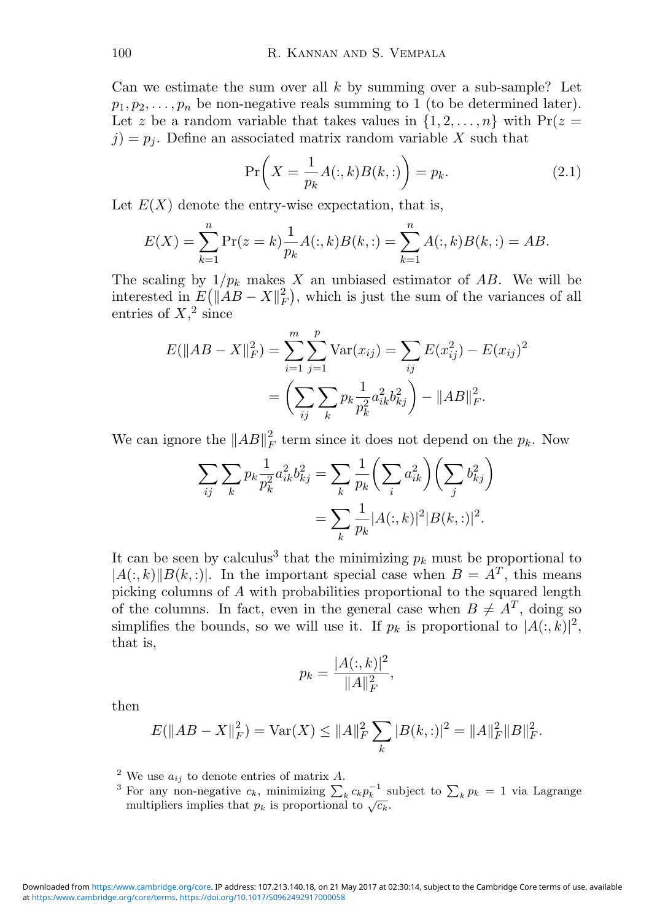Can we estimate the sum over all $k$ by summing over a sub-sample? Let $p_1, p_2, \ldots, p_n$ be non-negative reals summing to 1 (to be determined later). Let $z$ be a random variable that takes values in $\{1, 2, \ldots, n\}$ with $\Pr(z = j) = p_j$. Define an associated matrix random variable $X$ such that

$$\Pr\left(X = \frac{1}{p_k} A(:,k)B(k,:)\right) = p_k. \tag{2.1}$$

Let $E(X)$ denote the entry-wise expectation, that is,

$$E(X) = \sum_{k=1}^{n} \Pr(z = k) \frac{1}{p_k} A(:,k)B(k,:) = \sum_{k=1}^{n} A(:,k)B(k,:) = AB.$$

The scaling by $1/p_k$ makes $X$ an unbiased estimator of $AB$. We will be interested in $E\big(\|AB - X\|_F^2\big)$, which is just the sum of the variances of all entries of $X$,[2] since

$$\begin{aligned} E(\|AB - X\|_F^2) &= \sum_{i=1}^{m} \sum_{j=1}^{p} \mathrm{Var}(x_{ij}) = \sum_{ij} E(x_{ij}^2) - E(x_{ij})^2 \\ &= \left( \sum_{ij} \sum_{k} p_k \frac{1}{p_k^2} a_{ik}^2 b_{kj}^2 \right) - \|AB\|_F^2. \end{aligned}$$

We can ignore the $\|AB\|_F^2$ term since it does not depend on the $p_k$. Now

$$\begin{aligned} \sum_{ij} \sum_{k} p_k \frac{1}{p_k^2} a_{ik}^2 b_{kj}^2 &= \sum_{k} \frac{1}{p_k} \left( \sum_{i} a_{ik}^2 \right) \left( \sum_{j} b_{kj}^2 \right) \\ &= \sum_{k} \frac{1}{p_k} |A(:,k)|^2 |B(k,:)|^2. \end{aligned}$$

It can be seen by calculus[3] that the minimizing $p_k$ must be proportional to $|A(:,k)\|B(k,:)|$. In the important special case when $B = A^T$, this means picking columns of $A$ with probabilities proportional to the squared length of the columns. In fact, even in the general case when $B \neq A^T$, doing so simplifies the bounds, so we will use it. If $p_k$ is proportional to $|A(:,k)|^2$, that is,

$$p_k = \frac{|A(:,k)|^2}{\|A\|_F^2},$$

then

$$E(\|AB - X\|_F^2) = \mathrm{Var}(X) \leq \|A\|_F^2 \sum_{k} |B(k,:)|^2 = \|A\|_F^2 \|B\|_F^2.$$

[2] We use $a_{ij}$ to denote entries of matrix $A$.

[3] For any non-negative $c_k$, minimizing $\sum_k c_k p_k^{-1}$ subject to $\sum_k p_k = 1$ via Lagrange multipliers implies that $p_k$ is proportional to $\sqrt{c_k}$.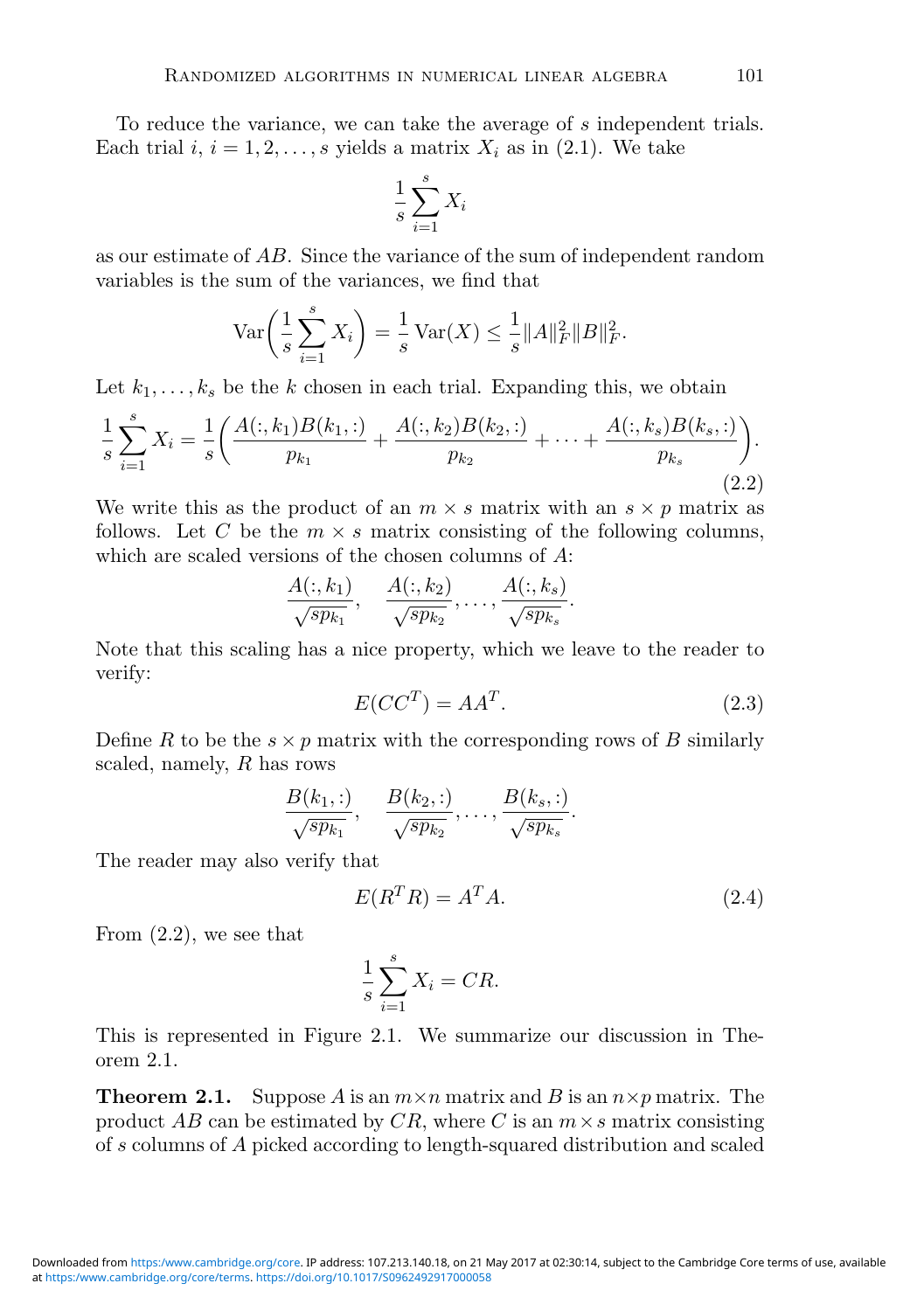To reduce the variance, we can take the average of $s$ independent trials. Each trial $i$, $i = 1, 2, \ldots, s$ yields a matrix $X_i$ as in (2.1). We take

$$\frac{1}{s}\sum_{i=1}^{s} X_i$$

as our estimate of $AB$. Since the variance of the sum of independent random variables is the sum of the variances, we find that

$$\operatorname{Var}\left(\frac{1}{s}\sum_{i=1}^{s} X_i\right) = \frac{1}{s}\operatorname{Var}(X) \leq \frac{1}{s}\|A\|_F^2\|B\|_F^2.$$

Let $k_1, \ldots, k_s$ be the $k$ chosen in each trial. Expanding this, we obtain

$$\frac{1}{s}\sum_{i=1}^{s} X_i = \frac{1}{s}\left(\frac{A(:,k_1)B(k_1,:)}{p_{k_1}} + \frac{A(:,k_2)B(k_2,:)}{p_{k_2}} + \cdots + \frac{A(:,k_s)B(k_s,:)}{p_{k_s}}\right). \tag{2.2}$$

We write this as the product of an $m \times s$ matrix with an $s \times p$ matrix as follows. Let $C$ be the $m \times s$ matrix consisting of the following columns, which are scaled versions of the chosen columns of $A$:

$$\frac{A(:,k_1)}{\sqrt{sp_{k_1}}}, \quad \frac{A(:,k_2)}{\sqrt{sp_{k_2}}}, \ldots, \frac{A(:,k_s)}{\sqrt{sp_{k_s}}}.$$

Note that this scaling has a nice property, which we leave to the reader to verify:

$$E(CC^T) = AA^T. \tag{2.3}$$

Define $R$ to be the $s \times p$ matrix with the corresponding rows of $B$ similarly scaled, namely, $R$ has rows

$$\frac{B(k_1,:)}{\sqrt{sp_{k_1}}}, \quad \frac{B(k_2,:)}{\sqrt{sp_{k_2}}}, \ldots, \frac{B(k_s,:)}{\sqrt{sp_{k_s}}}.$$

The reader may also verify that

$$E(R^T R) = A^T A. \tag{2.4}$$

From (2.2), we see that

$$\frac{1}{s}\sum_{i=1}^{s} X_i = CR.$$

This is represented in Figure 2.1. We summarize our discussion in Theorem 2.1.

**Theorem 2.1.** Suppose $A$ is an $m \times n$ matrix and $B$ is an $n \times p$ matrix. The product $AB$ can be estimated by $CR$, where $C$ is an $m \times s$ matrix consisting of $s$ columns of $A$ picked according to length-squared distribution and scaled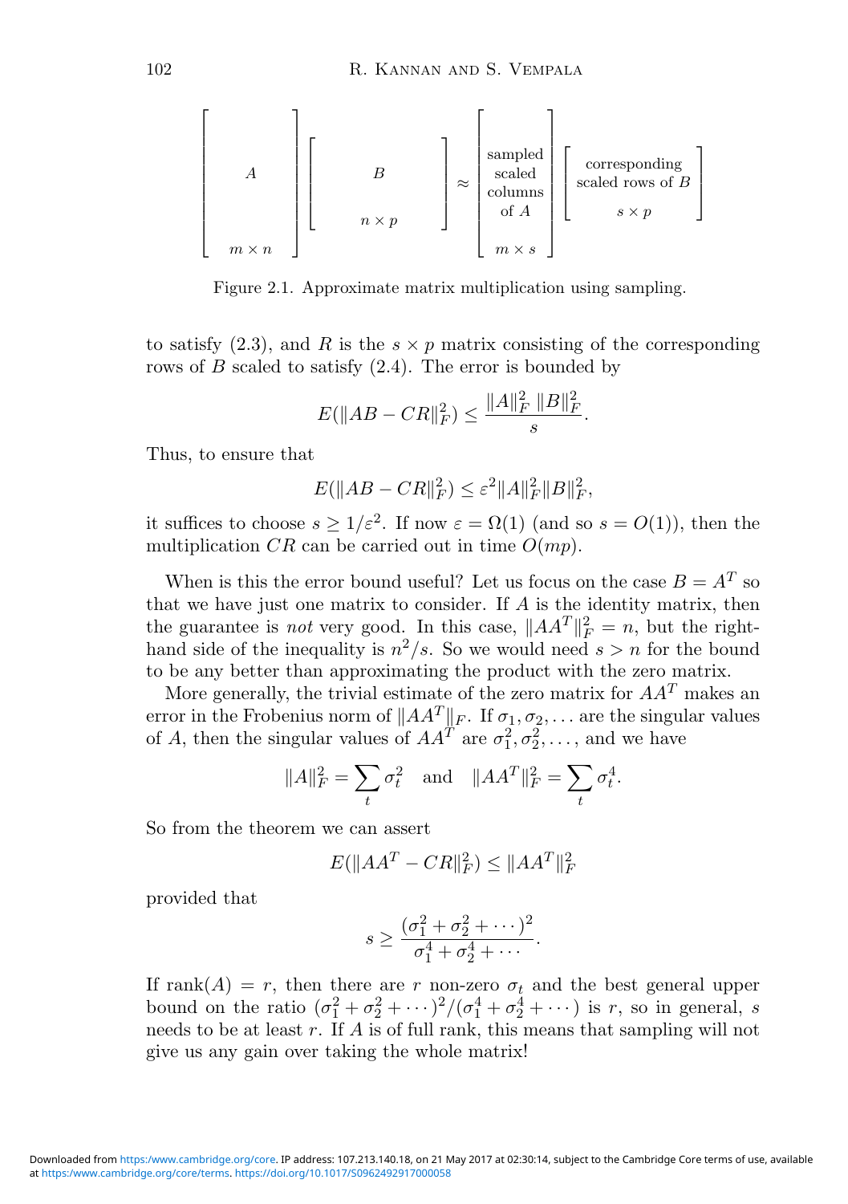$$
\begin{bmatrix} \\ \\ A \\ \\ \\ m \times n \end{bmatrix}
\begin{bmatrix} \\ B \\ \\ n \times p \end{bmatrix}
\approx
\begin{bmatrix} \text{sampled} \\ \text{scaled} \\ \text{columns} \\ \text{of } A \\ \\ m \times s \end{bmatrix}
\begin{bmatrix} \text{corresponding} \\ \text{scaled rows of } B \\ \\ s \times p \end{bmatrix}
$$

Figure 2.1. Approximate matrix multiplication using sampling.

to satisfy (2.3), and $R$ is the $s \times p$ matrix consisting of the corresponding rows of $B$ scaled to satisfy (2.4). The error is bounded by

$$E(\|AB - CR\|_F^2) \leq \frac{\|A\|_F^2 \, \|B\|_F^2}{s}.$$

Thus, to ensure that

$$E(\|AB - CR\|_F^2) \leq \varepsilon^2 \|A\|_F^2 \|B\|_F^2,$$

it suffices to choose $s \geq 1/\varepsilon^2$. If now $\varepsilon = \Omega(1)$ (and so $s = O(1)$), then the multiplication $CR$ can be carried out in time $O(mp)$.

When is this the error bound useful? Let us focus on the case $B = A^T$ so that we have just one matrix to consider. If $A$ is the identity matrix, then the guarantee is *not* very good. In this case, $\|AA^T\|_F^2 = n$, but the right-hand side of the inequality is $n^2/s$. So we would need $s > n$ for the bound to be any better than approximating the product with the zero matrix.

More generally, the trivial estimate of the zero matrix for $AA^T$ makes an error in the Frobenius norm of $\|AA^T\|_F$. If $\sigma_1, \sigma_2, \ldots$ are the singular values of $A$, then the singular values of $AA^T$ are $\sigma_1^2, \sigma_2^2, \ldots$, and we have

$$\|A\|_F^2 = \sum_t \sigma_t^2 \quad \text{and} \quad \|AA^T\|_F^2 = \sum_t \sigma_t^4.$$

So from the theorem we can assert

$$E(\|AA^T - CR\|_F^2) \leq \|AA^T\|_F^2$$

provided that

$$s \geq \frac{(\sigma_1^2 + \sigma_2^2 + \cdots)^2}{\sigma_1^4 + \sigma_2^4 + \cdots}.$$

If $\operatorname{rank}(A) = r$, then there are $r$ non-zero $\sigma_t$ and the best general upper bound on the ratio $(\sigma_1^2 + \sigma_2^2 + \cdots)^2/(\sigma_1^4 + \sigma_2^4 + \cdots)$ is $r$, so in general, $s$ needs to be at least $r$. If $A$ is of full rank, this means that sampling will not give us any gain over taking the whole matrix!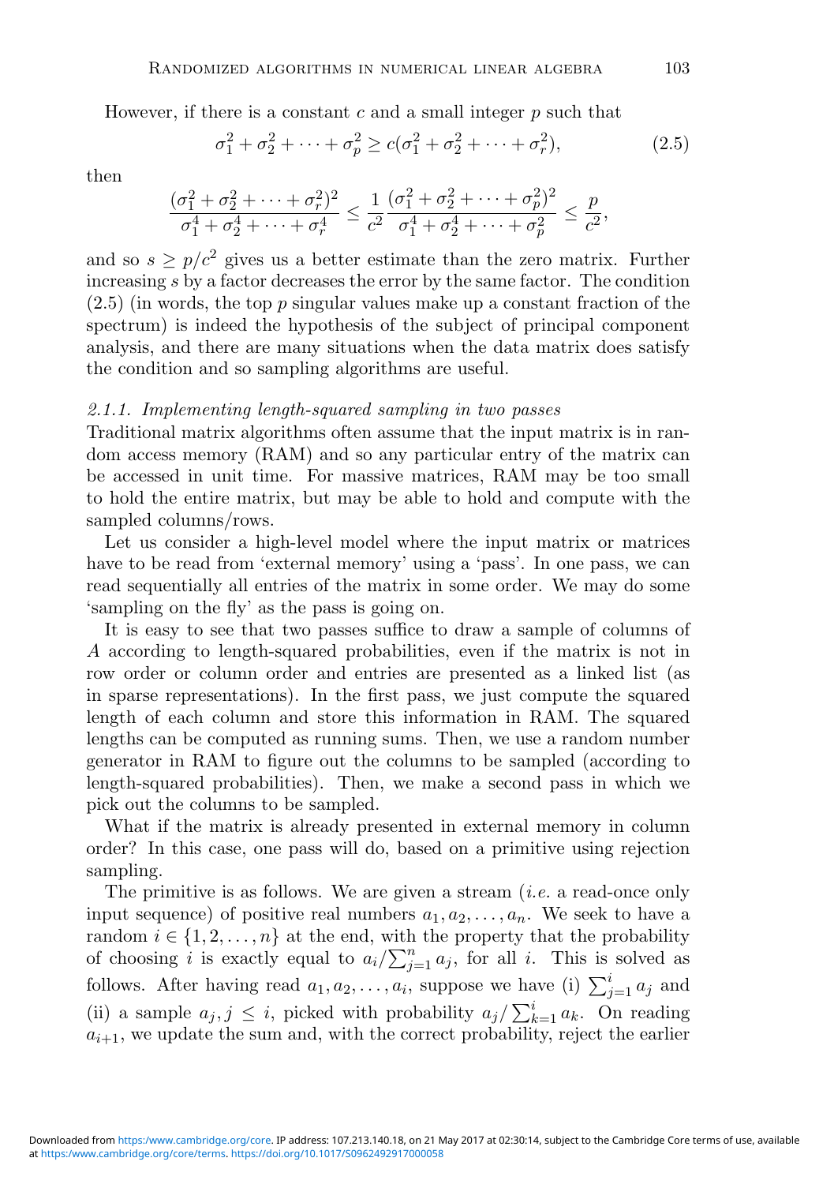However, if there is a constant $c$ and a small integer $p$ such that

$$\sigma_1^2 + \sigma_2^2 + \cdots + \sigma_p^2 \geq c(\sigma_1^2 + \sigma_2^2 + \cdots + \sigma_r^2), \tag{2.5}$$

then

$$\frac{(\sigma_1^2 + \sigma_2^2 + \cdots + \sigma_r^2)^2}{\sigma_1^4 + \sigma_2^4 + \cdots + \sigma_r^4} \leq \frac{1}{c^2} \frac{(\sigma_1^2 + \sigma_2^2 + \cdots + \sigma_p^2)^2}{\sigma_1^4 + \sigma_2^4 + \cdots + \sigma_p^2} \leq \frac{p}{c^2},$$

and so $s \geq p/c^2$ gives us a better estimate than the zero matrix. Further increasing $s$ by a factor decreases the error by the same factor. The condition (2.5) (in words, the top $p$ singular values make up a constant fraction of the spectrum) is indeed the hypothesis of the subject of principal component analysis, and there are many situations when the data matrix does satisfy the condition and so sampling algorithms are useful.

### *2.1.1. Implementing length-squared sampling in two passes*

Traditional matrix algorithms often assume that the input matrix is in random access memory (RAM) and so any particular entry of the matrix can be accessed in unit time. For massive matrices, RAM may be too small to hold the entire matrix, but may be able to hold and compute with the sampled columns/rows.

Let us consider a high-level model where the input matrix or matrices have to be read from 'external memory' using a 'pass'. In one pass, we can read sequentially all entries of the matrix in some order. We may do some 'sampling on the fly' as the pass is going on.

It is easy to see that two passes suffice to draw a sample of columns of $A$ according to length-squared probabilities, even if the matrix is not in row order or column order and entries are presented as a linked list (as in sparse representations). In the first pass, we just compute the squared length of each column and store this information in RAM. The squared lengths can be computed as running sums. Then, we use a random number generator in RAM to figure out the columns to be sampled (according to length-squared probabilities). Then, we make a second pass in which we pick out the columns to be sampled.

What if the matrix is already presented in external memory in column order? In this case, one pass will do, based on a primitive using rejection sampling.

The primitive is as follows. We are given a stream (*i.e.* a read-once only input sequence) of positive real numbers $a_1, a_2, \ldots, a_n$. We seek to have a random $i \in \{1, 2, \ldots, n\}$ at the end, with the property that the probability of choosing $i$ is exactly equal to $a_i / \sum_{j=1}^n a_j$, for all $i$. This is solved as follows. After having read $a_1, a_2, \ldots, a_i$, suppose we have (i) $\sum_{j=1}^i a_j$ and (ii) a sample $a_j, j \leq i$, picked with probability $a_j / \sum_{k=1}^i a_k$. On reading $a_{i+1}$, we update the sum and, with the correct probability, reject the earlier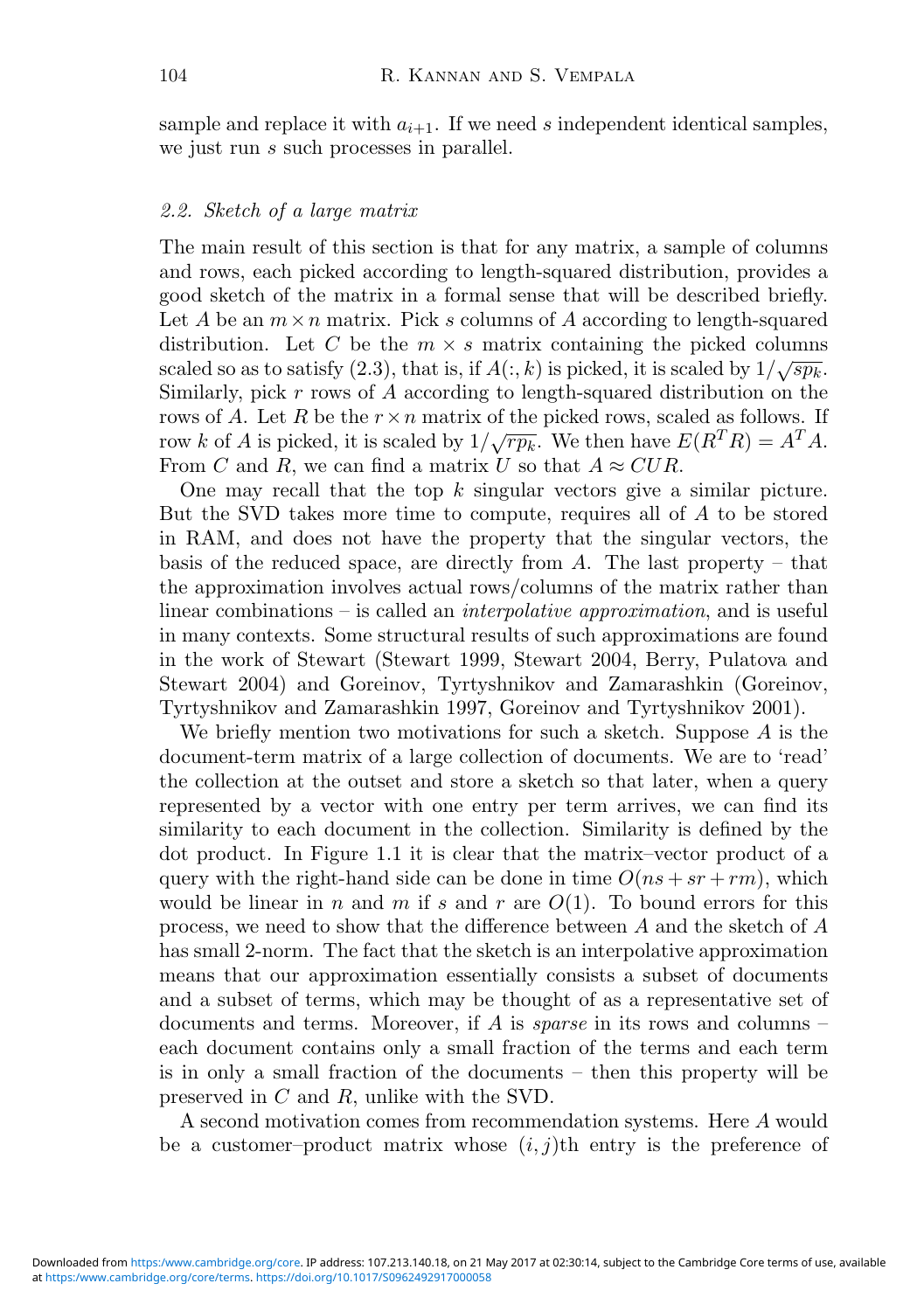sample and replace it with $a_{i+1}$. If we need $s$ independent identical samples, we just run $s$ such processes in parallel.

### *2.2. Sketch of a large matrix*

The main result of this section is that for any matrix, a sample of columns and rows, each picked according to length-squared distribution, provides a good sketch of the matrix in a formal sense that will be described briefly. Let $A$ be an $m \times n$ matrix. Pick $s$ columns of $A$ according to length-squared distribution. Let $C$ be the $m \times s$ matrix containing the picked columns scaled so as to satisfy (2.3), that is, if $A(:,k)$ is picked, it is scaled by $1/\sqrt{sp_k}$. Similarly, pick $r$ rows of $A$ according to length-squared distribution on the rows of $A$. Let $R$ be the $r \times n$ matrix of the picked rows, scaled as follows. If row $k$ of $A$ is picked, it is scaled by $1/\sqrt{rp_k}$. We then have $E(R^TR) = A^TA$. From $C$ and $R$, we can find a matrix $U$ so that $A \approx CUR$.

One may recall that the top $k$ singular vectors give a similar picture. But the SVD takes more time to compute, requires all of $A$ to be stored in RAM, and does not have the property that the singular vectors, the basis of the reduced space, are directly from $A$. The last property – that the approximation involves actual rows/columns of the matrix rather than linear combinations – is called an *interpolative approximation*, and is useful in many contexts. Some structural results of such approximations are found in the work of Stewart (Stewart 1999, Stewart 2004, Berry, Pulatova and Stewart 2004) and Goreinov, Tyrtyshnikov and Zamarashkin (Goreinov, Tyrtyshnikov and Zamarashkin 1997, Goreinov and Tyrtyshnikov 2001).

We briefly mention two motivations for such a sketch. Suppose $A$ is the document-term matrix of a large collection of documents. We are to 'read' the collection at the outset and store a sketch so that later, when a query represented by a vector with one entry per term arrives, we can find its similarity to each document in the collection. Similarity is defined by the dot product. In Figure 1.1 it is clear that the matrix–vector product of a query with the right-hand side can be done in time $O(ns + sr + rm)$, which would be linear in $n$ and $m$ if $s$ and $r$ are $O(1)$. To bound errors for this process, we need to show that the difference between $A$ and the sketch of $A$ has small 2-norm. The fact that the sketch is an interpolative approximation means that our approximation essentially consists a subset of documents and a subset of terms, which may be thought of as a representative set of documents and terms. Moreover, if $A$ is *sparse* in its rows and columns – each document contains only a small fraction of the terms and each term is in only a small fraction of the documents – then this property will be preserved in $C$ and $R$, unlike with the SVD.

A second motivation comes from recommendation systems. Here $A$ would be a customer–product matrix whose $(i,j)$th entry is the preference of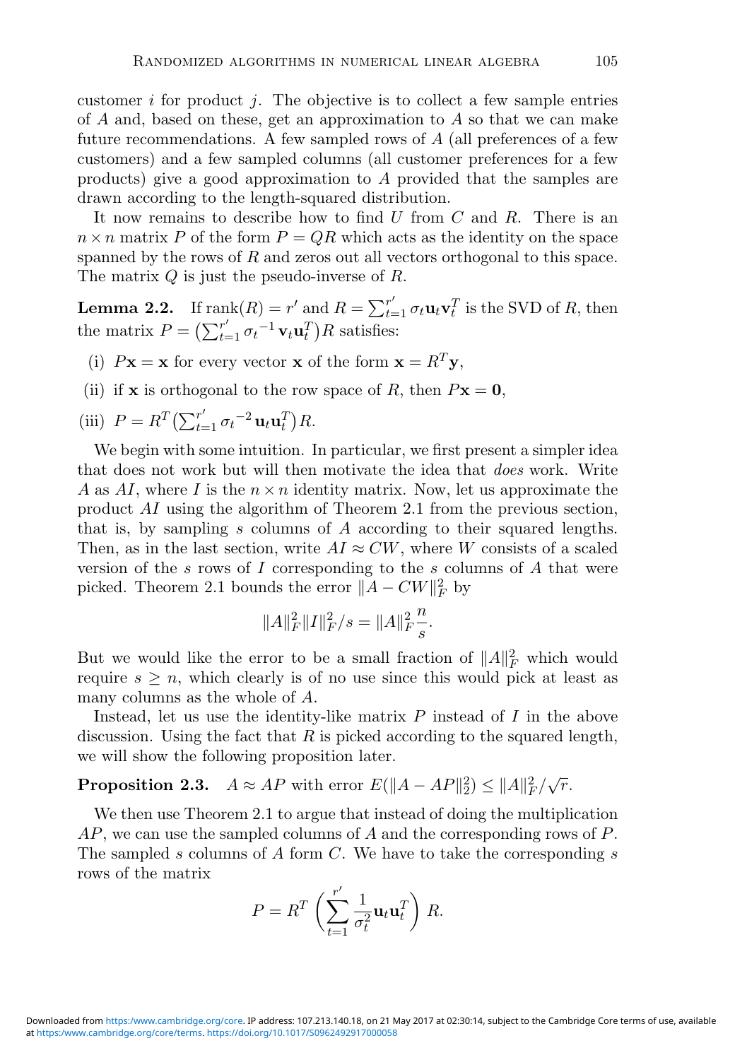customer $i$ for product $j$. The objective is to collect a few sample entries of $A$ and, based on these, get an approximation to $A$ so that we can make future recommendations. A few sampled rows of $A$ (all preferences of a few customers) and a few sampled columns (all customer preferences for a few products) give a good approximation to $A$ provided that the samples are drawn according to the length-squared distribution.

It now remains to describe how to find $U$ from $C$ and $R$. There is an $n \times n$ matrix $P$ of the form $P = QR$ which acts as the identity on the space spanned by the rows of $R$ and zeros out all vectors orthogonal to this space. The matrix $Q$ is just the pseudo-inverse of $R$.

**Lemma 2.2.** If $\text{rank}(R) = r'$ and $R = \sum_{t=1}^{r'} \sigma_t \mathbf{u}_t \mathbf{v}_t^T$ is the SVD of $R$, then the matrix $P = \left(\sum_{t=1}^{r'} \sigma_t{}^{-1} \mathbf{v}_t \mathbf{u}_t^T\right) R$ satisfies:

- (i) $P\mathbf{x} = \mathbf{x}$ for every vector $\mathbf{x}$ of the form $\mathbf{x} = R^T \mathbf{y}$,
- (ii) if $\mathbf{x}$ is orthogonal to the row space of $R$, then $P\mathbf{x} = \mathbf{0}$,
- (iii) $P = R^T \left(\sum_{t=1}^{r'} \sigma_t{}^{-2} \mathbf{u}_t \mathbf{u}_t^T\right) R$.

We begin with some intuition. In particular, we first present a simpler idea that does not work but will then motivate the idea that *does* work. Write $A$ as $AI$, where $I$ is the $n \times n$ identity matrix. Now, let us approximate the product $AI$ using the algorithm of Theorem 2.1 from the previous section, that is, by sampling $s$ columns of $A$ according to their squared lengths. Then, as in the last section, write $AI \approx CW$, where $W$ consists of a scaled version of the $s$ rows of $I$ corresponding to the $s$ columns of $A$ that were picked. Theorem 2.1 bounds the error $\|A - CW\|_F^2$ by

$$\|A\|_F^2 \|I\|_F^2 / s = \|A\|_F^2 \frac{n}{s}.$$

But we would like the error to be a small fraction of $\|A\|_F^2$ which would require $s \geq n$, which clearly is of no use since this would pick at least as many columns as the whole of $A$.

Instead, let us use the identity-like matrix $P$ instead of $I$ in the above discussion. Using the fact that $R$ is picked according to the squared length, we will show the following proposition later.

**Proposition 2.3.** $A \approx AP$ with error $E(\|A - AP\|_2^2) \leq \|A\|_F^2 / \sqrt{r}$.

We then use Theorem 2.1 to argue that instead of doing the multiplication $AP$, we can use the sampled columns of $A$ and the corresponding rows of $P$. The sampled $s$ columns of $A$ form $C$. We have to take the corresponding $s$ rows of the matrix

$$P = R^T \left( \sum_{t=1}^{r'} \frac{1}{\sigma_t^2} \mathbf{u}_t \mathbf{u}_t^T \right) R.$$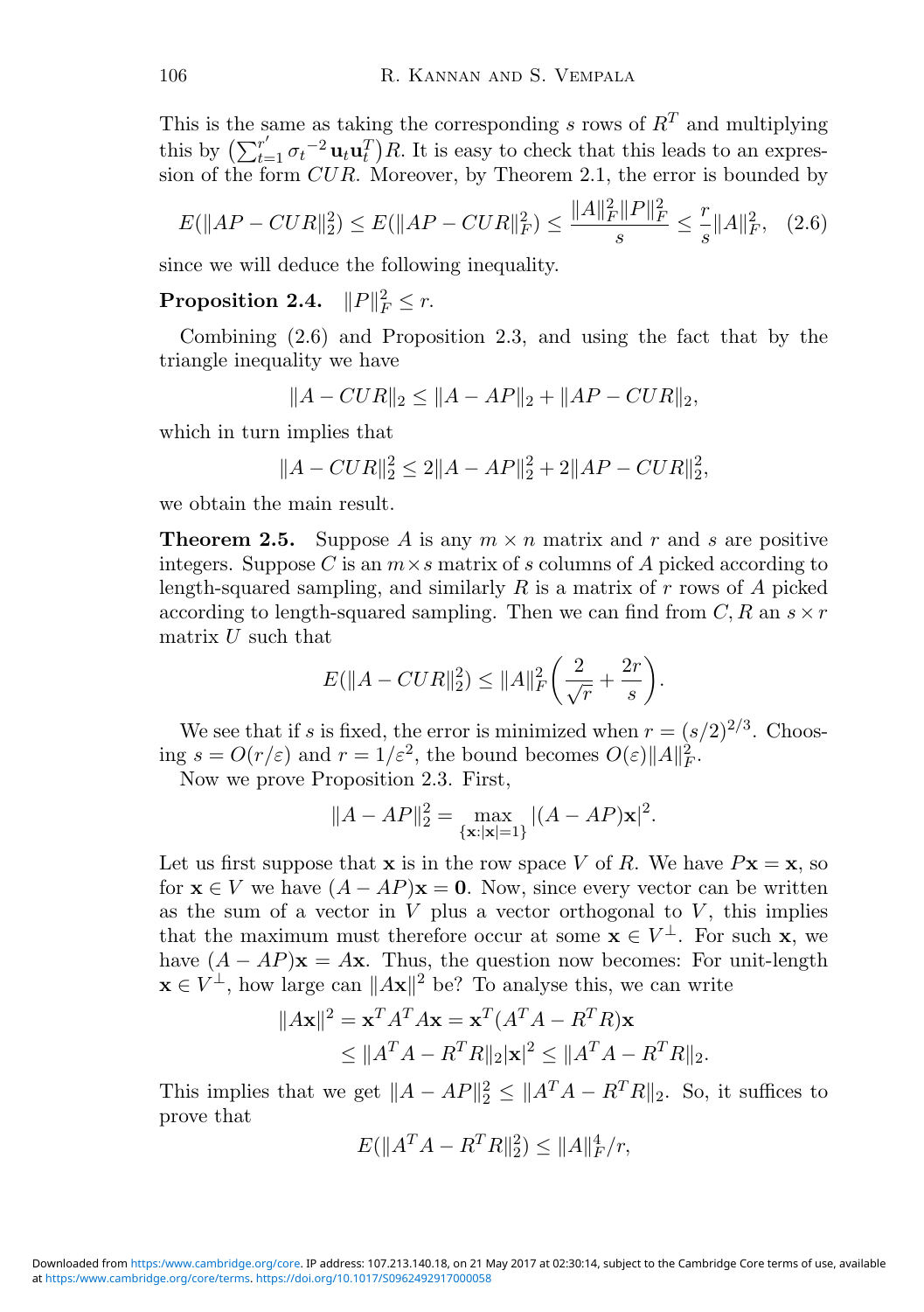This is the same as taking the corresponding $s$ rows of $R^T$ and multiplying this by $\left(\sum_{t=1}^{r'} \sigma_t{}^{-2} \mathbf{u}_t \mathbf{u}_t^T\right) R$. It is easy to check that this leads to an expression of the form $CUR$. Moreover, by Theorem 2.1, the error is bounded by

$$E(\|AP - CUR\|_2^2) \leq E(\|AP - CUR\|_F^2) \leq \frac{\|A\|_F^2 \|P\|_F^2}{s} \leq \frac{r}{s} \|A\|_F^2, \quad (2.6)$$

since we will deduce the following inequality.

**Proposition 2.4.** $\|P\|_F^2 \leq r$.

Combining (2.6) and Proposition 2.3, and using the fact that by the triangle inequality we have

$$\|A - CUR\|_2 \leq \|A - AP\|_2 + \|AP - CUR\|_2,$$

which in turn implies that

$$\|A - CUR\|_2^2 \leq 2\|A - AP\|_2^2 + 2\|AP - CUR\|_2^2,$$

we obtain the main result.

**Theorem 2.5.** Suppose $A$ is any $m \times n$ matrix and $r$ and $s$ are positive integers. Suppose $C$ is an $m \times s$ matrix of $s$ columns of $A$ picked according to length-squared sampling, and similarly $R$ is a matrix of $r$ rows of $A$ picked according to length-squared sampling. Then we can find from $C, R$ an $s \times r$ matrix $U$ such that

$$E(\|A - CUR\|_2^2) \leq \|A\|_F^2 \left( \frac{2}{\sqrt{r}} + \frac{2r}{s} \right).$$

We see that if $s$ is fixed, the error is minimized when $r = (s/2)^{2/3}$. Choosing $s = O(r/\varepsilon)$ and $r = 1/\varepsilon^2$, the bound becomes $O(\varepsilon)\|A\|_F^2$.

Now we prove Proposition 2.3. First,

$$\|A - AP\|_2^2 = \max_{\{\mathbf{x}:|\mathbf{x}|=1\}} |(A - AP)\mathbf{x}|^2.$$

Let us first suppose that $\mathbf{x}$ is in the row space $V$ of $R$. We have $P\mathbf{x} = \mathbf{x}$, so for $\mathbf{x} \in V$ we have $(A - AP)\mathbf{x} = \mathbf{0}$. Now, since every vector can be written as the sum of a vector in $V$ plus a vector orthogonal to $V$, this implies that the maximum must therefore occur at some $\mathbf{x} \in V^\perp$. For such $\mathbf{x}$, we have $(A - AP)\mathbf{x} = A\mathbf{x}$. Thus, the question now becomes: For unit-length $\mathbf{x} \in V^\perp$, how large can $\|A\mathbf{x}\|^2$ be? To analyse this, we can write

$$\begin{aligned}
\|A\mathbf{x}\|^2 &= \mathbf{x}^T A^T A \mathbf{x} = \mathbf{x}^T (A^T A - R^T R)\mathbf{x} \\
&\leq \|A^T A - R^T R\|_2 |\mathbf{x}|^2 \leq \|A^T A - R^T R\|_2.
\end{aligned}$$

This implies that we get $\|A - AP\|_2^2 \leq \|A^T A - R^T R\|_2$. So, it suffices to prove that

$$E(\|A^T A - R^T R\|_2^2) \leq \|A\|_F^4 / r,$$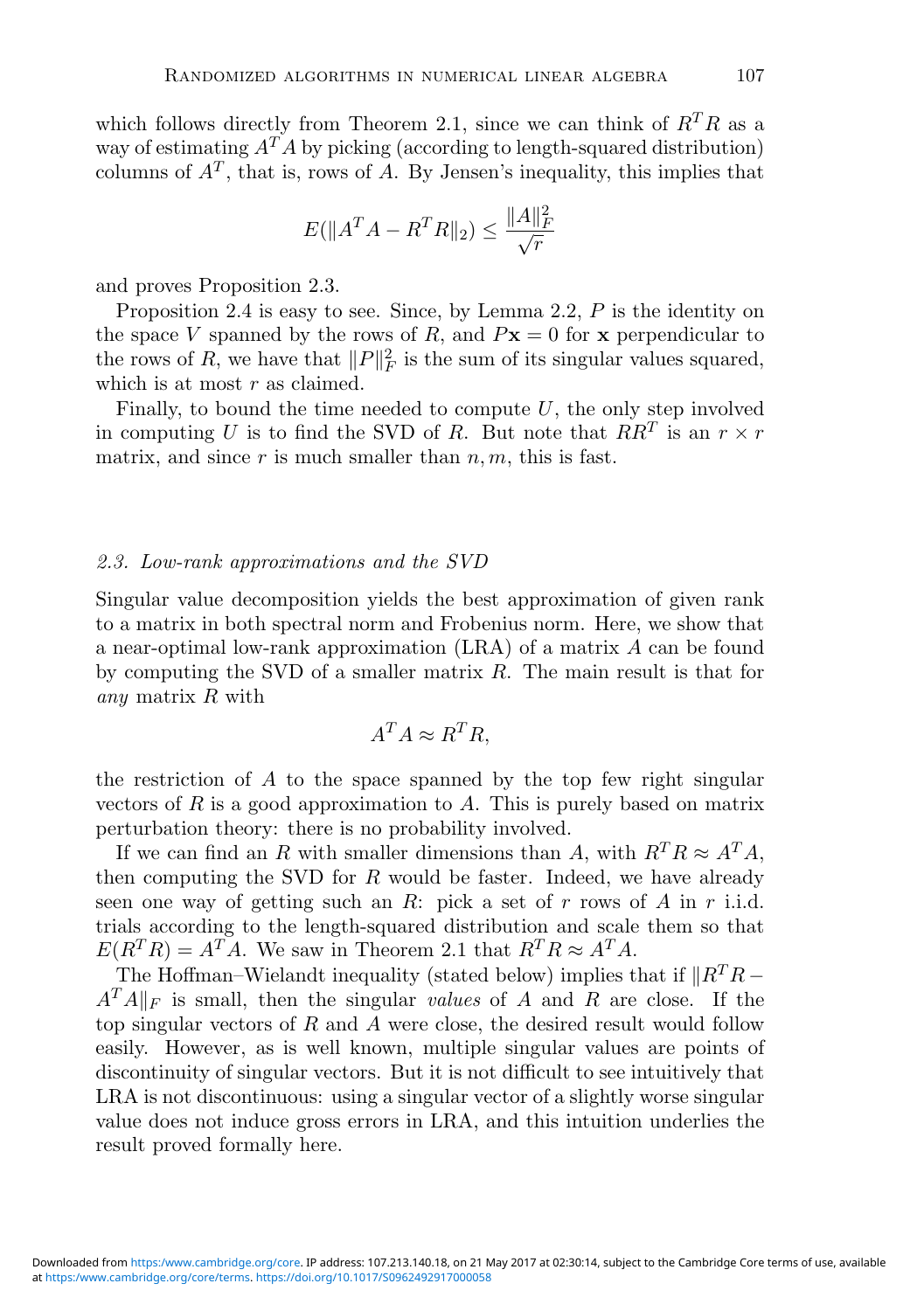which follows directly from Theorem 2.1, since we can think of $R^T R$ as a way of estimating $A^T A$ by picking (according to length-squared distribution) columns of $A^T$, that is, rows of $A$. By Jensen's inequality, this implies that

$$E(\|A^T A - R^T R\|_2) \leq \frac{\|A\|_F^2}{\sqrt{r}}$$

and proves Proposition 2.3.

Proposition 2.4 is easy to see. Since, by Lemma 2.2, $P$ is the identity on the space $V$ spanned by the rows of $R$, and $P\mathbf{x} = 0$ for $\mathbf{x}$ perpendicular to the rows of $R$, we have that $\|P\|_F^2$ is the sum of its singular values squared, which is at most $r$ as claimed.

Finally, to bound the time needed to compute $U$, the only step involved in computing $U$ is to find the SVD of $R$. But note that $RR^T$ is an $r \times r$ matrix, and since $r$ is much smaller than $n, m$, this is fast.

### *2.3. Low-rank approximations and the SVD*

Singular value decomposition yields the best approximation of given rank to a matrix in both spectral norm and Frobenius norm. Here, we show that a near-optimal low-rank approximation (LRA) of a matrix $A$ can be found by computing the SVD of a smaller matrix $R$. The main result is that for *any* matrix $R$ with

$$A^T A \approx R^T R,$$

the restriction of $A$ to the space spanned by the top few right singular vectors of $R$ is a good approximation to $A$. This is purely based on matrix perturbation theory: there is no probability involved.

If we can find an $R$ with smaller dimensions than $A$, with $R^T R \approx A^T A$, then computing the SVD for $R$ would be faster. Indeed, we have already seen one way of getting such an $R$: pick a set of $r$ rows of $A$ in $r$ i.i.d. trials according to the length-squared distribution and scale them so that $E(R^T R) = A^T A$. We saw in Theorem 2.1 that $R^T R \approx A^T A$.

The Hoffman–Wielandt inequality (stated below) implies that if $\|R^T R - A^T A\|_F$ is small, then the singular *values* of $A$ and $R$ are close. If the top singular vectors of $R$ and $A$ were close, the desired result would follow easily. However, as is well known, multiple singular values are points of discontinuity of singular vectors. But it is not difficult to see intuitively that LRA is not discontinuous: using a singular vector of a slightly worse singular value does not induce gross errors in LRA, and this intuition underlies the result proved formally here.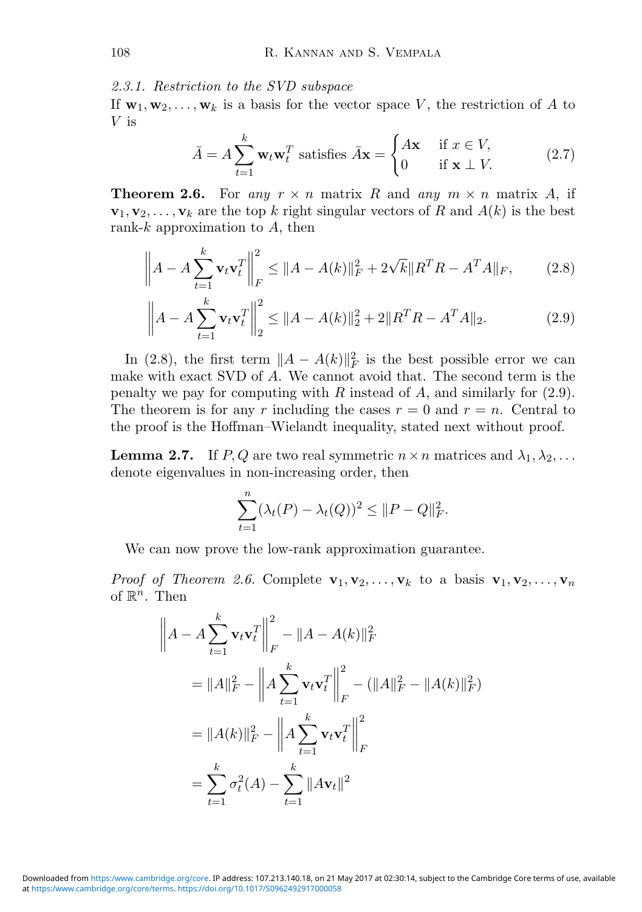*2.3.1. Restriction to the SVD subspace*

If $\mathbf{w}_1, \mathbf{w}_2, \ldots, \mathbf{w}_k$ is a basis for the vector space $V$, the restriction of $A$ to $V$ is

$$\bar{A} = A \sum_{t=1}^{k} \mathbf{w}_t \mathbf{w}_t^T \text{ satisfies } \bar{A}\mathbf{x} = \begin{cases} A\mathbf{x} & \text{if } x \in V, \\ 0 & \text{if } \mathbf{x} \perp V. \end{cases} \tag{2.7}$$

**Theorem 2.6.** For *any* $r \times n$ matrix $R$ and *any* $m \times n$ matrix $A$, if $\mathbf{v}_1, \mathbf{v}_2, \ldots, \mathbf{v}_k$ are the top $k$ right singular vectors of $R$ and $A(k)$ is the best rank-$k$ approximation to $A$, then

$$\left\| A - A \sum_{t=1}^{k} \mathbf{v}_t \mathbf{v}_t^T \right\|_F^2 \leq \|A - A(k)\|_F^2 + 2\sqrt{k} \|R^T R - A^T A\|_F, \tag{2.8}$$

$$\left\| A - A \sum_{t=1}^{k} \mathbf{v}_t \mathbf{v}_t^T \right\|_2^2 \leq \|A - A(k)\|_2^2 + 2 \|R^T R - A^T A\|_2. \tag{2.9}$$

In (2.8), the first term $\|A - A(k)\|_F^2$ is the best possible error we can make with exact SVD of $A$. We cannot avoid that. The second term is the penalty we pay for computing with $R$ instead of $A$, and similarly for (2.9). The theorem is for any $r$ including the cases $r = 0$ and $r = n$. Central to the proof is the Hoffman–Wielandt inequality, stated next without proof.

**Lemma 2.7.** If $P, Q$ are two real symmetric $n \times n$ matrices and $\lambda_1, \lambda_2, \ldots$ denote eigenvalues in non-increasing order, then

$$\sum_{t=1}^{n} (\lambda_t(P) - \lambda_t(Q))^2 \leq \|P - Q\|_F^2.$$

We can now prove the low-rank approximation guarantee.

*Proof of Theorem 2.6.* Complete $\mathbf{v}_1, \mathbf{v}_2, \ldots, \mathbf{v}_k$ to a basis $\mathbf{v}_1, \mathbf{v}_2, \ldots, \mathbf{v}_n$ of $\mathbb{R}^n$. Then

$$\begin{aligned}
&\left\| A - A \sum_{t=1}^{k} \mathbf{v}_t \mathbf{v}_t^T \right\|_F^2 - \|A - A(k)\|_F^2 \\
&\quad = \|A\|_F^2 - \left\| A \sum_{t=1}^{k} \mathbf{v}_t \mathbf{v}_t^T \right\|_F^2 - (\|A\|_F^2 - \|A(k)\|_F^2) \\
&\quad = \|A(k)\|_F^2 - \left\| A \sum_{t=1}^{k} \mathbf{v}_t \mathbf{v}_t^T \right\|_F^2 \\
&\quad = \sum_{t=1}^{k} \sigma_t^2(A) - \sum_{t=1}^{k} \|A\mathbf{v}_t\|^2
\end{aligned}$$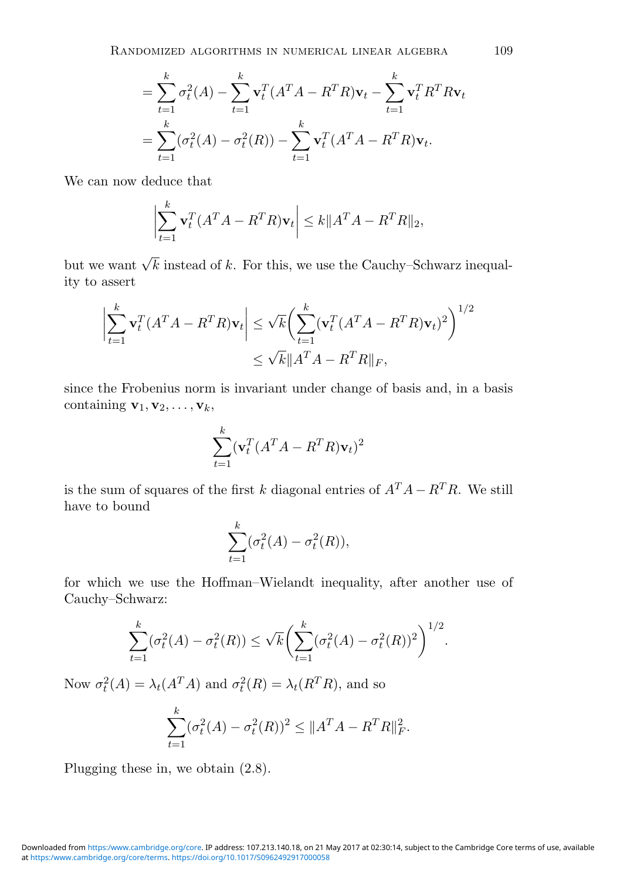$$= \sum_{t=1}^{k} \sigma_t^2(A) - \sum_{t=1}^{k} \mathbf{v}_t^T (A^T A - R^T R)\mathbf{v}_t - \sum_{t=1}^{k} \mathbf{v}_t^T R^T R \mathbf{v}_t$$

$$= \sum_{t=1}^{k} (\sigma_t^2(A) - \sigma_t^2(R)) - \sum_{t=1}^{k} \mathbf{v}_t^T (A^T A - R^T R)\mathbf{v}_t.$$

We can now deduce that

$$\left| \sum_{t=1}^{k} \mathbf{v}_t^T (A^T A - R^T R)\mathbf{v}_t \right| \leq k \|A^T A - R^T R\|_2,$$

but we want $\sqrt{k}$ instead of $k$. For this, we use the Cauchy–Schwarz inequality to assert

$$\left| \sum_{t=1}^{k} \mathbf{v}_t^T (A^T A - R^T R)\mathbf{v}_t \right| \leq \sqrt{k} \left( \sum_{t=1}^{k} (\mathbf{v}_t^T (A^T A - R^T R)\mathbf{v}_t)^2 \right)^{1/2}$$
$$\leq \sqrt{k} \|A^T A - R^T R\|_F,$$

since the Frobenius norm is invariant under change of basis and, in a basis containing $\mathbf{v}_1, \mathbf{v}_2, \ldots, \mathbf{v}_k$,

$$\sum_{t=1}^{k} (\mathbf{v}_t^T (A^T A - R^T R)\mathbf{v}_t)^2$$

is the sum of squares of the first $k$ diagonal entries of $A^T A - R^T R$. We still have to bound

$$\sum_{t=1}^{k} (\sigma_t^2(A) - \sigma_t^2(R)),$$

for which we use the Hoffman–Wielandt inequality, after another use of Cauchy–Schwarz:

$$\sum_{t=1}^{k} (\sigma_t^2(A) - \sigma_t^2(R)) \leq \sqrt{k} \left( \sum_{t=1}^{k} (\sigma_t^2(A) - \sigma_t^2(R))^2 \right)^{1/2}.$$

Now $\sigma_t^2(A) = \lambda_t(A^T A)$ and $\sigma_t^2(R) = \lambda_t(R^T R)$, and so

$$\sum_{t=1}^{k} (\sigma_t^2(A) - \sigma_t^2(R))^2 \leq \|A^T A - R^T R\|_F^2.$$

Plugging these in, we obtain (2.8).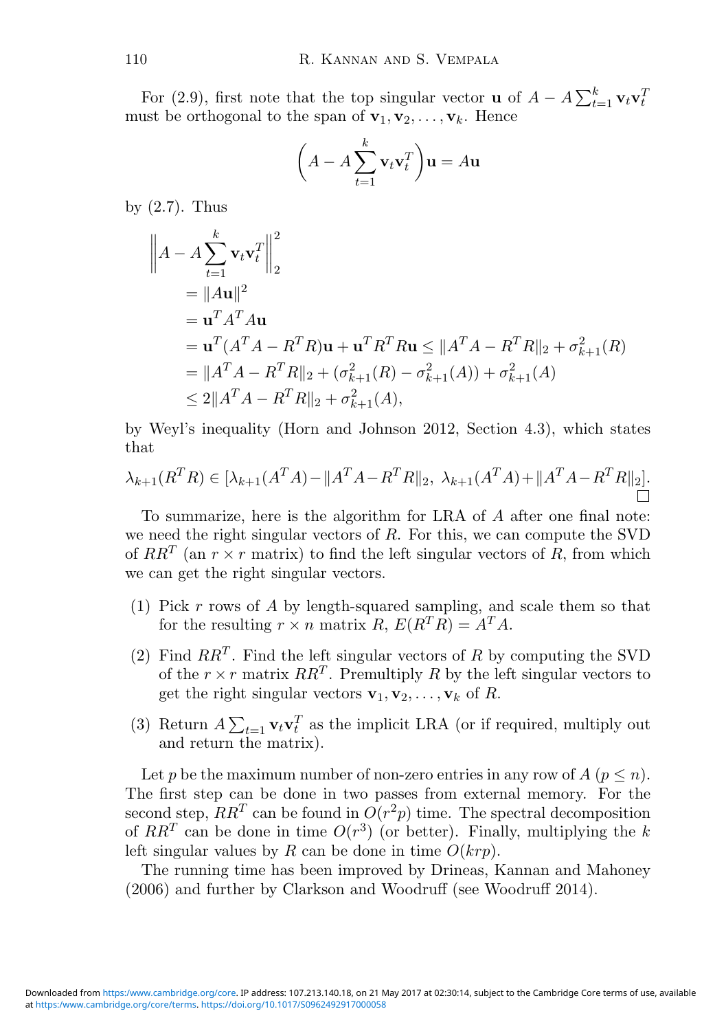For (2.9), first note that the top singular vector $\mathbf{u}$ of $A - A\sum_{t=1}^{k} \mathbf{v}_t\mathbf{v}_t^T$ must be orthogonal to the span of $\mathbf{v}_1, \mathbf{v}_2, \ldots, \mathbf{v}_k$. Hence

$$\left(A - A\sum_{t=1}^{k} \mathbf{v}_t\mathbf{v}_t^T\right)\mathbf{u} = A\mathbf{u}$$

by (2.7). Thus

$$\begin{aligned}
&\left\| A - A\sum_{t=1}^{k} \mathbf{v}_t\mathbf{v}_t^T \right\|_2^2 \\
&\quad = \|A\mathbf{u}\|^2 \\
&\quad = \mathbf{u}^T A^T A\mathbf{u} \\
&\quad = \mathbf{u}^T(A^TA - R^TR)\mathbf{u} + \mathbf{u}^T R^T R\mathbf{u} \leq \|A^TA - R^TR\|_2 + \sigma_{k+1}^2(R) \\
&\quad = \|A^TA - R^TR\|_2 + (\sigma_{k+1}^2(R) - \sigma_{k+1}^2(A)) + \sigma_{k+1}^2(A) \\
&\quad \leq 2\|A^TA - R^TR\|_2 + \sigma_{k+1}^2(A),
\end{aligned}$$

by Weyl's inequality (Horn and Johnson 2012, Section 4.3), which states that

$$\lambda_{k+1}(R^TR) \in [\lambda_{k+1}(A^TA) - \|A^TA - R^TR\|_2,\ \lambda_{k+1}(A^TA) + \|A^TA - R^TR\|_2].$$

□

To summarize, here is the algorithm for LRA of $A$ after one final note: we need the right singular vectors of $R$. For this, we can compute the SVD of $RR^T$ (an $r \times r$ matrix) to find the left singular vectors of $R$, from which we can get the right singular vectors.

1. Pick $r$ rows of $A$ by length-squared sampling, and scale them so that for the resulting $r \times n$ matrix $R$, $E(R^TR) = A^TA$.
2. Find $RR^T$. Find the left singular vectors of $R$ by computing the SVD of the $r \times r$ matrix $RR^T$. Premultiply $R$ by the left singular vectors to get the right singular vectors $\mathbf{v}_1, \mathbf{v}_2, \ldots, \mathbf{v}_k$ of $R$.
3. Return $A\sum_{t=1} \mathbf{v}_t\mathbf{v}_t^T$ as the implicit LRA (or if required, multiply out and return the matrix).

Let $p$ be the maximum number of non-zero entries in any row of $A$ ($p \leq n$). The first step can be done in two passes from external memory. For the second step, $RR^T$ can be found in $O(r^2p)$ time. The spectral decomposition of $RR^T$ can be done in time $O(r^3)$ (or better). Finally, multiplying the $k$ left singular values by $R$ can be done in time $O(krp)$.

The running time has been improved by Drineas, Kannan and Mahoney (2006) and further by Clarkson and Woodruff (see Woodruff 2014).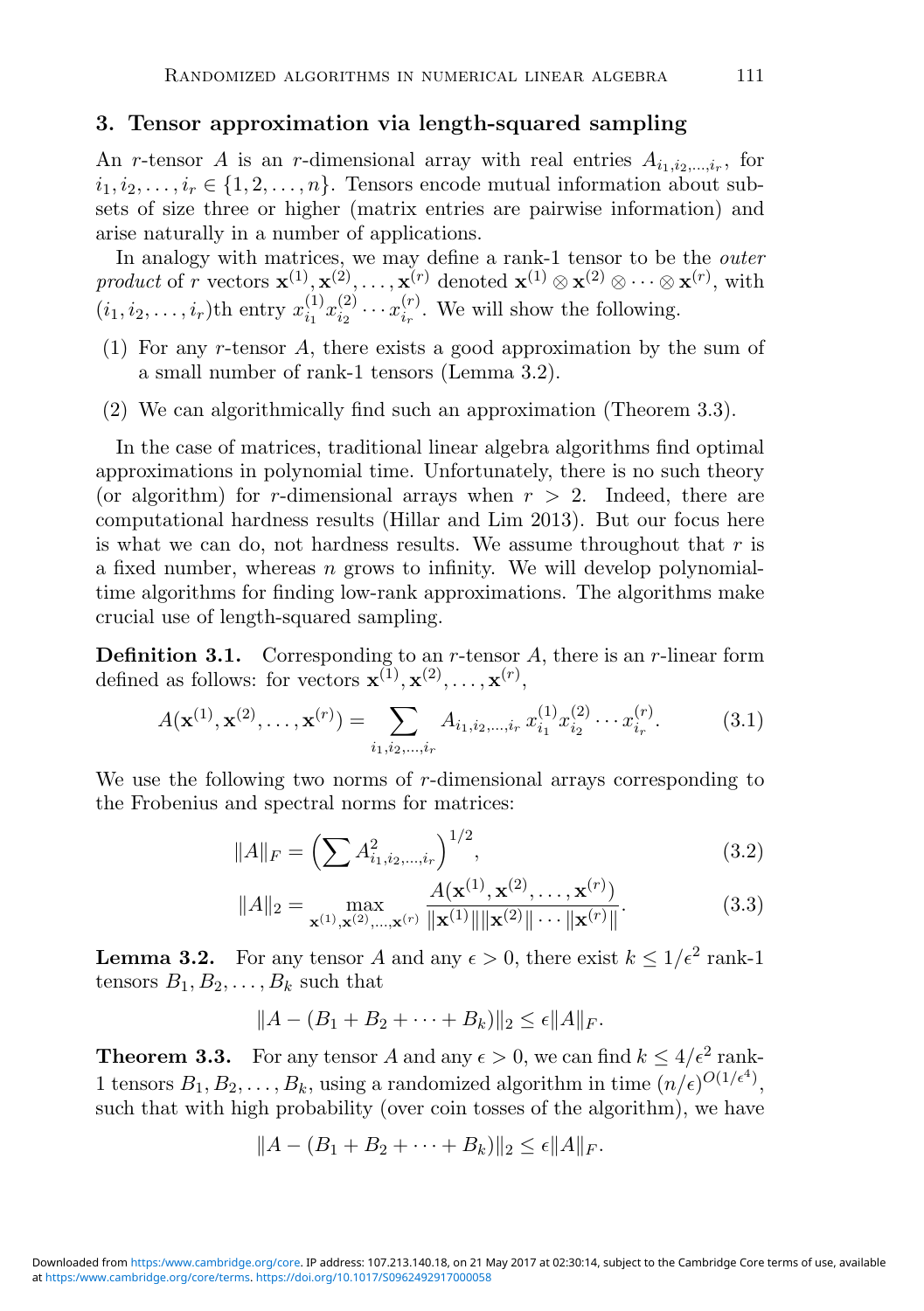## 3. Tensor approximation via length-squared sampling

An $r$-tensor $A$ is an $r$-dimensional array with real entries $A_{i_1,i_2,\dots,i_r}$, for $i_1, i_2, \dots, i_r \in \{1, 2, \dots, n\}$. Tensors encode mutual information about subsets of size three or higher (matrix entries are pairwise information) and arise naturally in a number of applications.

In analogy with matrices, we may define a rank-1 tensor to be the *outer product* of $r$ vectors $\mathbf{x}^{(1)}, \mathbf{x}^{(2)}, \dots, \mathbf{x}^{(r)}$ denoted $\mathbf{x}^{(1)} \otimes \mathbf{x}^{(2)} \otimes \cdots \otimes \mathbf{x}^{(r)}$, with $(i_1, i_2, \dots, i_r)$th entry $x^{(1)}_{i_1} x^{(2)}_{i_2} \cdots x^{(r)}_{i_r}$. We will show the following.

(1) For any $r$-tensor $A$, there exists a good approximation by the sum of a small number of rank-1 tensors (Lemma 3.2).

(2) We can algorithmically find such an approximation (Theorem 3.3).

In the case of matrices, traditional linear algebra algorithms find optimal approximations in polynomial time. Unfortunately, there is no such theory (or algorithm) for $r$-dimensional arrays when $r > 2$. Indeed, there are computational hardness results (Hillar and Lim 2013). But our focus here is what we can do, not hardness results. We assume throughout that $r$ is a fixed number, whereas $n$ grows to infinity. We will develop polynomial-time algorithms for finding low-rank approximations. The algorithms make crucial use of length-squared sampling.

**Definition 3.1.** Corresponding to an $r$-tensor $A$, there is an $r$-linear form defined as follows: for vectors $\mathbf{x}^{(1)}, \mathbf{x}^{(2)}, \dots, \mathbf{x}^{(r)}$,

$$A(\mathbf{x}^{(1)}, \mathbf{x}^{(2)}, \dots, \mathbf{x}^{(r)}) = \sum_{i_1,i_2,\dots,i_r} A_{i_1,i_2,\dots,i_r}\, x^{(1)}_{i_1} x^{(2)}_{i_2} \cdots x^{(r)}_{i_r}. \tag{3.1}$$

We use the following two norms of $r$-dimensional arrays corresponding to the Frobenius and spectral norms for matrices:

$$\|A\|_F = \Big(\sum A^2_{i_1,i_2,\dots,i_r}\Big)^{1/2}, \tag{3.2}$$

$$\|A\|_2 = \max_{\mathbf{x}^{(1)},\mathbf{x}^{(2)},\dots,\mathbf{x}^{(r)}} \frac{A(\mathbf{x}^{(1)}, \mathbf{x}^{(2)}, \dots, \mathbf{x}^{(r)})}{\|\mathbf{x}^{(1)}\|\|\mathbf{x}^{(2)}\| \cdots \|\mathbf{x}^{(r)}\|}. \tag{3.3}$$

**Lemma 3.2.** For any tensor $A$ and any $\epsilon > 0$, there exist $k \le 1/\epsilon^2$ rank-1 tensors $B_1, B_2, \dots, B_k$ such that

$$\|A - (B_1 + B_2 + \cdots + B_k)\|_2 \le \epsilon \|A\|_F.$$

**Theorem 3.3.** For any tensor $A$ and any $\epsilon > 0$, we can find $k \le 4/\epsilon^2$ rank-1 tensors $B_1, B_2, \dots, B_k$, using a randomized algorithm in time $(n/\epsilon)^{O(1/\epsilon^4)}$, such that with high probability (over coin tosses of the algorithm), we have

$$\|A - (B_1 + B_2 + \cdots + B_k)\|_2 \le \epsilon \|A\|_F.$$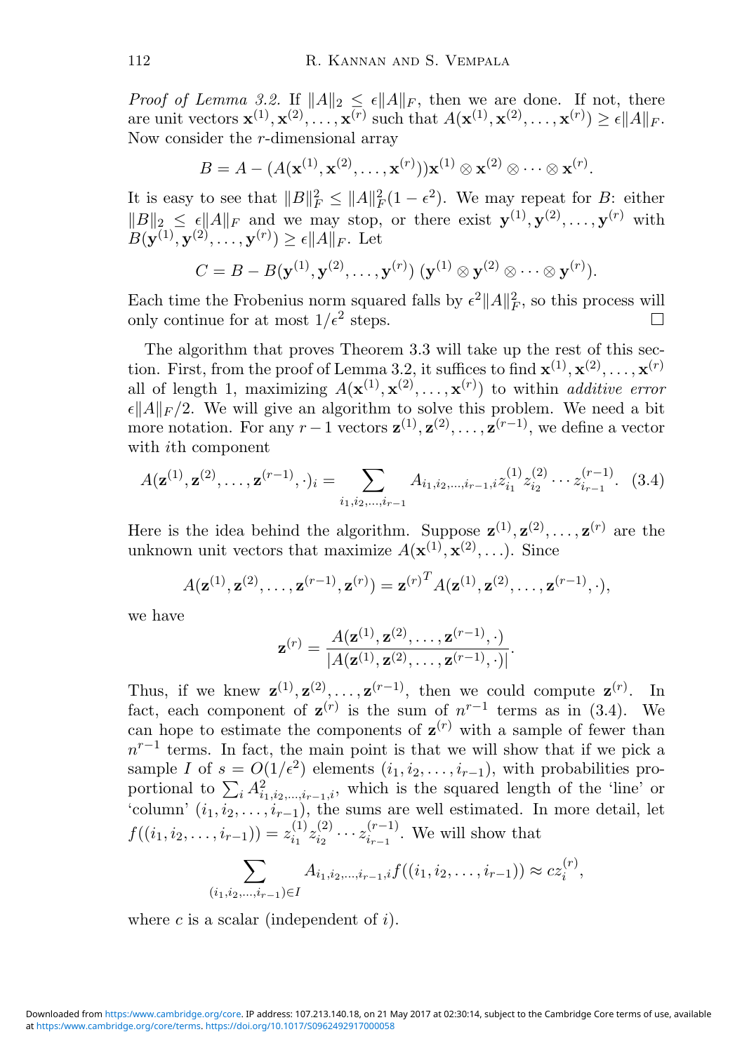*Proof of Lemma 3.2.* If $\|A\|_2 \le \epsilon \|A\|_F$, then we are done. If not, there are unit vectors $\mathbf{x}^{(1)}, \mathbf{x}^{(2)}, \ldots, \mathbf{x}^{(r)}$ such that $A(\mathbf{x}^{(1)}, \mathbf{x}^{(2)}, \ldots, \mathbf{x}^{(r)}) \ge \epsilon \|A\|_F$. Now consider the $r$-dimensional array

$$B = A - (A(\mathbf{x}^{(1)}, \mathbf{x}^{(2)}, \ldots, \mathbf{x}^{(r)}))\mathbf{x}^{(1)} \otimes \mathbf{x}^{(2)} \otimes \cdots \otimes \mathbf{x}^{(r)}.$$

It is easy to see that $\|B\|_F^2 \le \|A\|_F^2(1-\epsilon^2)$. We may repeat for $B$: either $\|B\|_2 \le \epsilon \|A\|_F$ and we may stop, or there exist $\mathbf{y}^{(1)}, \mathbf{y}^{(2)}, \ldots, \mathbf{y}^{(r)}$ with $B(\mathbf{y}^{(1)}, \mathbf{y}^{(2)}, \ldots, \mathbf{y}^{(r)}) \ge \epsilon \|A\|_F$. Let

$$C = B - B(\mathbf{y}^{(1)}, \mathbf{y}^{(2)}, \ldots, \mathbf{y}^{(r)})\,(\mathbf{y}^{(1)} \otimes \mathbf{y}^{(2)} \otimes \cdots \otimes \mathbf{y}^{(r)}).$$

Each time the Frobenius norm squared falls by $\epsilon^2\|A\|_F^2$, so this process will only continue for at most $1/\epsilon^2$ steps. $\square$

The algorithm that proves Theorem 3.3 will take up the rest of this section. First, from the proof of Lemma 3.2, it suffices to find $\mathbf{x}^{(1)}, \mathbf{x}^{(2)}, \ldots, \mathbf{x}^{(r)}$ all of length 1, maximizing $A(\mathbf{x}^{(1)}, \mathbf{x}^{(2)}, \ldots, \mathbf{x}^{(r)})$ to within *additive error* $\epsilon\|A\|_F/2$. We will give an algorithm to solve this problem. We need a bit more notation. For any $r-1$ vectors $\mathbf{z}^{(1)}, \mathbf{z}^{(2)}, \ldots, \mathbf{z}^{(r-1)}$, we define a vector with $i$th component

$$A(\mathbf{z}^{(1)}, \mathbf{z}^{(2)}, \ldots, \mathbf{z}^{(r-1)}, \cdot)_i = \sum_{i_1, i_2, \ldots, i_{r-1}} A_{i_1, i_2, \ldots, i_{r-1}, i}\, z^{(1)}_{i_1} z^{(2)}_{i_2} \cdots z^{(r-1)}_{i_{r-1}}. \quad (3.4)$$

Here is the idea behind the algorithm. Suppose $\mathbf{z}^{(1)}, \mathbf{z}^{(2)}, \ldots, \mathbf{z}^{(r)}$ are the unknown unit vectors that maximize $A(\mathbf{x}^{(1)}, \mathbf{x}^{(2)}, \ldots)$. Since

$$A(\mathbf{z}^{(1)}, \mathbf{z}^{(2)}, \ldots, \mathbf{z}^{(r-1)}, \mathbf{z}^{(r)}) = {\mathbf{z}^{(r)}}^T A(\mathbf{z}^{(1)}, \mathbf{z}^{(2)}, \ldots, \mathbf{z}^{(r-1)}, \cdot),$$

we have

$$\mathbf{z}^{(r)} = \frac{A(\mathbf{z}^{(1)}, \mathbf{z}^{(2)}, \ldots, \mathbf{z}^{(r-1)}, \cdot)}{|A(\mathbf{z}^{(1)}, \mathbf{z}^{(2)}, \ldots, \mathbf{z}^{(r-1)}, \cdot)|}.$$

Thus, if we knew $\mathbf{z}^{(1)}, \mathbf{z}^{(2)}, \ldots, \mathbf{z}^{(r-1)}$, then we could compute $\mathbf{z}^{(r)}$. In fact, each component of $\mathbf{z}^{(r)}$ is the sum of $n^{r-1}$ terms as in (3.4). We can hope to estimate the components of $\mathbf{z}^{(r)}$ with a sample of fewer than $n^{r-1}$ terms. In fact, the main point is that we will show that if we pick a sample $I$ of $s = O(1/\epsilon^2)$ elements $(i_1, i_2, \ldots, i_{r-1})$, with probabilities proportional to $\sum_i A^2_{i_1, i_2, \ldots, i_{r-1}, i}$, which is the squared length of the 'line' or 'column' $(i_1, i_2, \ldots, i_{r-1})$, the sums are well estimated. In more detail, let $f((i_1, i_2, \ldots, i_{r-1})) = z^{(1)}_{i_1} z^{(2)}_{i_2} \cdots z^{(r-1)}_{i_{r-1}}$. We will show that

$$\sum_{(i_1, i_2, \ldots, i_{r-1}) \in I} A_{i_1, i_2, \ldots, i_{r-1}, i}\, f((i_1, i_2, \ldots, i_{r-1})) \approx c z^{(r)}_i,$$

where $c$ is a scalar (independent of $i$).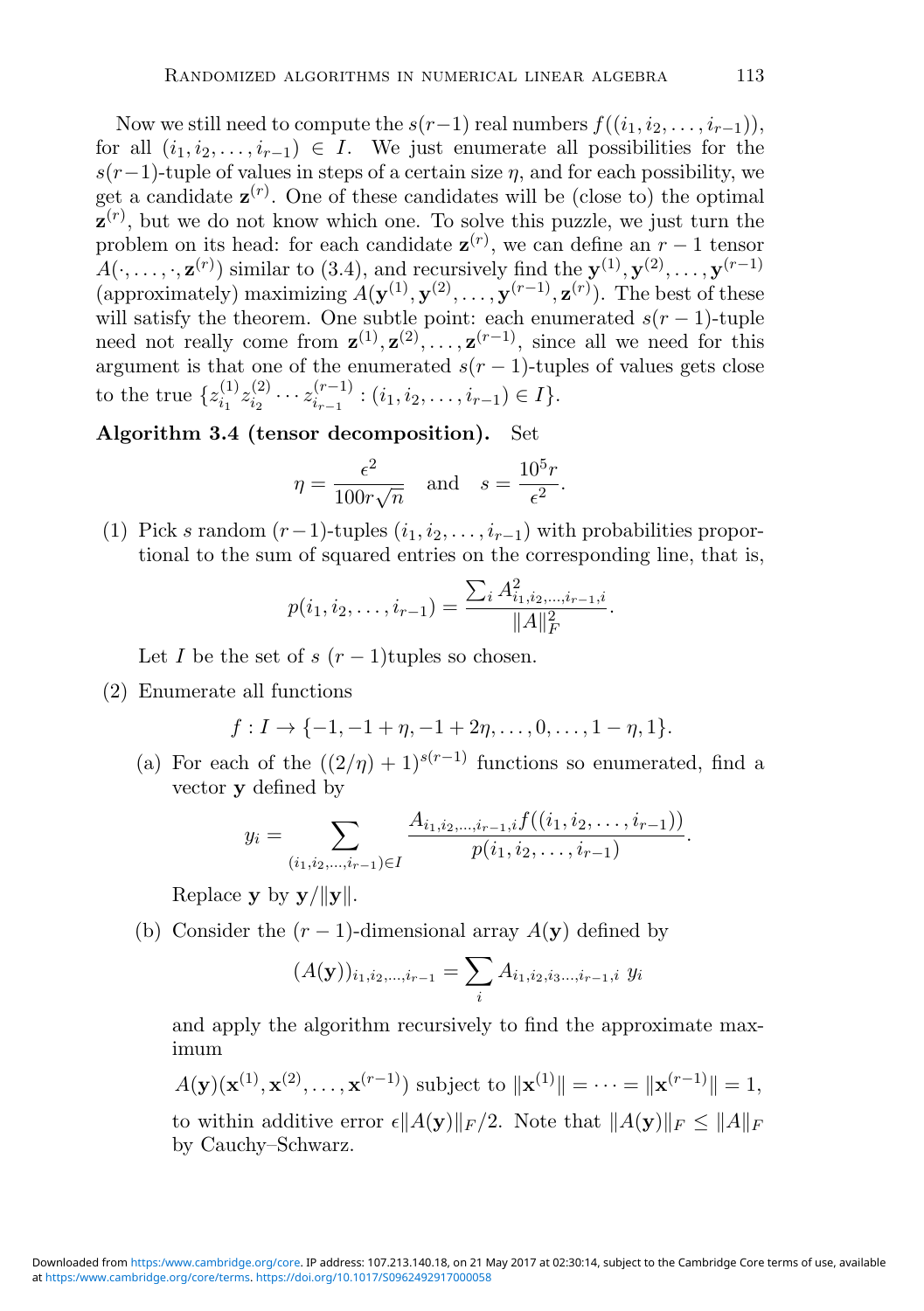Now we still need to compute the $s(r-1)$ real numbers $f((i_1, i_2, \ldots, i_{r-1}))$, for all $(i_1, i_2, \ldots, i_{r-1}) \in I$. We just enumerate all possibilities for the $s(r-1)$-tuple of values in steps of a certain size $\eta$, and for each possibility, we get a candidate $\mathbf{z}^{(r)}$. One of these candidates will be (close to) the optimal $\mathbf{z}^{(r)}$, but we do not know which one. To solve this puzzle, we just turn the problem on its head: for each candidate $\mathbf{z}^{(r)}$, we can define an $r-1$ tensor $A(\cdot, \ldots, \cdot, \mathbf{z}^{(r)})$ similar to (3.4), and recursively find the $\mathbf{y}^{(1)}, \mathbf{y}^{(2)}, \ldots, \mathbf{y}^{(r-1)}$ (approximately) maximizing $A(\mathbf{y}^{(1)}, \mathbf{y}^{(2)}, \ldots, \mathbf{y}^{(r-1)}, \mathbf{z}^{(r)})$. The best of these will satisfy the theorem. One subtle point: each enumerated $s(r-1)$-tuple need not really come from $\mathbf{z}^{(1)}, \mathbf{z}^{(2)}, \ldots, \mathbf{z}^{(r-1)}$, since all we need for this argument is that one of the enumerated $s(r-1)$-tuples of values gets close to the true $\{z^{(1)}_{i_1} z^{(2)}_{i_2} \cdots z^{(r-1)}_{i_{r-1}} : (i_1, i_2, \ldots, i_{r-1}) \in I\}$.

**Algorithm 3.4 (tensor decomposition).** Set

$$\eta = \frac{\epsilon^2}{100 r \sqrt{n}} \quad \text{and} \quad s = \frac{10^5 r}{\epsilon^2}.$$

(1) Pick $s$ random $(r-1)$-tuples $(i_1, i_2, \ldots, i_{r-1})$ with probabilities proportional to the sum of squared entries on the corresponding line, that is,

$$p(i_1, i_2, \ldots, i_{r-1}) = \frac{\sum_i A^2_{i_1, i_2, \ldots, i_{r-1}, i}}{\|A\|_F^2}.$$

Let $I$ be the set of $s$ $(r-1)$tuples so chosen.

(2) Enumerate all functions

$$f : I \to \{-1, -1+\eta, -1+2\eta, \ldots, 0, \ldots, 1-\eta, 1\}.$$

(a) For each of the $((2/\eta)+1)^{s(r-1)}$ functions so enumerated, find a vector $\mathbf{y}$ defined by

$$y_i = \sum_{(i_1, i_2, \ldots, i_{r-1}) \in I} \frac{A_{i_1, i_2, \ldots, i_{r-1}, i} f((i_1, i_2, \ldots, i_{r-1}))}{p(i_1, i_2, \ldots, i_{r-1})}.$$

Replace $\mathbf{y}$ by $\mathbf{y}/\|\mathbf{y}\|$.

(b) Consider the $(r-1)$-dimensional array $A(\mathbf{y})$ defined by

$$(A(\mathbf{y}))_{i_1, i_2, \ldots, i_{r-1}} = \sum_i A_{i_1, i_2, i_3 \ldots, i_{r-1}, i} \; y_i$$

and apply the algorithm recursively to find the approximate maximum

$A(\mathbf{y})(\mathbf{x}^{(1)}, \mathbf{x}^{(2)}, \ldots, \mathbf{x}^{(r-1)})$ subject to $\|\mathbf{x}^{(1)}\| = \cdots = \|\mathbf{x}^{(r-1)}\| = 1$,

to within additive error $\epsilon \|A(\mathbf{y})\|_F/2$. Note that $\|A(\mathbf{y})\|_F \leq \|A\|_F$ by Cauchy–Schwarz.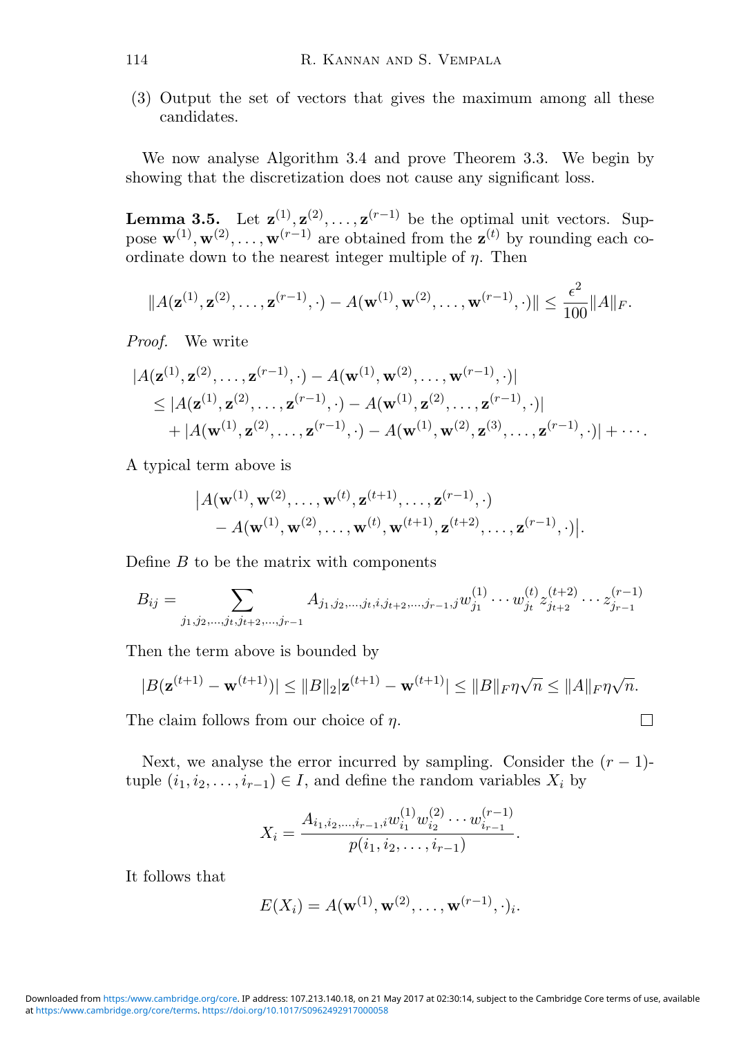(3) Output the set of vectors that gives the maximum among all these candidates.

We now analyse Algorithm 3.4 and prove Theorem 3.3. We begin by showing that the discretization does not cause any significant loss.

**Lemma 3.5.** Let $\mathbf{z}^{(1)}, \mathbf{z}^{(2)}, \ldots, \mathbf{z}^{(r-1)}$ be the optimal unit vectors. Suppose $\mathbf{w}^{(1)}, \mathbf{w}^{(2)}, \ldots, \mathbf{w}^{(r-1)}$ are obtained from the $\mathbf{z}^{(t)}$ by rounding each coordinate down to the nearest integer multiple of $\eta$. Then

$$\|A(\mathbf{z}^{(1)}, \mathbf{z}^{(2)}, \ldots, \mathbf{z}^{(r-1)}, \cdot) - A(\mathbf{w}^{(1)}, \mathbf{w}^{(2)}, \ldots, \mathbf{w}^{(r-1)}, \cdot)\| \leq \frac{\epsilon^2}{100}\|A\|_F.$$

*Proof.* We write

$$\begin{aligned}
&|A(\mathbf{z}^{(1)}, \mathbf{z}^{(2)}, \ldots, \mathbf{z}^{(r-1)}, \cdot) - A(\mathbf{w}^{(1)}, \mathbf{w}^{(2)}, \ldots, \mathbf{w}^{(r-1)}, \cdot)| \\
&\quad \leq |A(\mathbf{z}^{(1)}, \mathbf{z}^{(2)}, \ldots, \mathbf{z}^{(r-1)}, \cdot) - A(\mathbf{w}^{(1)}, \mathbf{z}^{(2)}, \ldots, \mathbf{z}^{(r-1)}, \cdot)| \\
&\qquad + |A(\mathbf{w}^{(1)}, \mathbf{z}^{(2)}, \ldots, \mathbf{z}^{(r-1)}, \cdot) - A(\mathbf{w}^{(1)}, \mathbf{w}^{(2)}, \mathbf{z}^{(3)}, \ldots, \mathbf{z}^{(r-1)}, \cdot)| + \cdots.
\end{aligned}$$

A typical term above is

$$\begin{aligned}
&\big|A(\mathbf{w}^{(1)}, \mathbf{w}^{(2)}, \ldots, \mathbf{w}^{(t)}, \mathbf{z}^{(t+1)}, \ldots, \mathbf{z}^{(r-1)}, \cdot) \\
&\quad - A(\mathbf{w}^{(1)}, \mathbf{w}^{(2)}, \ldots, \mathbf{w}^{(t)}, \mathbf{w}^{(t+1)}, \mathbf{z}^{(t+2)}, \ldots, \mathbf{z}^{(r-1)}, \cdot)\big|.
\end{aligned}$$

Define $B$ to be the matrix with components

$$B_{ij} = \sum_{j_1, j_2, \ldots, j_t, j_{t+2}, \ldots, j_{r-1}} A_{j_1, j_2, \ldots, j_t, i, j_{t+2}, \ldots, j_{r-1}, j} w_{j_1}^{(1)} \cdots w_{j_t}^{(t)} z_{j_{t+2}}^{(t+2)} \cdots z_{j_{r-1}}^{(r-1)}$$

Then the term above is bounded by

$$|B(\mathbf{z}^{(t+1)} - \mathbf{w}^{(t+1)})| \leq \|B\|_2 |\mathbf{z}^{(t+1)} - \mathbf{w}^{(t+1)}| \leq \|B\|_F \eta \sqrt{n} \leq \|A\|_F \eta \sqrt{n}.$$

The claim follows from our choice of $\eta$. $\square$

Next, we analyse the error incurred by sampling. Consider the $(r-1)$-tuple $(i_1, i_2, \ldots, i_{r-1}) \in I$, and define the random variables $X_i$ by

$$X_i = \frac{A_{i_1, i_2, \ldots, i_{r-1}, i} w_{i_1}^{(1)} w_{i_2}^{(2)} \cdots w_{i_{r-1}}^{(r-1)}}{p(i_1, i_2, \ldots, i_{r-1})}.$$

It follows that

$$E(X_i) = A(\mathbf{w}^{(1)}, \mathbf{w}^{(2)}, \ldots, \mathbf{w}^{(r-1)}, \cdot)_i.$$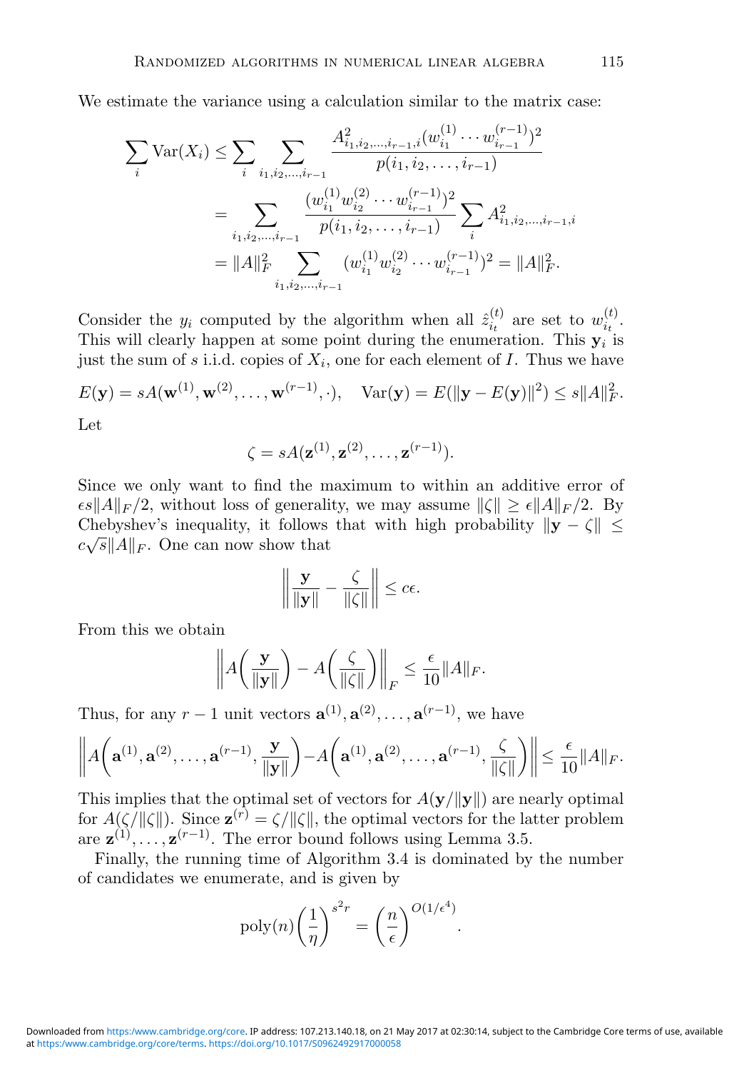We estimate the variance using a calculation similar to the matrix case:

$$
\begin{aligned}
\sum_i \mathrm{Var}(X_i) &\leq \sum_i \sum_{i_1,i_2,\ldots,i_{r-1}} \frac{A^2_{i_1,i_2,\ldots,i_{r-1},i}(w^{(1)}_{i_1}\cdots w^{(r-1)}_{i_{r-1}})^2}{p(i_1,i_2,\ldots,i_{r-1})} \\
&= \sum_{i_1,i_2,\ldots,i_{r-1}} \frac{(w^{(1)}_{i_1} w^{(2)}_{i_2}\cdots w^{(r-1)}_{i_{r-1}})^2}{p(i_1,i_2,\ldots,i_{r-1})} \sum_i A^2_{i_1,i_2,\ldots,i_{r-1},i} \\
&= \|A\|_F^2 \sum_{i_1,i_2,\ldots,i_{r-1}} (w^{(1)}_{i_1} w^{(2)}_{i_2}\cdots w^{(r-1)}_{i_{r-1}})^2 = \|A\|_F^2.
\end{aligned}
$$

Consider the $y_i$ computed by the algorithm when all $\hat{z}^{(t)}_{i_t}$ are set to $w^{(t)}_{i_t}$. This will clearly happen at some point during the enumeration. This $\mathbf{y}_i$ is just the sum of $s$ i.i.d. copies of $X_i$, one for each element of $I$. Thus we have

$$
E(\mathbf{y}) = sA(\mathbf{w}^{(1)}, \mathbf{w}^{(2)}, \ldots, \mathbf{w}^{(r-1)}, \cdot), \quad \mathrm{Var}(\mathbf{y}) = E(\|\mathbf{y} - E(\mathbf{y})\|^2) \leq s\|A\|_F^2.
$$

Let

$$
\zeta = sA(\mathbf{z}^{(1)}, \mathbf{z}^{(2)}, \ldots, \mathbf{z}^{(r-1)}).
$$

Since we only want to find the maximum to within an additive error of $\epsilon s\|A\|_F/2$, without loss of generality, we may assume $\|\zeta\| \geq \epsilon\|A\|_F/2$. By Chebyshev's inequality, it follows that with high probability $\|\mathbf{y} - \zeta\| \leq c\sqrt{s}\|A\|_F$. One can now show that

$$
\left\| \frac{\mathbf{y}}{\|\mathbf{y}\|} - \frac{\zeta}{\|\zeta\|} \right\| \leq c\epsilon.
$$

From this we obtain

$$
\left\| A\left(\frac{\mathbf{y}}{\|\mathbf{y}\|}\right) - A\left(\frac{\zeta}{\|\zeta\|}\right) \right\|_F \leq \frac{\epsilon}{10}\|A\|_F.
$$

Thus, for any $r-1$ unit vectors $\mathbf{a}^{(1)}, \mathbf{a}^{(2)}, \ldots, \mathbf{a}^{(r-1)}$, we have

$$
\left\| A\left(\mathbf{a}^{(1)}, \mathbf{a}^{(2)}, \ldots, \mathbf{a}^{(r-1)}, \frac{\mathbf{y}}{\|\mathbf{y}\|}\right) - A\left(\mathbf{a}^{(1)}, \mathbf{a}^{(2)}, \ldots, \mathbf{a}^{(r-1)}, \frac{\zeta}{\|\zeta\|}\right) \right\| \leq \frac{\epsilon}{10}\|A\|_F.
$$

This implies that the optimal set of vectors for $A(\mathbf{y}/\|\mathbf{y}\|)$ are nearly optimal for $A(\zeta/\|\zeta\|)$. Since $\mathbf{z}^{(r)} = \zeta/\|\zeta\|$, the optimal vectors for the latter problem are $\mathbf{z}^{(1)}, \ldots, \mathbf{z}^{(r-1)}$. The error bound follows using Lemma 3.5.

Finally, the running time of Algorithm 3.4 is dominated by the number of candidates we enumerate, and is given by

$$
\mathrm{poly}(n)\left(\frac{1}{\eta}\right)^{s^2 r} = \left(\frac{n}{\epsilon}\right)^{O(1/\epsilon^4)}.
$$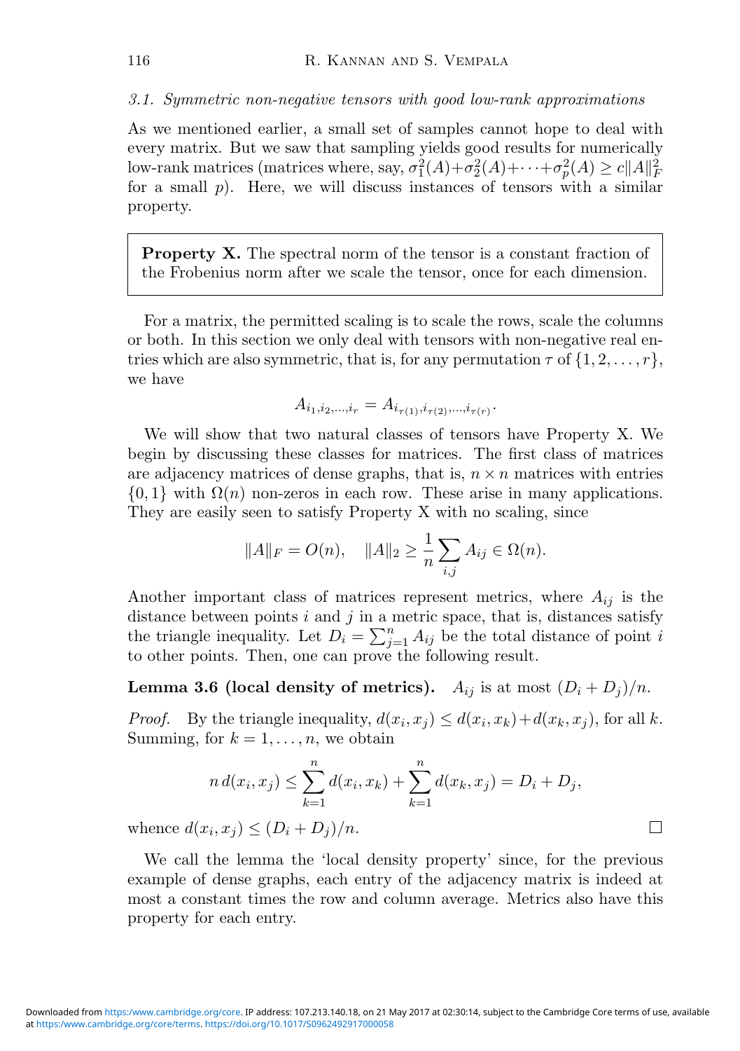### 3.1. *Symmetric non-negative tensors with good low-rank approximations*

As we mentioned earlier, a small set of samples cannot hope to deal with every matrix. But we saw that sampling yields good results for numerically low-rank matrices (matrices where, say, $\sigma_1^2(A)+\sigma_2^2(A)+\cdots+\sigma_p^2(A) \geq c\|A\|_F^2$ for a small $p$). Here, we will discuss instances of tensors with a similar property.

> **Property X.** The spectral norm of the tensor is a constant fraction of the Frobenius norm after we scale the tensor, once for each dimension.

For a matrix, the permitted scaling is to scale the rows, scale the columns or both. In this section we only deal with tensors with non-negative real entries which are also symmetric, that is, for any permutation $\tau$ of $\{1, 2, \ldots, r\}$, we have

$$A_{i_1,i_2,\ldots,i_r} = A_{i_{\tau(1)},i_{\tau(2)},\ldots,i_{\tau(r)}}.$$

We will show that two natural classes of tensors have Property X. We begin by discussing these classes for matrices. The first class of matrices are adjacency matrices of dense graphs, that is, $n \times n$ matrices with entries $\{0, 1\}$ with $\Omega(n)$ non-zeros in each row. These arise in many applications. They are easily seen to satisfy Property X with no scaling, since

$$\|A\|_F = O(n), \quad \|A\|_2 \geq \frac{1}{n}\sum_{i,j} A_{ij} \in \Omega(n).$$

Another important class of matrices represent metrics, where $A_{ij}$ is the distance between points $i$ and $j$ in a metric space, that is, distances satisfy the triangle inequality. Let $D_i = \sum_{j=1}^n A_{ij}$ be the total distance of point $i$ to other points. Then, one can prove the following result.

**Lemma 3.6 (local density of metrics).** $A_{ij}$ is at most $(D_i + D_j)/n$.

*Proof.* By the triangle inequality, $d(x_i, x_j) \leq d(x_i, x_k) + d(x_k, x_j)$, for all $k$. Summing, for $k = 1, \ldots, n$, we obtain

$$n\, d(x_i, x_j) \leq \sum_{k=1}^n d(x_i, x_k) + \sum_{k=1}^n d(x_k, x_j) = D_i + D_j,$$

whence $d(x_i, x_j) \leq (D_i + D_j)/n$. □

We call the lemma the 'local density property' since, for the previous example of dense graphs, each entry of the adjacency matrix is indeed at most a constant times the row and column average. Metrics also have this property for each entry.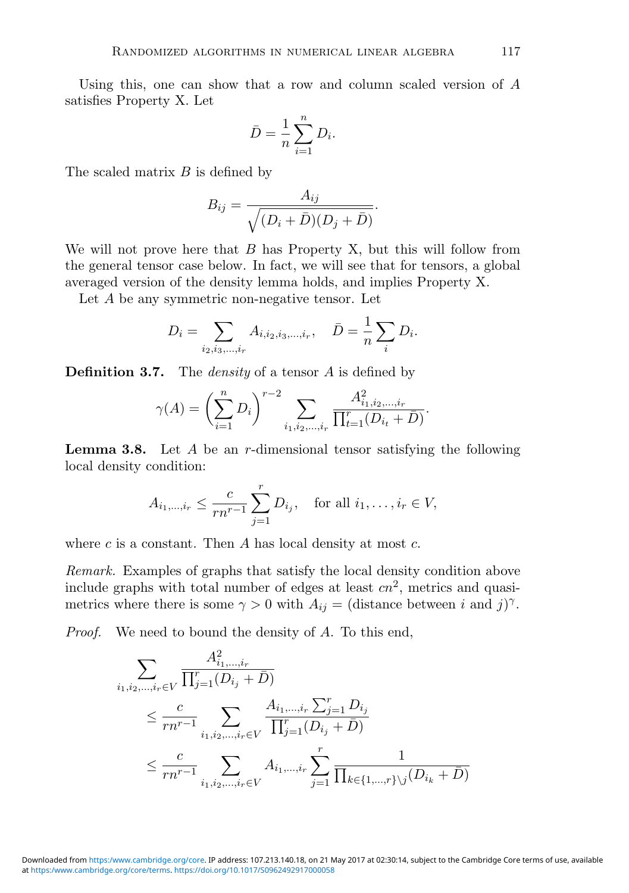Using this, one can show that a row and column scaled version of $A$ satisfies Property X. Let

$$\bar{D} = \frac{1}{n} \sum_{i=1}^{n} D_i.$$

The scaled matrix $B$ is defined by

$$B_{ij} = \frac{A_{ij}}{\sqrt{(D_i + \bar{D})(D_j + \bar{D})}}.$$

We will not prove here that $B$ has Property X, but this will follow from the general tensor case below. In fact, we will see that for tensors, a global averaged version of the density lemma holds, and implies Property X.

Let $A$ be any symmetric non-negative tensor. Let

$$D_i = \sum_{i_2, i_3, \ldots, i_r} A_{i, i_2, i_3, \ldots, i_r}, \quad \bar{D} = \frac{1}{n} \sum_{i} D_i.$$

**Definition 3.7.** The *density* of a tensor $A$ is defined by

$$\gamma(A) = \left( \sum_{i=1}^{n} D_i \right)^{r-2} \sum_{i_1, i_2, \ldots, i_r} \frac{A^2_{i_1, i_2, \ldots, i_r}}{\prod_{t=1}^{r} (D_{i_t} + \bar{D})}.$$

**Lemma 3.8.** Let $A$ be an $r$-dimensional tensor satisfying the following local density condition:

$$A_{i_1, \ldots, i_r} \leq \frac{c}{rn^{r-1}} \sum_{j=1}^{r} D_{i_j}, \quad \text{for all } i_1, \ldots, i_r \in V,$$

where $c$ is a constant. Then $A$ has local density at most $c$.

*Remark.* Examples of graphs that satisfy the local density condition above include graphs with total number of edges at least $cn^2$, metrics and quasi-metrics where there is some $\gamma > 0$ with $A_{ij} = (\text{distance between } i \text{ and } j)^{\gamma}$.

*Proof.* We need to bound the density of $A$. To this end,

$$\begin{aligned}
\sum_{i_1, i_2, \ldots, i_r \in V} & \frac{A^2_{i_1, \ldots, i_r}}{\prod_{j=1}^{r} (D_{i_j} + \bar{D})} \\
& \leq \frac{c}{rn^{r-1}} \sum_{i_1, i_2, \ldots, i_r \in V} \frac{A_{i_1, \ldots, i_r} \sum_{j=1}^{r} D_{i_j}}{\prod_{j=1}^{r} (D_{i_j} + \bar{D})} \\
& \leq \frac{c}{rn^{r-1}} \sum_{i_1, i_2, \ldots, i_r \in V} A_{i_1, \ldots, i_r} \sum_{j=1}^{r} \frac{1}{\prod_{k \in \{1, \ldots, r\} \setminus j} (D_{i_k} + \bar{D})}
\end{aligned}$$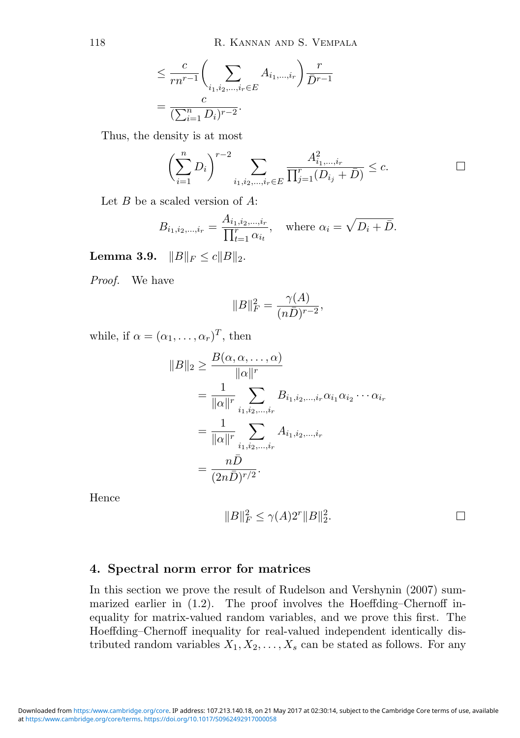$$
\begin{aligned}
&\le \frac{c}{rn^{r-1}} \left( \sum_{i_1,i_2,\ldots,i_r \in E} A_{i_1,\ldots,i_r} \right) \frac{r}{\bar{D}^{r-1}} \\
&= \frac{c}{(\sum_{i=1}^n D_i)^{r-2}}.
\end{aligned}
$$

Thus, the density is at most

$$
\left( \sum_{i=1}^n D_i \right)^{r-2} \sum_{i_1,i_2,\ldots,i_r \in E} \frac{A^2_{i_1,\ldots,i_r}}{\prod_{j=1}^r (D_{i_j} + \bar{D})} \le c. \qquad \square
$$

Let $B$ be a scaled version of $A$:

$$
B_{i_1,i_2,\ldots,i_r} = \frac{A_{i_1,i_2,\ldots,i_r}}{\prod_{t=1}^r \alpha_{i_t}}, \quad \text{where } \alpha_i = \sqrt{D_i + \bar{D}}.
$$

**Lemma 3.9.** $\|B\|_F \le c\|B\|_2$.

*Proof.* We have

$$
\|B\|_F^2 = \frac{\gamma(A)}{(n\bar{D})^{r-2}},
$$

while, if $\alpha = (\alpha_1, \ldots, \alpha_r)^T$, then

$$
\begin{aligned}
\|B\|_2 &\ge \frac{B(\alpha, \alpha, \ldots, \alpha)}{\|\alpha\|^r} \\
&= \frac{1}{\|\alpha\|^r} \sum_{i_1,i_2,\ldots,i_r} B_{i_1,i_2,\ldots,i_r} \alpha_{i_1} \alpha_{i_2} \cdots \alpha_{i_r} \\
&= \frac{1}{\|\alpha\|^r} \sum_{i_1,i_2,\ldots,i_r} A_{i_1,i_2,\ldots,i_r} \\
&= \frac{n\bar{D}}{(2n\bar{D})^{r/2}}.
\end{aligned}
$$

Hence

$$
\|B\|_F^2 \le \gamma(A) 2^r \|B\|_2^2. \qquad \square
$$

## 4. Spectral norm error for matrices

In this section we prove the result of Rudelson and Vershynin (2007) summarized earlier in (1.2). The proof involves the Hoeffding–Chernoff inequality for matrix-valued random variables, and we prove this first. The Hoeffding–Chernoff inequality for real-valued independent identically distributed random variables $X_1, X_2, \ldots, X_s$ can be stated as follows. For any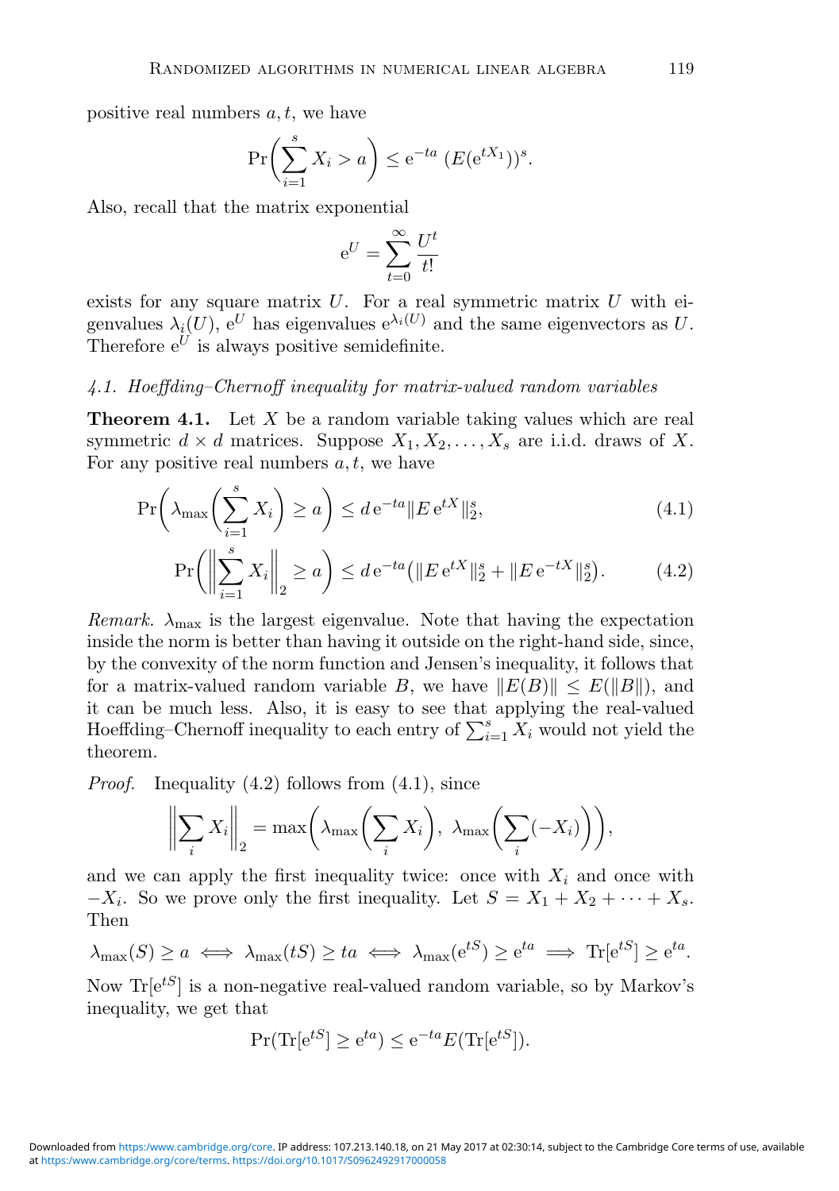positive real numbers $a, t$, we have

$$\Pr\left(\sum_{i=1}^{s} X_i > a\right) \leq \mathrm{e}^{-ta}\ (E(\mathrm{e}^{tX_1}))^s.$$

Also, recall that the matrix exponential

$$\mathrm{e}^U = \sum_{t=0}^{\infty} \frac{U^t}{t!}$$

exists for any square matrix $U$. For a real symmetric matrix $U$ with eigenvalues $\lambda_i(U)$, $\mathrm{e}^U$ has eigenvalues $\mathrm{e}^{\lambda_i(U)}$ and the same eigenvectors as $U$. Therefore $\mathrm{e}^U$ is always positive semidefinite.

### *4.1. Hoeffding–Chernoff inequality for matrix-valued random variables*

**Theorem 4.1.** Let $X$ be a random variable taking values which are real symmetric $d \times d$ matrices. Suppose $X_1, X_2, \ldots, X_s$ are i.i.d. draws of $X$. For any positive real numbers $a, t$, we have

$$\Pr\left(\lambda_{\max}\left(\sum_{i=1}^{s} X_i\right) \geq a\right) \leq d\,\mathrm{e}^{-ta} \|E\,\mathrm{e}^{tX}\|_2^s, \tag{4.1}$$

$$\Pr\left(\left\|\sum_{i=1}^{s} X_i\right\|_2 \geq a\right) \leq d\,\mathrm{e}^{-ta}\left(\|E\,\mathrm{e}^{tX}\|_2^s + \|E\,\mathrm{e}^{-tX}\|_2^s\right). \tag{4.2}$$

*Remark.* $\lambda_{\max}$ is the largest eigenvalue. Note that having the expectation inside the norm is better than having it outside on the right-hand side, since, by the convexity of the norm function and Jensen's inequality, it follows that for a matrix-valued random variable $B$, we have $\|E(B)\| \leq E(\|B\|)$, and it can be much less. Also, it is easy to see that applying the real-valued Hoeffding–Chernoff inequality to each entry of $\sum_{i=1}^{s} X_i$ would not yield the theorem.

*Proof.* Inequality (4.2) follows from (4.1), since

$$\left\|\sum_i X_i\right\|_2 = \max\left(\lambda_{\max}\left(\sum_i X_i\right),\ \lambda_{\max}\left(\sum_i (-X_i)\right)\right),$$

and we can apply the first inequality twice: once with $X_i$ and once with $-X_i$. So we prove only the first inequality. Let $S = X_1 + X_2 + \cdots + X_s$. Then

$$\lambda_{\max}(S) \geq a \iff \lambda_{\max}(tS) \geq ta \iff \lambda_{\max}(\mathrm{e}^{tS}) \geq \mathrm{e}^{ta} \implies \mathrm{Tr}[\mathrm{e}^{tS}] \geq \mathrm{e}^{ta}.$$

Now $\mathrm{Tr}[\mathrm{e}^{tS}]$ is a non-negative real-valued random variable, so by Markov's inequality, we get that

$$\Pr(\mathrm{Tr}[\mathrm{e}^{tS}] \geq \mathrm{e}^{ta}) \leq \mathrm{e}^{-ta} E(\mathrm{Tr}[\mathrm{e}^{tS}]).$$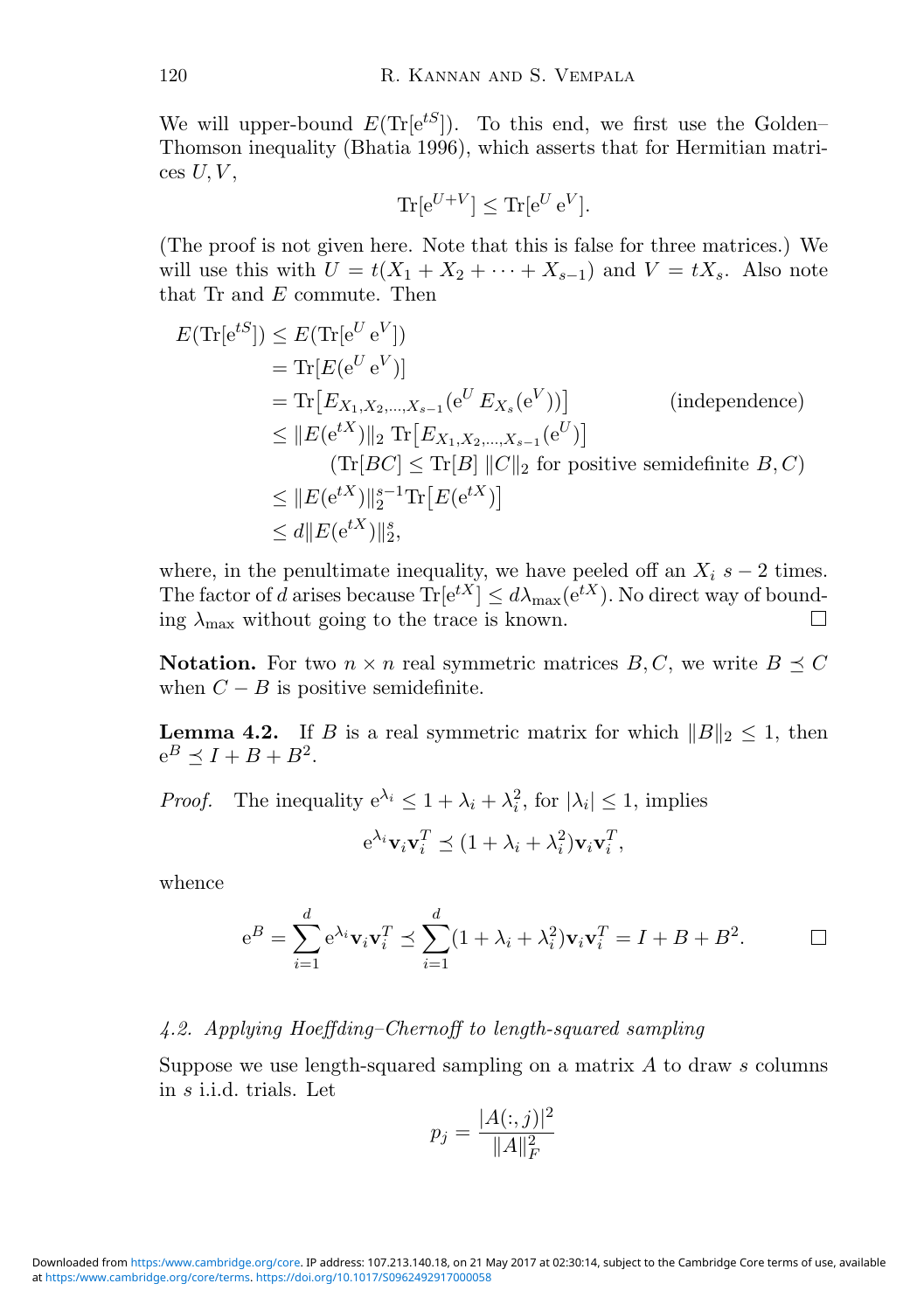We will upper-bound $E(\mathrm{Tr}[e^{tS}])$. To this end, we first use the Golden–Thomson inequality (Bhatia 1996), which asserts that for Hermitian matrices $U, V$,

$$\mathrm{Tr}[e^{U+V}] \leq \mathrm{Tr}[e^U \, e^V].$$

(The proof is not given here. Note that this is false for three matrices.) We will use this with $U = t(X_1 + X_2 + \cdots + X_{s-1})$ and $V = tX_s$. Also note that Tr and $E$ commute. Then

$$\begin{aligned}
E(\mathrm{Tr}[e^{tS}]) &\leq E(\mathrm{Tr}[e^U \, e^V]) \\
&= \mathrm{Tr}[E(e^U \, e^V)] \\
&= \mathrm{Tr}\big[E_{X_1,X_2,\ldots,X_{s-1}}(e^U \, E_{X_s}(e^V))\big] \qquad \text{(independence)} \\
&\leq \|E(e^{tX})\|_2 \, \mathrm{Tr}\big[E_{X_1,X_2,\ldots,X_{s-1}}(e^U)\big] \\
&\qquad (\mathrm{Tr}[BC] \leq \mathrm{Tr}[B] \, \|C\|_2 \text{ for positive semidefinite } B, C) \\
&\leq \|E(e^{tX})\|_2^{s-1} \mathrm{Tr}\big[E(e^{tX})\big] \\
&\leq d\|E(e^{tX})\|_2^s,
\end{aligned}$$

where, in the penultimate inequality, we have peeled off an $X_i$ $s-2$ times. The factor of $d$ arises because $\mathrm{Tr}[e^{tX}] \leq d\lambda_{\max}(e^{tX})$. No direct way of bounding $\lambda_{\max}$ without going to the trace is known. □

**Notation.** For two $n \times n$ real symmetric matrices $B, C$, we write $B \preceq C$ when $C - B$ is positive semidefinite.

**Lemma 4.2.** If $B$ is a real symmetric matrix for which $\|B\|_2 \leq 1$, then $e^B \preceq I + B + B^2$.

*Proof.* The inequality $e^{\lambda_i} \leq 1 + \lambda_i + \lambda_i^2$, for $|\lambda_i| \leq 1$, implies

$$e^{\lambda_i} \mathbf{v}_i \mathbf{v}_i^T \preceq (1 + \lambda_i + \lambda_i^2) \mathbf{v}_i \mathbf{v}_i^T,$$

whence

$$e^B = \sum_{i=1}^{d} e^{\lambda_i} \mathbf{v}_i \mathbf{v}_i^T \preceq \sum_{i=1}^{d} (1 + \lambda_i + \lambda_i^2) \mathbf{v}_i \mathbf{v}_i^T = I + B + B^2. \qquad \square$$

### *4.2. Applying Hoeffding–Chernoff to length-squared sampling*

Suppose we use length-squared sampling on a matrix $A$ to draw $s$ columns in $s$ i.i.d. trials. Let

$$p_j = \frac{|A(:,j)|^2}{\|A\|_F^2}$$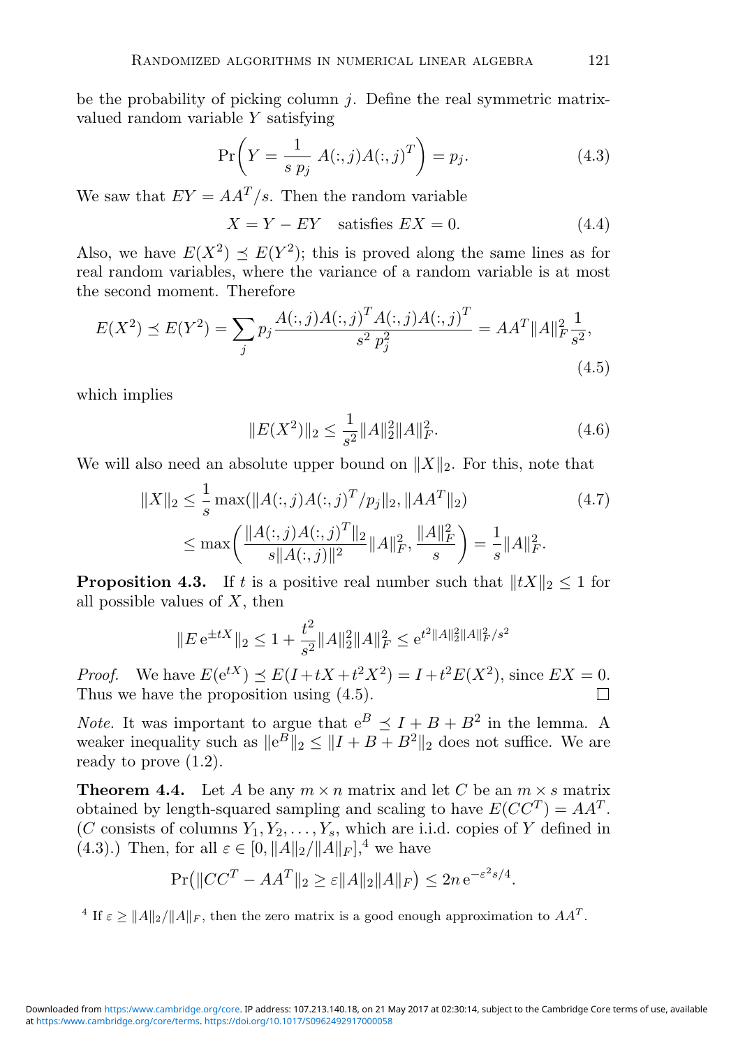be the probability of picking column $j$. Define the real symmetric matrix-valued random variable $Y$ satisfying

$$\Pr\biggl(Y = \frac{1}{s\,p_j}\,A(:,j)A(:,j)^T\biggr) = p_j. \tag{4.3}$$

We saw that $EY = AA^T/s$. Then the random variable

$$X = Y - EY \quad \text{satisfies } EX = 0. \tag{4.4}$$

Also, we have $E(X^2) \preceq E(Y^2)$; this is proved along the same lines as for real random variables, where the variance of a random variable is at most the second moment. Therefore

$$E(X^2) \preceq E(Y^2) = \sum_j p_j \frac{A(:,j)A(:,j)^T A(:,j)A(:,j)^T}{s^2\,p_j^2} = AA^T \|A\|_F^2 \frac{1}{s^2}, \tag{4.5}$$

which implies

$$\|E(X^2)\|_2 \le \frac{1}{s^2}\|A\|_2^2\|A\|_F^2. \tag{4.6}$$

We will also need an absolute upper bound on $\|X\|_2$. For this, note that

$$\begin{aligned} \|X\|_2 &\le \frac{1}{s}\max(\|A(:,j)A(:,j)^T/p_j\|_2, \|AA^T\|_2) \qquad (4.7)\\ &\le \max\biggl(\frac{\|A(:,j)A(:,j)^T\|_2}{s\|A(:,j)\|^2}\|A\|_F^2, \frac{\|A\|_F^2}{s}\biggr) = \frac{1}{s}\|A\|_F^2. \end{aligned}$$

**Proposition 4.3.** If $t$ is a positive real number such that $\|tX\|_2 \le 1$ for all possible values of $X$, then

$$\|E\,\mathrm{e}^{\pm tX}\|_2 \le 1 + \frac{t^2}{s^2}\|A\|_2^2\|A\|_F^2 \le \mathrm{e}^{t^2\|A\|_2^2\|A\|_F^2/s^2}$$

*Proof.* We have $E(\mathrm{e}^{tX}) \preceq E(I + tX + t^2X^2) = I + t^2E(X^2)$, since $EX = 0$. Thus we have the proposition using (4.5). ∎

*Note.* It was important to argue that $\mathrm{e}^B \preceq I + B + B^2$ in the lemma. A weaker inequality such as $\|\mathrm{e}^B\|_2 \le \|I + B + B^2\|_2$ does not suffice. We are ready to prove (1.2).

**Theorem 4.4.** Let $A$ be any $m \times n$ matrix and let $C$ be an $m \times s$ matrix obtained by length-squared sampling and scaling to have $E(CC^T) = AA^T$. ($C$ consists of columns $Y_1, Y_2, \dots, Y_s$, which are i.i.d. copies of $Y$ defined in (4.3).) Then, for all $\varepsilon \in [0, \|A\|_2/\|A\|_F]$,[4] we have

$$\Pr\bigl(\|CC^T - AA^T\|_2 \ge \varepsilon\|A\|_2\|A\|_F\bigr) \le 2n\,\mathrm{e}^{-\varepsilon^2 s/4}.$$

[4] If $\varepsilon \ge \|A\|_2/\|A\|_F$, then the zero matrix is a good enough approximation to $AA^T$.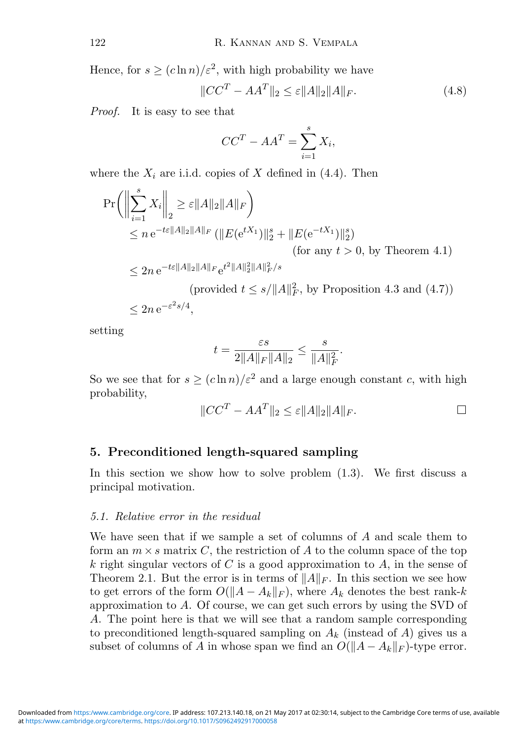Hence, for $s \geq (c \ln n)/\varepsilon^2$, with high probability we have

$$\|CC^T - AA^T\|_2 \leq \varepsilon \|A\|_2 \|A\|_F. \tag{4.8}$$

*Proof.* It is easy to see that

$$CC^T - AA^T = \sum_{i=1}^{s} X_i,$$

where the $X_i$ are i.i.d. copies of $X$ defined in (4.4). Then

$$
\begin{aligned}
\Pr\Bigg(\Bigg\|\sum_{i=1}^{s} X_i\Bigg\|_2 \geq \varepsilon\|A\|_2\|A\|_F\Bigg)
&\leq n\,\mathrm{e}^{-t\varepsilon\|A\|_2\|A\|_F}\left(\|E(\mathrm{e}^{tX_1})\|_2^s + \|E(\mathrm{e}^{-tX_1})\|_2^s\right) \\
&\qquad\qquad \text{(for any } t > 0 \text{, by Theorem 4.1)} \\
&\leq 2n\,\mathrm{e}^{-t\varepsilon\|A\|_2\|A\|_F}\mathrm{e}^{t^2\|A\|_2^2\|A\|_F^2/s} \\
&\qquad \text{(provided } t \leq s/\|A\|_F^2 \text{, by Proposition 4.3 and (4.7))} \\
&\leq 2n\,\mathrm{e}^{-\varepsilon^2 s/4},
\end{aligned}
$$

setting

$$t = \frac{\varepsilon s}{2\|A\|_F\|A\|_2} \leq \frac{s}{\|A\|_F^2}.$$

So we see that for $s \geq (c \ln n)/\varepsilon^2$ and a large enough constant $c$, with high probability,

$$\|CC^T - AA^T\|_2 \leq \varepsilon\|A\|_2\|A\|_F. \qquad \square$$

## 5. Preconditioned length-squared sampling

In this section we show how to solve problem (1.3). We first discuss a principal motivation.

### *5.1. Relative error in the residual*

We have seen that if we sample a set of columns of $A$ and scale them to form an $m \times s$ matrix $C$, the restriction of $A$ to the column space of the top $k$ right singular vectors of $C$ is a good approximation to $A$, in the sense of Theorem 2.1. But the error is in terms of $\|A\|_F$. In this section we see how to get errors of the form $O(\|A - A_k\|_F)$, where $A_k$ denotes the best rank-$k$ approximation to $A$. Of course, we can get such errors by using the SVD of $A$. The point here is that we will see that a random sample corresponding to preconditioned length-squared sampling on $A_k$ (instead of $A$) gives us a subset of columns of $A$ in whose span we find an $O(\|A - A_k\|_F)$-type error.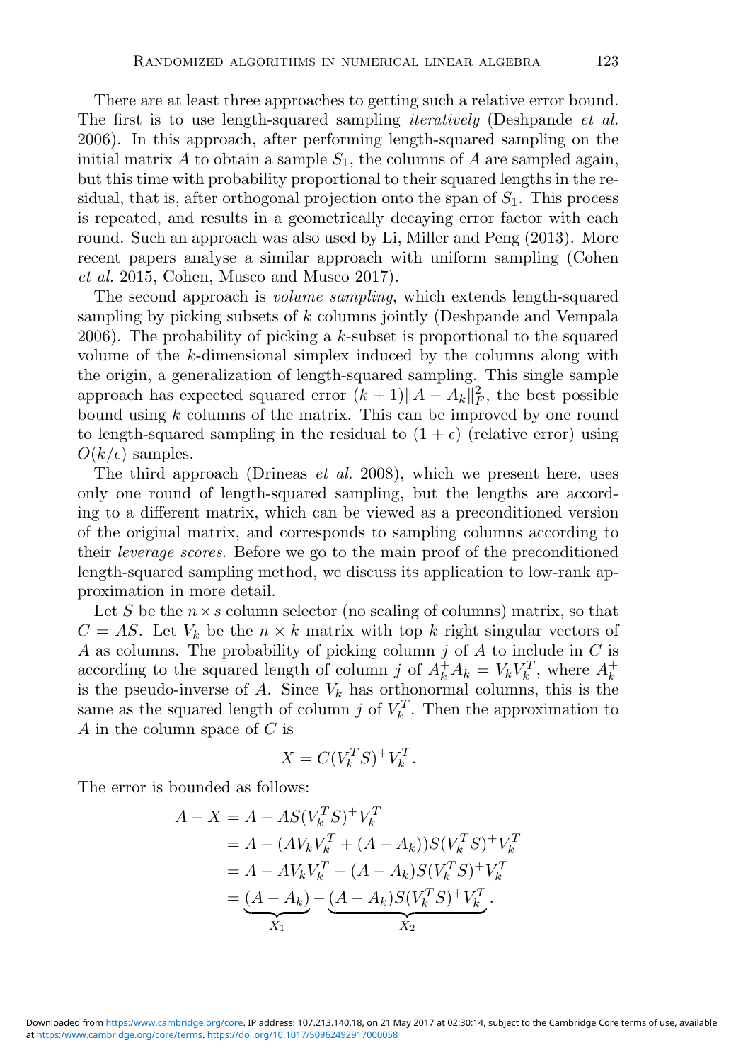There are at least three approaches to getting such a relative error bound. The first is to use length-squared sampling *iteratively* (Deshpande *et al.* 2006). In this approach, after performing length-squared sampling on the initial matrix $A$ to obtain a sample $S_1$, the columns of $A$ are sampled again, but this time with probability proportional to their squared lengths in the residual, that is, after orthogonal projection onto the span of $S_1$. This process is repeated, and results in a geometrically decaying error factor with each round. Such an approach was also used by Li, Miller and Peng (2013). More recent papers analyse a similar approach with uniform sampling (Cohen *et al.* 2015, Cohen, Musco and Musco 2017).

The second approach is *volume sampling*, which extends length-squared sampling by picking subsets of $k$ columns jointly (Deshpande and Vempala 2006). The probability of picking a $k$-subset is proportional to the squared volume of the $k$-dimensional simplex induced by the columns along with the origin, a generalization of length-squared sampling. This single sample approach has expected squared error $(k+1)\|A - A_k\|_F^2$, the best possible bound using $k$ columns of the matrix. This can be improved by one round to length-squared sampling in the residual to $(1+\epsilon)$ (relative error) using $O(k/\epsilon)$ samples.

The third approach (Drineas *et al.* 2008), which we present here, uses only one round of length-squared sampling, but the lengths are according to a different matrix, which can be viewed as a preconditioned version of the original matrix, and corresponds to sampling columns according to their *leverage scores*. Before we go to the main proof of the preconditioned length-squared sampling method, we discuss its application to low-rank approximation in more detail.

Let $S$ be the $n \times s$ column selector (no scaling of columns) matrix, so that $C = AS$. Let $V_k$ be the $n \times k$ matrix with top $k$ right singular vectors of $A$ as columns. The probability of picking column $j$ of $A$ to include in $C$ is according to the squared length of column $j$ of $A_k^+ A_k = V_k V_k^T$, where $A_k^+$ is the pseudo-inverse of $A$. Since $V_k$ has orthonormal columns, this is the same as the squared length of column $j$ of $V_k^T$. Then the approximation to $A$ in the column space of $C$ is

$$X = C(V_k^T S)^+ V_k^T.$$

The error is bounded as follows:

$$\begin{aligned}
A - X &= A - AS(V_k^T S)^+ V_k^T \\
&= A - (AV_k V_k^T + (A - A_k))S(V_k^T S)^+ V_k^T \\
&= A - AV_k V_k^T - (A - A_k)S(V_k^T S)^+ V_k^T \\
&= \underbrace{(A - A_k)}_{X_1} - \underbrace{(A - A_k)S(V_k^T S)^+ V_k^T}_{X_2}.
\end{aligned}$$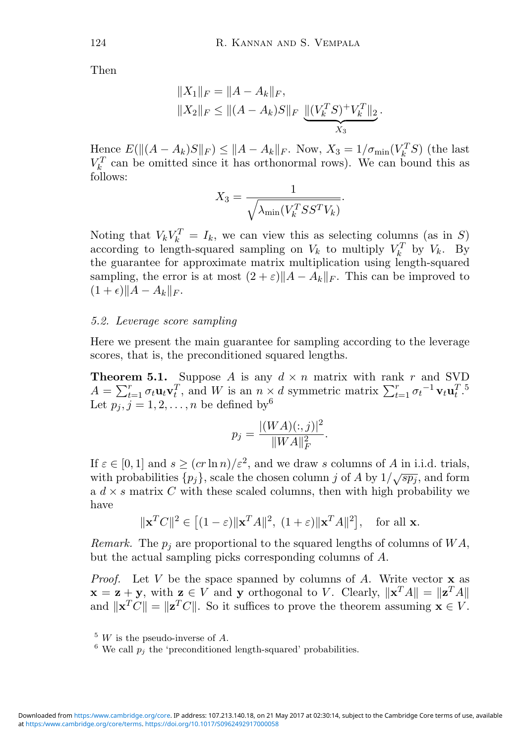Then

$$\|X_1\|_F = \|A - A_k\|_F,$$
$$\|X_2\|_F \leq \|(A - A_k)S\|_F \underbrace{\|(V_k^T S)^+ V_k^T\|_2}_{X_3}.$$

Hence $E(\|(A - A_k)S\|_F) \leq \|A - A_k\|_F$. Now, $X_3 = 1/\sigma_{\min}(V_k^T S)$ (the last $V_k^T$ can be omitted since it has orthonormal rows). We can bound this as follows:

$$X_3 = \frac{1}{\sqrt{\lambda_{\min}(V_k^T S S^T V_k)}}.$$

Noting that $V_k V_k^T = I_k$, we can view this as selecting columns (as in $S$) according to length-squared sampling on $V_k$ to multiply $V_k^T$ by $V_k$. By the guarantee for approximate matrix multiplication using length-squared sampling, the error is at most $(2 + \varepsilon)\|A - A_k\|_F$. This can be improved to $(1 + \epsilon)\|A - A_k\|_F$.

### *5.2. Leverage score sampling*

Here we present the main guarantee for sampling according to the leverage scores, that is, the preconditioned squared lengths.

**Theorem 5.1.** Suppose $A$ is any $d \times n$ matrix with rank $r$ and SVD $A = \sum_{t=1}^{r} \sigma_t \mathbf{u}_t \mathbf{v}_t^T$, and $W$ is an $n \times d$ symmetric matrix $\sum_{t=1}^{r} {\sigma_t}^{-1} \mathbf{v}_t \mathbf{u}_t^T$.[5] Let $p_j, j = 1, 2, \ldots, n$ be defined by[6]

$$p_j = \frac{|(WA)(:, j)|^2}{\|WA\|_F^2}.$$

If $\varepsilon \in [0, 1]$ and $s \geq (cr \ln n)/\varepsilon^2$, and we draw $s$ columns of $A$ in i.i.d. trials, with probabilities $\{p_j\}$, scale the chosen column $j$ of $A$ by $1/\sqrt{sp_j}$, and form a $d \times s$ matrix $C$ with these scaled columns, then with high probability we have

$$\|\mathbf{x}^T C\|^2 \in \left[(1 - \varepsilon)\|\mathbf{x}^T A\|^2,\ (1 + \varepsilon)\|\mathbf{x}^T A\|^2\right], \quad \text{for all } \mathbf{x}.$$

*Remark.* The $p_j$ are proportional to the squared lengths of columns of $WA$, but the actual sampling picks corresponding columns of $A$.

*Proof.* Let $V$ be the space spanned by columns of $A$. Write vector $\mathbf{x}$ as $\mathbf{x} = \mathbf{z} + \mathbf{y}$, with $\mathbf{z} \in V$ and $\mathbf{y}$ orthogonal to $V$. Clearly, $\|\mathbf{x}^T A\| = \|\mathbf{z}^T A\|$ and $\|\mathbf{x}^T C\| = \|\mathbf{z}^T C\|$. So it suffices to prove the theorem assuming $\mathbf{x} \in V$.

[5] $W$ is the pseudo-inverse of $A$.

[6] We call $p_j$ the 'preconditioned length-squared' probabilities.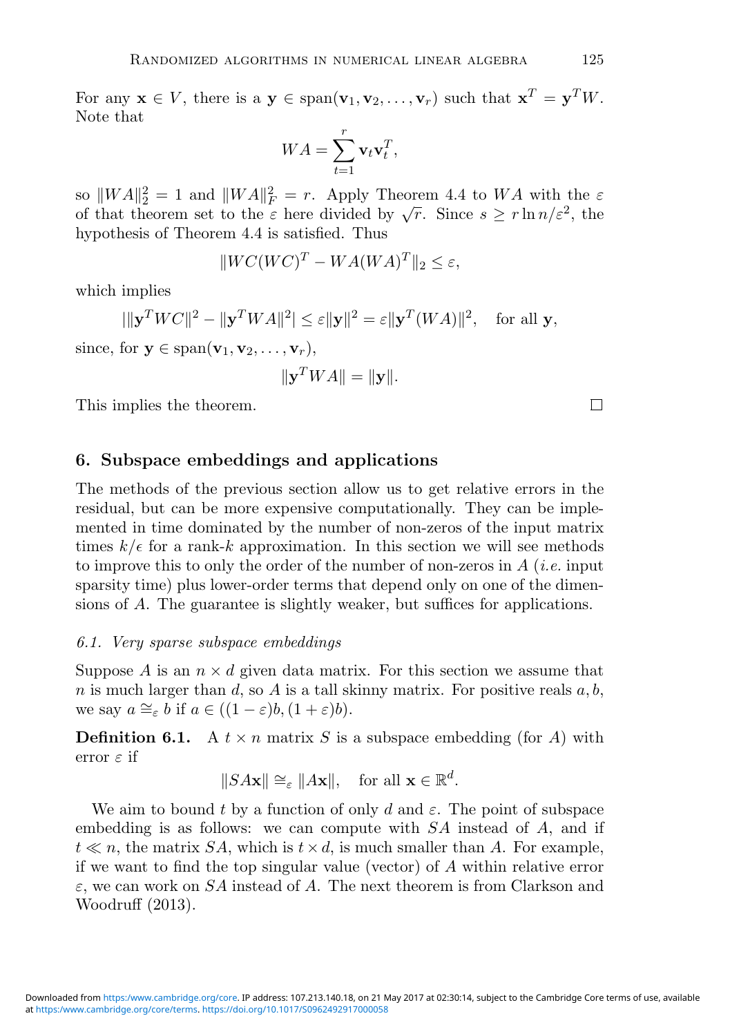For any $\mathbf{x} \in V$, there is a $\mathbf{y} \in \text{span}(\mathbf{v}_1, \mathbf{v}_2, \ldots, \mathbf{v}_r)$ such that $\mathbf{x}^T = \mathbf{y}^T W$. Note that

$$WA = \sum_{t=1}^{r} \mathbf{v}_t \mathbf{v}_t^T,$$

so $\|WA\|_2^2 = 1$ and $\|WA\|_F^2 = r$. Apply Theorem 4.4 to $WA$ with the $\varepsilon$ of that theorem set to the $\varepsilon$ here divided by $\sqrt{r}$. Since $s \geq r \ln n / \varepsilon^2$, the hypothesis of Theorem 4.4 is satisfied. Thus

$$\|WC(WC)^T - WA(WA)^T\|_2 \leq \varepsilon,$$

which implies

$$|\|\mathbf{y}^T WC\|^2 - \|\mathbf{y}^T WA\|^2| \leq \varepsilon \|\mathbf{y}\|^2 = \varepsilon \|\mathbf{y}^T (WA)\|^2, \quad \text{for all } \mathbf{y},$$

since, for $\mathbf{y} \in \text{span}(\mathbf{v}_1, \mathbf{v}_2, \ldots, \mathbf{v}_r)$,

$$\|\mathbf{y}^T WA\| = \|\mathbf{y}\|.$$

This implies the theorem. □

## 6. Subspace embeddings and applications

The methods of the previous section allow us to get relative errors in the residual, but can be more expensive computationally. They can be implemented in time dominated by the number of non-zeros of the input matrix times $k/\epsilon$ for a rank-$k$ approximation. In this section we will see methods to improve this to only the order of the number of non-zeros in $A$ (*i.e.* input sparsity time) plus lower-order terms that depend only on one of the dimensions of $A$. The guarantee is slightly weaker, but suffices for applications.

### *6.1. Very sparse subspace embeddings*

Suppose $A$ is an $n \times d$ given data matrix. For this section we assume that $n$ is much larger than $d$, so $A$ is a tall skinny matrix. For positive reals $a, b$, we say $a \cong_\varepsilon b$ if $a \in ((1-\varepsilon)b, (1+\varepsilon)b)$.

**Definition 6.1.** A $t \times n$ matrix $S$ is a subspace embedding (for $A$) with error $\varepsilon$ if

$$\|SA\mathbf{x}\| \cong_\varepsilon \|A\mathbf{x}\|, \quad \text{for all } \mathbf{x} \in \mathbb{R}^d.$$

We aim to bound $t$ by a function of only $d$ and $\varepsilon$. The point of subspace embedding is as follows: we can compute with $SA$ instead of $A$, and if $t \ll n$, the matrix $SA$, which is $t \times d$, is much smaller than $A$. For example, if we want to find the top singular value (vector) of $A$ within relative error $\varepsilon$, we can work on $SA$ instead of $A$. The next theorem is from Clarkson and Woodruff (2013).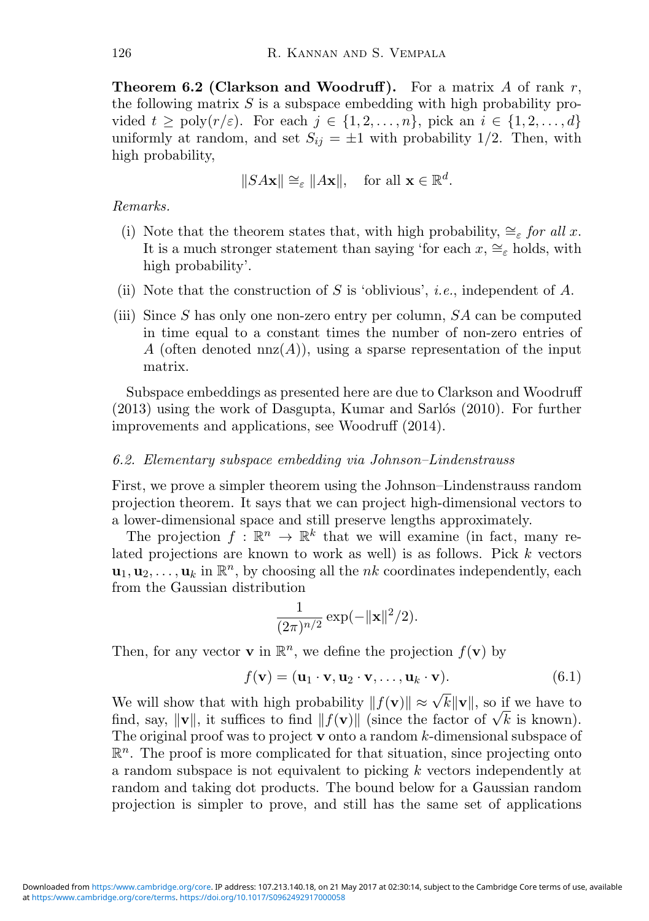**Theorem 6.2 (Clarkson and Woodruff).** For a matrix $A$ of rank $r$, the following matrix $S$ is a subspace embedding with high probability provided $t \geq \text{poly}(r/\varepsilon)$. For each $j \in \{1, 2, \ldots, n\}$, pick an $i \in \{1, 2, \ldots, d\}$ uniformly at random, and set $S_{ij} = \pm 1$ with probability 1/2. Then, with high probability,

$$\|SA\mathbf{x}\| \cong_\varepsilon \|A\mathbf{x}\|, \quad \text{for all } \mathbf{x} \in \mathbb{R}^d.$$

*Remarks.*

(i) Note that the theorem states that, with high probability, $\cong_\varepsilon$ *for all* $x$. It is a much stronger statement than saying 'for each $x$, $\cong_\varepsilon$ holds, with high probability'.

(ii) Note that the construction of $S$ is 'oblivious', *i.e.*, independent of $A$.

(iii) Since $S$ has only one non-zero entry per column, $SA$ can be computed in time equal to a constant times the number of non-zero entries of $A$ (often denoted $\text{nnz}(A)$), using a sparse representation of the input matrix.

Subspace embeddings as presented here are due to Clarkson and Woodruff (2013) using the work of Dasgupta, Kumar and Sarlós (2010). For further improvements and applications, see Woodruff (2014).

### 6.2. *Elementary subspace embedding via Johnson–Lindenstrauss*

First, we prove a simpler theorem using the Johnson–Lindenstrauss random projection theorem. It says that we can project high-dimensional vectors to a lower-dimensional space and still preserve lengths approximately.

The projection $f : \mathbb{R}^n \to \mathbb{R}^k$ that we will examine (in fact, many related projections are known to work as well) is as follows. Pick $k$ vectors $\mathbf{u}_1, \mathbf{u}_2, \ldots, \mathbf{u}_k$ in $\mathbb{R}^n$, by choosing all the $nk$ coordinates independently, each from the Gaussian distribution

$$\frac{1}{(2\pi)^{n/2}} \exp(-\|\mathbf{x}\|^2/2).$$

Then, for any vector $\mathbf{v}$ in $\mathbb{R}^n$, we define the projection $f(\mathbf{v})$ by

$$f(\mathbf{v}) = (\mathbf{u}_1 \cdot \mathbf{v}, \mathbf{u}_2 \cdot \mathbf{v}, \ldots, \mathbf{u}_k \cdot \mathbf{v}). \tag{6.1}$$

We will show that with high probability $\|f(\mathbf{v})\| \approx \sqrt{k}\|\mathbf{v}\|$, so if we have to find, say, $\|\mathbf{v}\|$, it suffices to find $\|f(\mathbf{v})\|$ (since the factor of $\sqrt{k}$ is known). The original proof was to project $\mathbf{v}$ onto a random $k$-dimensional subspace of $\mathbb{R}^n$. The proof is more complicated for that situation, since projecting onto a random subspace is not equivalent to picking $k$ vectors independently at random and taking dot products. The bound below for a Gaussian random projection is simpler to prove, and still has the same set of applications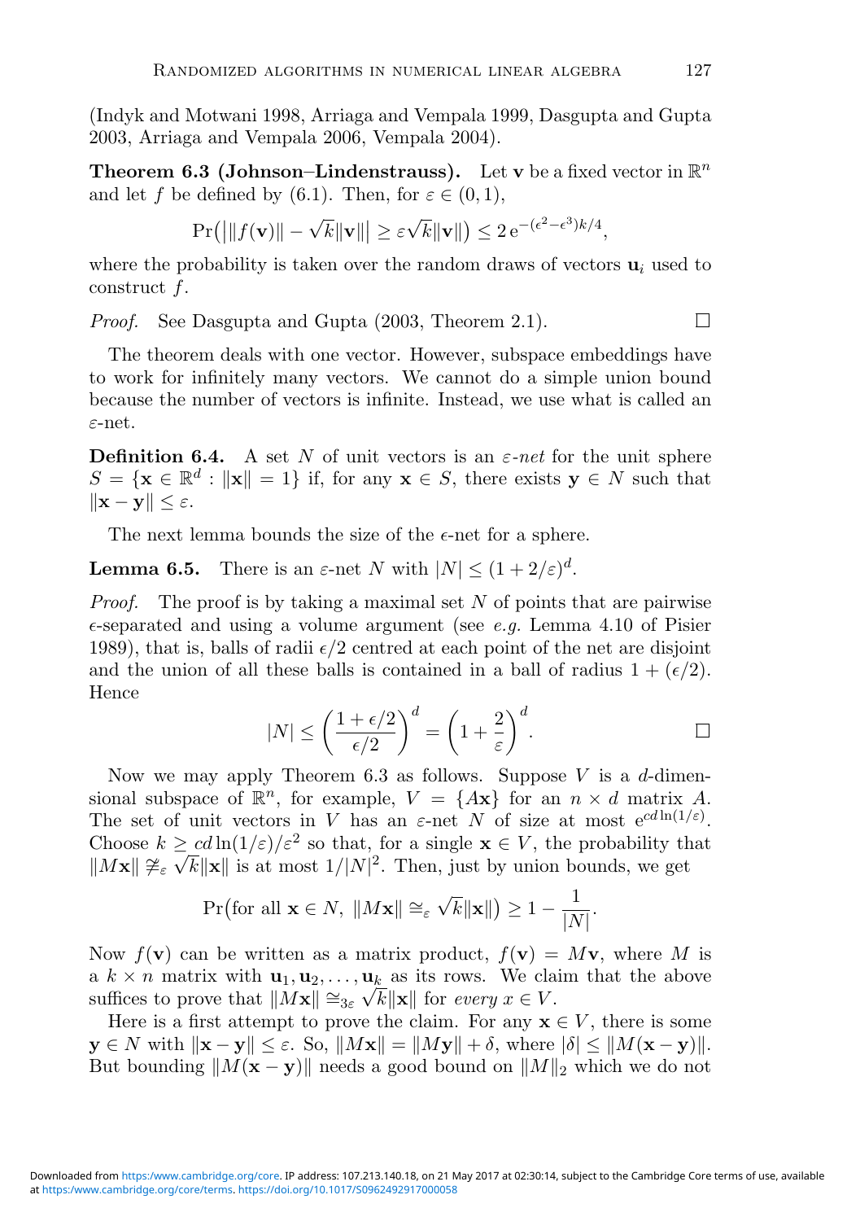(Indyk and Motwani 1998, Arriaga and Vempala 1999, Dasgupta and Gupta 2003, Arriaga and Vempala 2006, Vempala 2004).

**Theorem 6.3 (Johnson–Lindenstrauss).** Let $\mathbf{v}$ be a fixed vector in $\mathbb{R}^n$ and let $f$ be defined by (6.1). Then, for $\varepsilon \in (0,1)$,

$$\Pr\big(\big|\|f(\mathbf{v})\| - \sqrt{k}\|\mathbf{v}\|\big| \geq \varepsilon\sqrt{k}\|\mathbf{v}\|\big) \leq 2\,\mathrm{e}^{-(\epsilon^2-\epsilon^3)k/4},$$

where the probability is taken over the random draws of vectors $\mathbf{u}_i$ used to construct $f$.

*Proof.* See Dasgupta and Gupta (2003, Theorem 2.1). □

The theorem deals with one vector. However, subspace embeddings have to work for infinitely many vectors. We cannot do a simple union bound because the number of vectors is infinite. Instead, we use what is called an $\varepsilon$-net.

**Definition 6.4.** A set $N$ of unit vectors is an *$\varepsilon$-net* for the unit sphere $S = \{\mathbf{x} \in \mathbb{R}^d : \|\mathbf{x}\| = 1\}$ if, for any $\mathbf{x} \in S$, there exists $\mathbf{y} \in N$ such that $\|\mathbf{x} - \mathbf{y}\| \leq \varepsilon$.

The next lemma bounds the size of the $\epsilon$-net for a sphere.

**Lemma 6.5.** There is an $\varepsilon$-net $N$ with $|N| \leq (1 + 2/\varepsilon)^d$.

*Proof.* The proof is by taking a maximal set $N$ of points that are pairwise $\epsilon$-separated and using a volume argument (see *e.g.* Lemma 4.10 of Pisier 1989), that is, balls of radii $\epsilon/2$ centred at each point of the net are disjoint and the union of all these balls is contained in a ball of radius $1 + (\epsilon/2)$. Hence

$$|N| \leq \left(\frac{1+\epsilon/2}{\epsilon/2}\right)^d = \left(1 + \frac{2}{\varepsilon}\right)^d. \qquad \square$$

Now we may apply Theorem 6.3 as follows. Suppose $V$ is a $d$-dimensional subspace of $\mathbb{R}^n$, for example, $V = \{A\mathbf{x}\}$ for an $n \times d$ matrix $A$. The set of unit vectors in $V$ has an $\varepsilon$-net $N$ of size at most $\mathrm{e}^{cd\ln(1/\varepsilon)}$. Choose $k \geq cd\ln(1/\varepsilon)/\varepsilon^2$ so that, for a single $\mathbf{x} \in V$, the probability that $\|M\mathbf{x}\| \ncong_\varepsilon \sqrt{k}\|\mathbf{x}\|$ is at most $1/|N|^2$. Then, just by union bounds, we get

$$\Pr\big(\text{for all } \mathbf{x} \in N,\ \|M\mathbf{x}\| \cong_\varepsilon \sqrt{k}\|\mathbf{x}\|\big) \geq 1 - \frac{1}{|N|}.$$

Now $f(\mathbf{v})$ can be written as a matrix product, $f(\mathbf{v}) = M\mathbf{v}$, where $M$ is a $k \times n$ matrix with $\mathbf{u}_1, \mathbf{u}_2, \ldots, \mathbf{u}_k$ as its rows. We claim that the above suffices to prove that $\|M\mathbf{x}\| \cong_{3\varepsilon} \sqrt{k}\|\mathbf{x}\|$ for *every* $x \in V$.

Here is a first attempt to prove the claim. For any $\mathbf{x} \in V$, there is some $\mathbf{y} \in N$ with $\|\mathbf{x} - \mathbf{y}\| \leq \varepsilon$. So, $\|M\mathbf{x}\| = \|M\mathbf{y}\| + \delta$, where $|\delta| \leq \|M(\mathbf{x} - \mathbf{y})\|$. But bounding $\|M(\mathbf{x} - \mathbf{y})\|$ needs a good bound on $\|M\|_2$ which we do not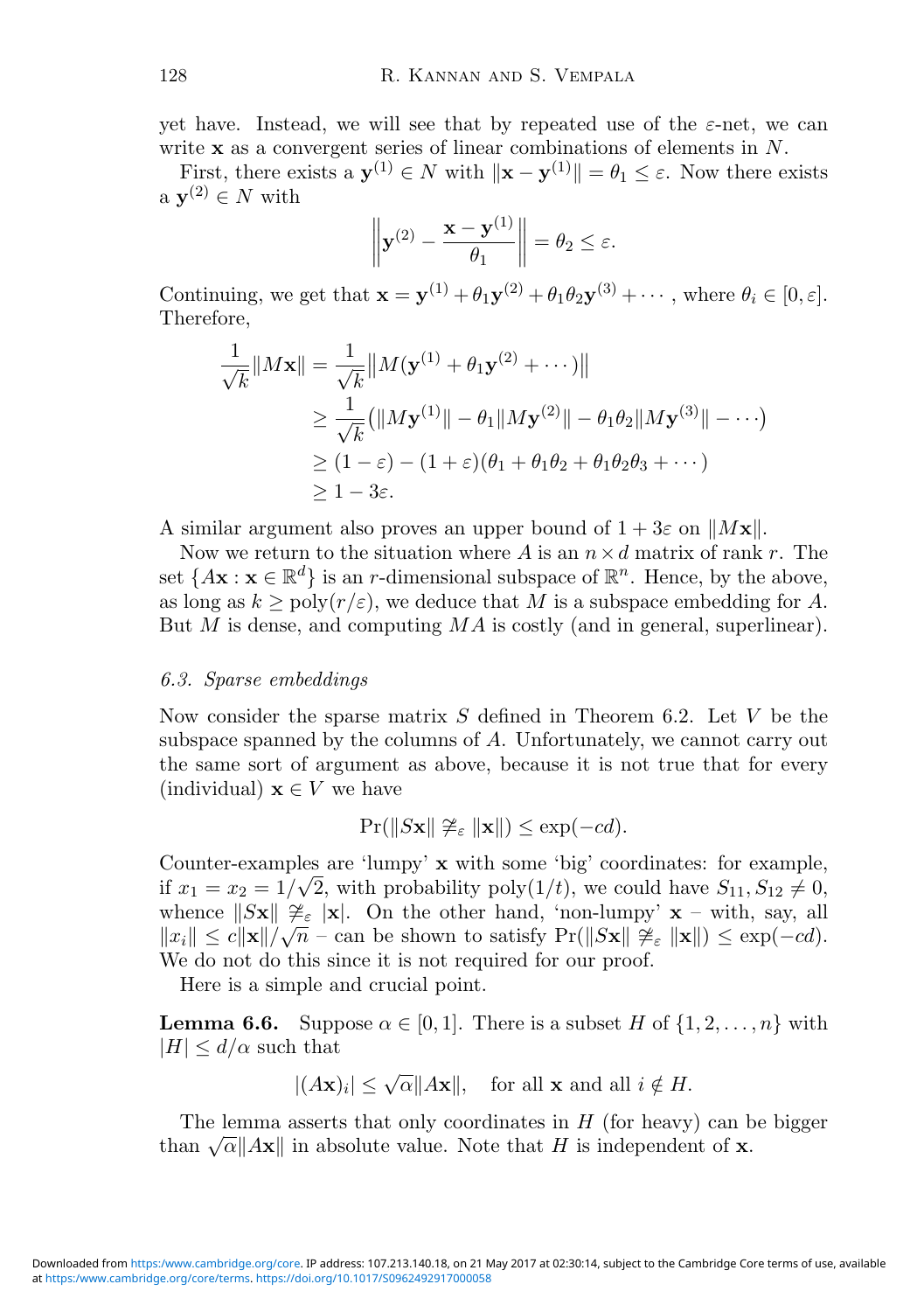yet have. Instead, we will see that by repeated use of the $\varepsilon$-net, we can write $\mathbf{x}$ as a convergent series of linear combinations of elements in $N$.

First, there exists a $\mathbf{y}^{(1)} \in N$ with $\|\mathbf{x} - \mathbf{y}^{(1)}\| = \theta_1 \leq \varepsilon$. Now there exists a $\mathbf{y}^{(2)} \in N$ with

$$\left\| \mathbf{y}^{(2)} - \frac{\mathbf{x} - \mathbf{y}^{(1)}}{\theta_1} \right\| = \theta_2 \leq \varepsilon.$$

Continuing, we get that $\mathbf{x} = \mathbf{y}^{(1)} + \theta_1 \mathbf{y}^{(2)} + \theta_1 \theta_2 \mathbf{y}^{(3)} + \cdots$, where $\theta_i \in [0, \varepsilon]$. Therefore,

$$\begin{aligned}
\frac{1}{\sqrt{k}} \|M\mathbf{x}\| &= \frac{1}{\sqrt{k}} \big\| M(\mathbf{y}^{(1)} + \theta_1 \mathbf{y}^{(2)} + \cdots) \big\| \\
&\geq \frac{1}{\sqrt{k}} \big( \|M\mathbf{y}^{(1)}\| - \theta_1 \|M\mathbf{y}^{(2)}\| - \theta_1\theta_2 \|M\mathbf{y}^{(3)}\| - \cdots \big) \\
&\geq (1 - \varepsilon) - (1 + \varepsilon)(\theta_1 + \theta_1\theta_2 + \theta_1\theta_2\theta_3 + \cdots) \\
&\geq 1 - 3\varepsilon.
\end{aligned}$$

A similar argument also proves an upper bound of $1 + 3\varepsilon$ on $\|M\mathbf{x}\|$.

Now we return to the situation where $A$ is an $n \times d$ matrix of rank $r$. The set $\{A\mathbf{x} : \mathbf{x} \in \mathbb{R}^d\}$ is an $r$-dimensional subspace of $\mathbb{R}^n$. Hence, by the above, as long as $k \geq \text{poly}(r/\varepsilon)$, we deduce that $M$ is a subspace embedding for $A$. But $M$ is dense, and computing $MA$ is costly (and in general, superlinear).

### *6.3. Sparse embeddings*

Now consider the sparse matrix $S$ defined in Theorem 6.2. Let $V$ be the subspace spanned by the columns of $A$. Unfortunately, we cannot carry out the same sort of argument as above, because it is not true that for every (individual) $\mathbf{x} \in V$ we have

$$\Pr(\|S\mathbf{x}\| \not\cong_\varepsilon \|\mathbf{x}\|) \leq \exp(-cd).$$

Counter-examples are 'lumpy' $\mathbf{x}$ with some 'big' coordinates: for example, if $x_1 = x_2 = 1/\sqrt{2}$, with probability $\text{poly}(1/t)$, we could have $S_{11}, S_{12} \neq 0$, whence $\|S\mathbf{x}\| \not\cong_\varepsilon |\mathbf{x}|$. On the other hand, 'non-lumpy' $\mathbf{x}$ – with, say, all $\|x_i\| \leq c\|\mathbf{x}\|/\sqrt{n}$ – can be shown to satisfy $\Pr(\|S\mathbf{x}\| \not\cong_\varepsilon \|\mathbf{x}\|) \leq \exp(-cd)$. We do not do this since it is not required for our proof.

Here is a simple and crucial point.

**Lemma 6.6.** Suppose $\alpha \in [0, 1]$. There is a subset $H$ of $\{1, 2, \ldots, n\}$ with $|H| \leq d/\alpha$ such that

$$|(A\mathbf{x})_i| \leq \sqrt{\alpha}\|A\mathbf{x}\|, \quad \text{for all } \mathbf{x} \text{ and all } i \notin H.$$

The lemma asserts that only coordinates in $H$ (for heavy) can be bigger than $\sqrt{\alpha}\|A\mathbf{x}\|$ in absolute value. Note that $H$ is independent of $\mathbf{x}$.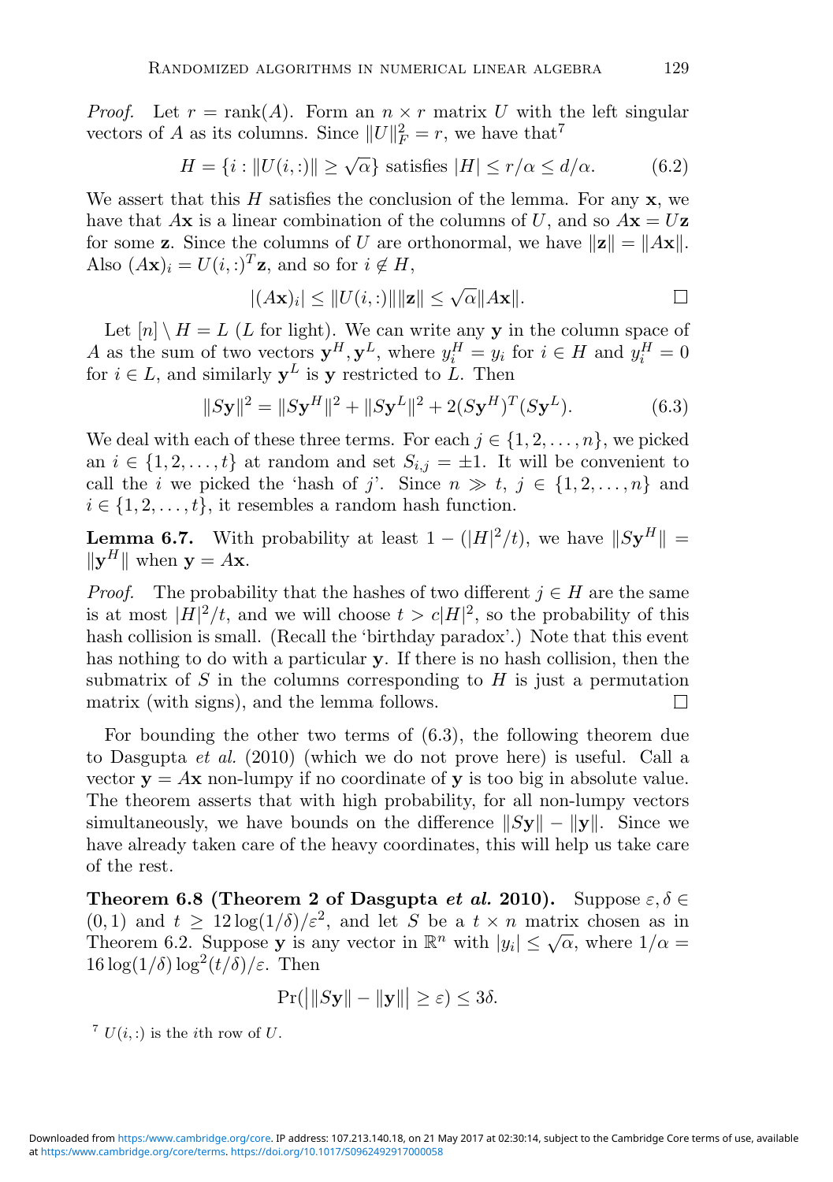*Proof.* Let $r = \text{rank}(A)$. Form an $n \times r$ matrix $U$ with the left singular vectors of $A$ as its columns. Since $\|U\|_F^2 = r$, we have that[7]

$$H = \{i : \|U(i,:)\| \geq \sqrt{\alpha}\} \text{ satisfies } |H| \leq r/\alpha \leq d/\alpha. \tag{6.2}$$

We assert that this $H$ satisfies the conclusion of the lemma. For any $\mathbf{x}$, we have that $A\mathbf{x}$ is a linear combination of the columns of $U$, and so $A\mathbf{x} = U\mathbf{z}$ for some $\mathbf{z}$. Since the columns of $U$ are orthonormal, we have $\|\mathbf{z}\| = \|A\mathbf{x}\|$. Also $(A\mathbf{x})_i = U(i,:)^T\mathbf{z}$, and so for $i \notin H$,

$$|(A\mathbf{x})_i| \leq \|U(i,:)\|\|\mathbf{z}\| \leq \sqrt{\alpha}\|A\mathbf{x}\|. \qquad \square$$

Let $[n] \setminus H = L$ ($L$ for light). We can write any $\mathbf{y}$ in the column space of $A$ as the sum of two vectors $\mathbf{y}^H, \mathbf{y}^L$, where $y_i^H = y_i$ for $i \in H$ and $y_i^H = 0$ for $i \in L$, and similarly $\mathbf{y}^L$ is $\mathbf{y}$ restricted to $L$. Then

$$\|S\mathbf{y}\|^2 = \|S\mathbf{y}^H\|^2 + \|S\mathbf{y}^L\|^2 + 2(S\mathbf{y}^H)^T(S\mathbf{y}^L). \tag{6.3}$$

We deal with each of these three terms. For each $j \in \{1, 2, \ldots, n\}$, we picked an $i \in \{1, 2, \ldots, t\}$ at random and set $S_{i,j} = \pm 1$. It will be convenient to call the $i$ we picked the 'hash of $j$'. Since $n \gg t$, $j \in \{1, 2, \ldots, n\}$ and $i \in \{1, 2, \ldots, t\}$, it resembles a random hash function.

**Lemma 6.7.** With probability at least $1 - (|H|^2/t)$, we have $\|S\mathbf{y}^H\| = \|\mathbf{y}^H\|$ when $\mathbf{y} = A\mathbf{x}$.

*Proof.* The probability that the hashes of two different $j \in H$ are the same is at most $|H|^2/t$, and we will choose $t > c|H|^2$, so the probability of this hash collision is small. (Recall the 'birthday paradox'.) Note that this event has nothing to do with a particular $\mathbf{y}$. If there is no hash collision, then the submatrix of $S$ in the columns corresponding to $H$ is just a permutation matrix (with signs), and the lemma follows. $\square$

For bounding the other two terms of (6.3), the following theorem due to Dasgupta *et al.* (2010) (which we do not prove here) is useful. Call a vector $\mathbf{y} = A\mathbf{x}$ non-lumpy if no coordinate of $\mathbf{y}$ is too big in absolute value. The theorem asserts that with high probability, for all non-lumpy vectors simultaneously, we have bounds on the difference $\|S\mathbf{y}\| - \|\mathbf{y}\|$. Since we have already taken care of the heavy coordinates, this will help us take care of the rest.

**Theorem 6.8 (Theorem 2 of Dasgupta *et al.* 2010).** Suppose $\varepsilon, \delta \in (0,1)$ and $t \geq 12\log(1/\delta)/\varepsilon^2$, and let $S$ be a $t \times n$ matrix chosen as in Theorem 6.2. Suppose $\mathbf{y}$ is any vector in $\mathbb{R}^n$ with $|y_i| \leq \sqrt{\alpha}$, where $1/\alpha = 16\log(1/\delta)\log^2(t/\delta)/\varepsilon$. Then

$$\Pr\big(\big|\|S\mathbf{y}\| - \|\mathbf{y}\|\big| \geq \varepsilon\big) \leq 3\delta.$$

[7] $U(i,:)$ is the $i$th row of $U$.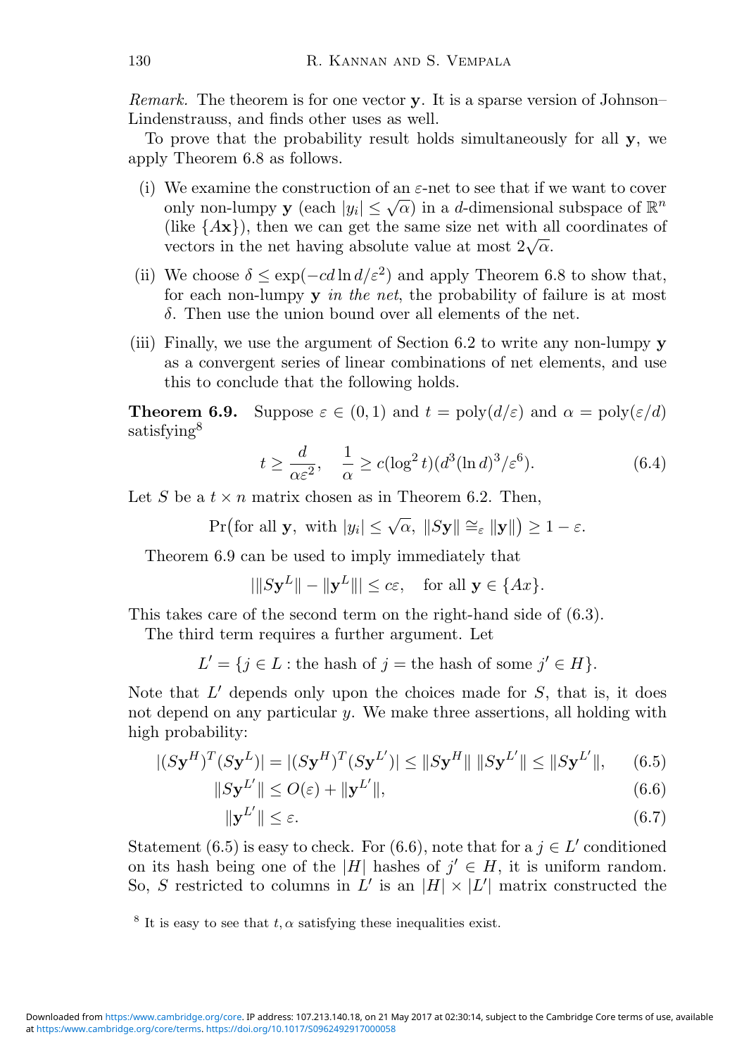*Remark.* The theorem is for one vector $\mathbf{y}$. It is a sparse version of Johnson–Lindenstrauss, and finds other uses as well.

To prove that the probability result holds simultaneously for all $\mathbf{y}$, we apply Theorem 6.8 as follows.

(i) We examine the construction of an $\varepsilon$-net to see that if we want to cover only non-lumpy $\mathbf{y}$ (each $|y_i| \leq \sqrt{\alpha}$) in a $d$-dimensional subspace of $\mathbb{R}^n$ (like $\{A\mathbf{x}\}$), then we can get the same size net with all coordinates of vectors in the net having absolute value at most $2\sqrt{\alpha}$.

(ii) We choose $\delta \leq \exp(-cd \ln d/\varepsilon^2)$ and apply Theorem 6.8 to show that, for each non-lumpy $\mathbf{y}$ *in the net*, the probability of failure is at most $\delta$. Then use the union bound over all elements of the net.

(iii) Finally, we use the argument of Section 6.2 to write any non-lumpy $\mathbf{y}$ as a convergent series of linear combinations of net elements, and use this to conclude that the following holds.

**Theorem 6.9.** Suppose $\varepsilon \in (0,1)$ and $t = \text{poly}(d/\varepsilon)$ and $\alpha = \text{poly}(\varepsilon/d)$ satisfying[8]

$$t \geq \frac{d}{\alpha\varepsilon^2}, \quad \frac{1}{\alpha} \geq c(\log^2 t)(d^3(\ln d)^3/\varepsilon^6). \tag{6.4}$$

Let $S$ be a $t \times n$ matrix chosen as in Theorem 6.2. Then,

$$\Pr\bigl(\text{for all } \mathbf{y},\ \text{with } |y_i| \leq \sqrt{\alpha},\ \|S\mathbf{y}\| \cong_\varepsilon \|\mathbf{y}\|\bigr) \geq 1 - \varepsilon.$$

Theorem 6.9 can be used to imply immediately that

$$|\|S\mathbf{y}^L\| - \|\mathbf{y}^L\|| \leq c\varepsilon, \quad \text{for all } \mathbf{y} \in \{Ax\}.$$

This takes care of the second term on the right-hand side of (6.3).

The third term requires a further argument. Let

$$L' = \{j \in L : \text{the hash of } j = \text{the hash of some } j' \in H\}.$$

Note that $L'$ depends only upon the choices made for $S$, that is, it does not depend on any particular $y$. We make three assertions, all holding with high probability:

$$|(S\mathbf{y}^H)^T(S\mathbf{y}^L)| = |(S\mathbf{y}^H)^T(S\mathbf{y}^{L'})| \leq \|S\mathbf{y}^H\|\,\|S\mathbf{y}^{L'}\| \leq \|S\mathbf{y}^{L'}\|, \tag{6.5}$$

$$\|S\mathbf{y}^{L'}\| \leq O(\varepsilon) + \|\mathbf{y}^{L'}\|, \tag{6.6}$$

$$\|\mathbf{y}^{L'}\| \leq \varepsilon. \tag{6.7}$$

Statement (6.5) is easy to check. For (6.6), note that for a $j \in L'$ conditioned on its hash being one of the $|H|$ hashes of $j' \in H$, it is uniform random. So, $S$ restricted to columns in $L'$ is an $|H| \times |L'|$ matrix constructed the

[8] It is easy to see that $t, \alpha$ satisfying these inequalities exist.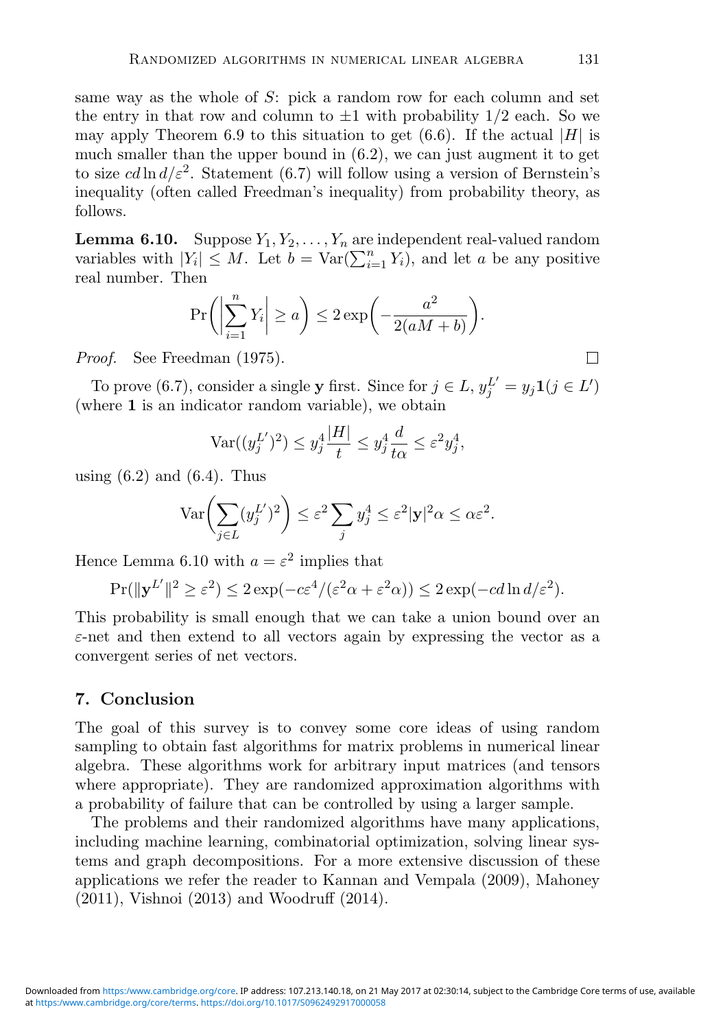same way as the whole of $S$: pick a random row for each column and set the entry in that row and column to $\pm 1$ with probability $1/2$ each. So we may apply Theorem 6.9 to this situation to get (6.6). If the actual $|H|$ is much smaller than the upper bound in (6.2), we can just augment it to get to size $cd \ln d/\varepsilon^2$. Statement (6.7) will follow using a version of Bernstein's inequality (often called Freedman's inequality) from probability theory, as follows.

**Lemma 6.10.** Suppose $Y_1, Y_2, \ldots, Y_n$ are independent real-valued random variables with $|Y_i| \leq M$. Let $b = \mathrm{Var}(\sum_{i=1}^n Y_i)$, and let $a$ be any positive real number. Then

$$\Pr\left(\left|\sum_{i=1}^n Y_i\right| \geq a\right) \leq 2 \exp\left(-\frac{a^2}{2(aM + b)}\right).$$

*Proof.* See Freedman (1975). □

To prove (6.7), consider a single $\mathbf{y}$ first. Since for $j \in L$, $y_j^{L'} = y_j \mathbf{1}(j \in L')$ (where $\mathbf{1}$ is an indicator random variable), we obtain

$$\mathrm{Var}((y_j^{L'})^2) \leq y_j^4 \frac{|H|}{t} \leq y_j^4 \frac{d}{t\alpha} \leq \varepsilon^2 y_j^4,$$

using (6.2) and (6.4). Thus

$$\mathrm{Var}\left(\sum_{j \in L} (y_j^{L'})^2\right) \leq \varepsilon^2 \sum_j y_j^4 \leq \varepsilon^2 |\mathbf{y}|^2 \alpha \leq \alpha \varepsilon^2.$$

Hence Lemma 6.10 with $a = \varepsilon^2$ implies that

$$\Pr(\|\mathbf{y}^{L'}\|^2 \geq \varepsilon^2) \leq 2 \exp(-c\varepsilon^4 / (\varepsilon^2 \alpha + \varepsilon^2 \alpha)) \leq 2 \exp(-cd \ln d/\varepsilon^2).$$

This probability is small enough that we can take a union bound over an $\varepsilon$-net and then extend to all vectors again by expressing the vector as a convergent series of net vectors.

## 7. Conclusion

The goal of this survey is to convey some core ideas of using random sampling to obtain fast algorithms for matrix problems in numerical linear algebra. These algorithms work for arbitrary input matrices (and tensors where appropriate). They are randomized approximation algorithms with a probability of failure that can be controlled by using a larger sample.

The problems and their randomized algorithms have many applications, including machine learning, combinatorial optimization, solving linear systems and graph decompositions. For a more extensive discussion of these applications we refer the reader to Kannan and Vempala (2009), Mahoney (2011), Vishnoi (2013) and Woodruff (2014).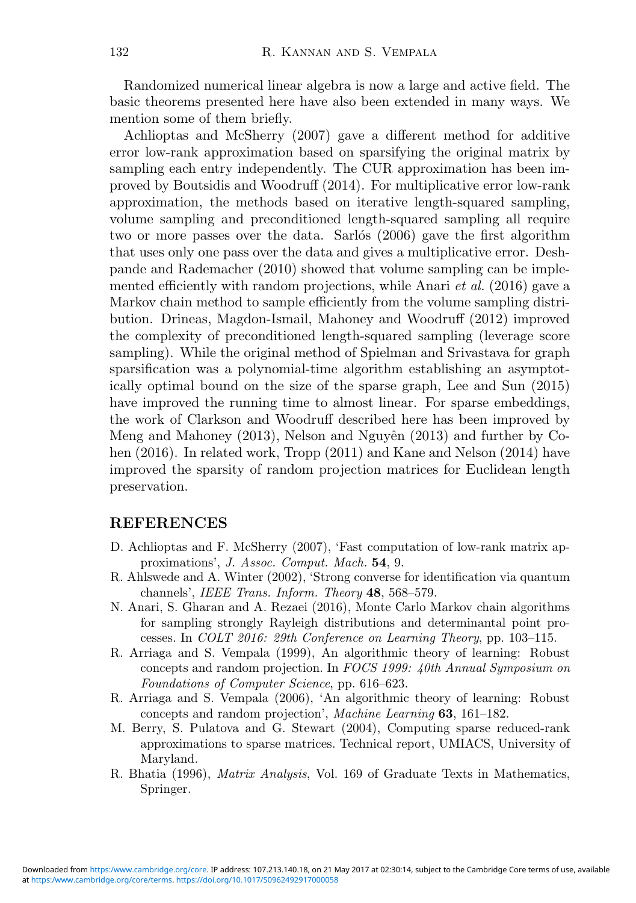Randomized numerical linear algebra is now a large and active field. The basic theorems presented here have also been extended in many ways. We mention some of them briefly.

Achlioptas and McSherry (2007) gave a different method for additive error low-rank approximation based on sparsifying the original matrix by sampling each entry independently. The CUR approximation has been improved by Boutsidis and Woodruff (2014). For multiplicative error low-rank approximation, the methods based on iterative length-squared sampling, volume sampling and preconditioned length-squared sampling all require two or more passes over the data. Sarlós (2006) gave the first algorithm that uses only one pass over the data and gives a multiplicative error. Deshpande and Rademacher (2010) showed that volume sampling can be implemented efficiently with random projections, while Anari *et al.* (2016) gave a Markov chain method to sample efficiently from the volume sampling distribution. Drineas, Magdon-Ismail, Mahoney and Woodruff (2012) improved the complexity of preconditioned length-squared sampling (leverage score sampling). While the original method of Spielman and Srivastava for graph sparsification was a polynomial-time algorithm establishing an asymptotically optimal bound on the size of the sparse graph, Lee and Sun (2015) have improved the running time to almost linear. For sparse embeddings, the work of Clarkson and Woodruff described here has been improved by Meng and Mahoney (2013), Nelson and Nguyên (2013) and further by Cohen (2016). In related work, Tropp (2011) and Kane and Nelson (2014) have improved the sparsity of random projection matrices for Euclidean length preservation.

## REFERENCES

D. Achlioptas and F. McSherry (2007), 'Fast computation of low-rank matrix approximations', *J. Assoc. Comput. Mach.* **54**, 9.

R. Ahlswede and A. Winter (2002), 'Strong converse for identification via quantum channels', *IEEE Trans. Inform. Theory* **48**, 568–579.

N. Anari, S. Gharan and A. Rezaei (2016), Monte Carlo Markov chain algorithms for sampling strongly Rayleigh distributions and determinantal point processes. In *COLT 2016: 29th Conference on Learning Theory*, pp. 103–115.

R. Arriaga and S. Vempala (1999), An algorithmic theory of learning: Robust concepts and random projection. In *FOCS 1999: 40th Annual Symposium on Foundations of Computer Science*, pp. 616–623.

R. Arriaga and S. Vempala (2006), 'An algorithmic theory of learning: Robust concepts and random projection', *Machine Learning* **63**, 161–182.

M. Berry, S. Pulatova and G. Stewart (2004), Computing sparse reduced-rank approximations to sparse matrices. Technical report, UMIACS, University of Maryland.

R. Bhatia (1996), *Matrix Analysis*, Vol. 169 of Graduate Texts in Mathematics, Springer.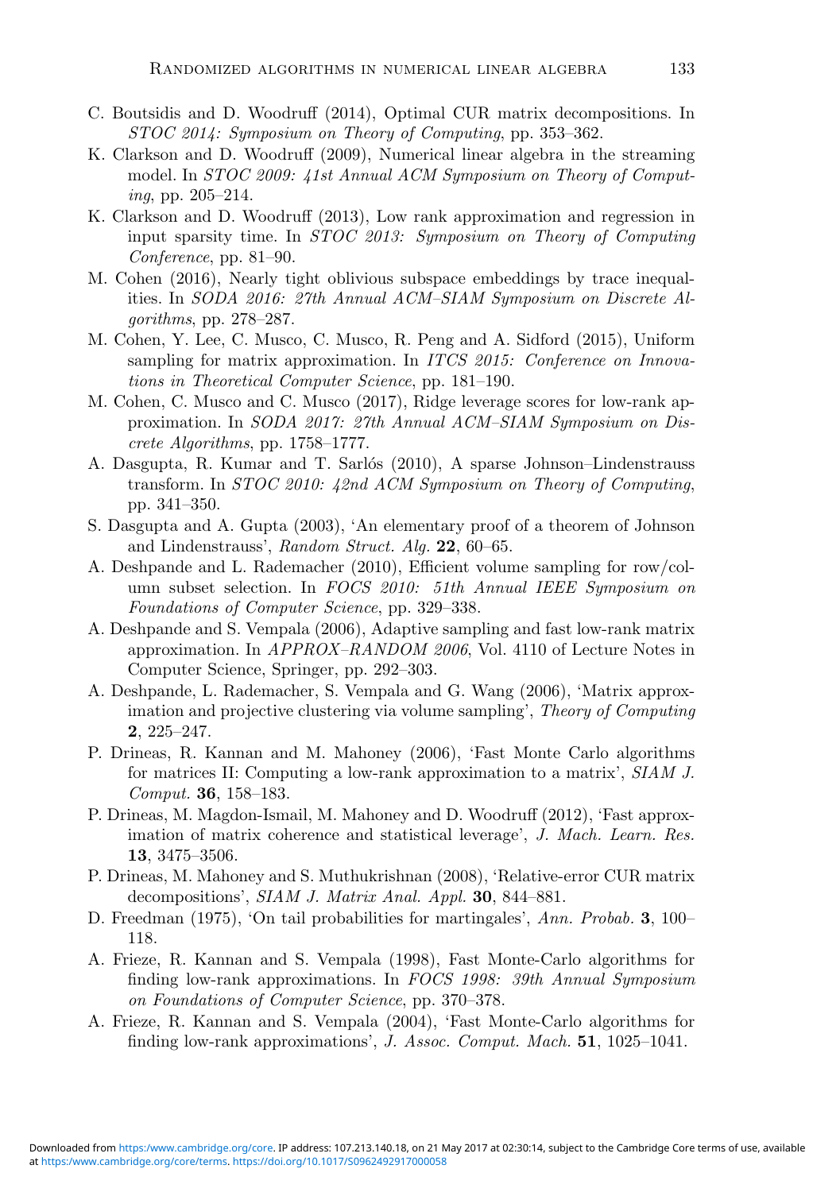C. Boutsidis and D. Woodruff (2014), Optimal CUR matrix decompositions. In *STOC 2014: Symposium on Theory of Computing*, pp. 353–362.

K. Clarkson and D. Woodruff (2009), Numerical linear algebra in the streaming model. In *STOC 2009: 41st Annual ACM Symposium on Theory of Computing*, pp. 205–214.

K. Clarkson and D. Woodruff (2013), Low rank approximation and regression in input sparsity time. In *STOC 2013: Symposium on Theory of Computing Conference*, pp. 81–90.

M. Cohen (2016), Nearly tight oblivious subspace embeddings by trace inequalities. In *SODA 2016: 27th Annual ACM–SIAM Symposium on Discrete Algorithms*, pp. 278–287.

M. Cohen, Y. Lee, C. Musco, C. Musco, R. Peng and A. Sidford (2015), Uniform sampling for matrix approximation. In *ITCS 2015: Conference on Innovations in Theoretical Computer Science*, pp. 181–190.

M. Cohen, C. Musco and C. Musco (2017), Ridge leverage scores for low-rank approximation. In *SODA 2017: 27th Annual ACM–SIAM Symposium on Discrete Algorithms*, pp. 1758–1777.

A. Dasgupta, R. Kumar and T. Sarlós (2010), A sparse Johnson–Lindenstrauss transform. In *STOC 2010: 42nd ACM Symposium on Theory of Computing*, pp. 341–350.

S. Dasgupta and A. Gupta (2003), 'An elementary proof of a theorem of Johnson and Lindenstrauss', *Random Struct. Alg.* **22**, 60–65.

A. Deshpande and L. Rademacher (2010), Efficient volume sampling for row/column subset selection. In *FOCS 2010: 51th Annual IEEE Symposium on Foundations of Computer Science*, pp. 329–338.

A. Deshpande and S. Vempala (2006), Adaptive sampling and fast low-rank matrix approximation. In *APPROX–RANDOM 2006*, Vol. 4110 of Lecture Notes in Computer Science, Springer, pp. 292–303.

A. Deshpande, L. Rademacher, S. Vempala and G. Wang (2006), 'Matrix approximation and projective clustering via volume sampling', *Theory of Computing* **2**, 225–247.

P. Drineas, R. Kannan and M. Mahoney (2006), 'Fast Monte Carlo algorithms for matrices II: Computing a low-rank approximation to a matrix', *SIAM J. Comput.* **36**, 158–183.

P. Drineas, M. Magdon-Ismail, M. Mahoney and D. Woodruff (2012), 'Fast approximation of matrix coherence and statistical leverage', *J. Mach. Learn. Res.* **13**, 3475–3506.

P. Drineas, M. Mahoney and S. Muthukrishnan (2008), 'Relative-error CUR matrix decompositions', *SIAM J. Matrix Anal. Appl.* **30**, 844–881.

D. Freedman (1975), 'On tail probabilities for martingales', *Ann. Probab.* **3**, 100–118.

A. Frieze, R. Kannan and S. Vempala (1998), Fast Monte-Carlo algorithms for finding low-rank approximations. In *FOCS 1998: 39th Annual Symposium on Foundations of Computer Science*, pp. 370–378.

A. Frieze, R. Kannan and S. Vempala (2004), 'Fast Monte-Carlo algorithms for finding low-rank approximations', *J. Assoc. Comput. Mach.* **51**, 1025–1041.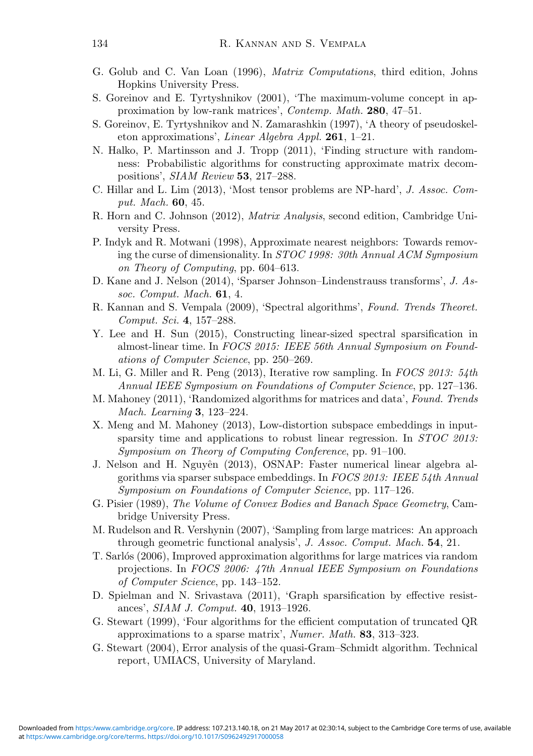G. Golub and C. Van Loan (1996), *Matrix Computations*, third edition, Johns Hopkins University Press.

S. Goreinov and E. Tyrtyshnikov (2001), 'The maximum-volume concept in approximation by low-rank matrices', *Contemp. Math.* **280**, 47–51.

S. Goreinov, E. Tyrtyshnikov and N. Zamarashkin (1997), 'A theory of pseudoskeleton approximations', *Linear Algebra Appl.* **261**, 1–21.

N. Halko, P. Martinsson and J. Tropp (2011), 'Finding structure with randomness: Probabilistic algorithms for constructing approximate matrix decompositions', *SIAM Review* **53**, 217–288.

C. Hillar and L. Lim (2013), 'Most tensor problems are NP-hard', *J. Assoc. Comput. Mach.* **60**, 45.

R. Horn and C. Johnson (2012), *Matrix Analysis*, second edition, Cambridge University Press.

P. Indyk and R. Motwani (1998), Approximate nearest neighbors: Towards removing the curse of dimensionality. In *STOC 1998: 30th Annual ACM Symposium on Theory of Computing*, pp. 604–613.

D. Kane and J. Nelson (2014), 'Sparser Johnson–Lindenstrauss transforms', *J. Assoc. Comput. Mach.* **61**, 4.

R. Kannan and S. Vempala (2009), 'Spectral algorithms', *Found. Trends Theoret. Comput. Sci.* **4**, 157–288.

Y. Lee and H. Sun (2015), Constructing linear-sized spectral sparsification in almost-linear time. In *FOCS 2015: IEEE 56th Annual Symposium on Foundations of Computer Science*, pp. 250–269.

M. Li, G. Miller and R. Peng (2013), Iterative row sampling. In *FOCS 2013: 54th Annual IEEE Symposium on Foundations of Computer Science*, pp. 127–136.

M. Mahoney (2011), 'Randomized algorithms for matrices and data', *Found. Trends Mach. Learning* **3**, 123–224.

X. Meng and M. Mahoney (2013), Low-distortion subspace embeddings in input-sparsity time and applications to robust linear regression. In *STOC 2013: Symposium on Theory of Computing Conference*, pp. 91–100.

J. Nelson and H. Nguyên (2013), OSNAP: Faster numerical linear algebra algorithms via sparser subspace embeddings. In *FOCS 2013: IEEE 54th Annual Symposium on Foundations of Computer Science*, pp. 117–126.

G. Pisier (1989), *The Volume of Convex Bodies and Banach Space Geometry*, Cambridge University Press.

M. Rudelson and R. Vershynin (2007), 'Sampling from large matrices: An approach through geometric functional analysis', *J. Assoc. Comput. Mach.* **54**, 21.

T. Sarlós (2006), Improved approximation algorithms for large matrices via random projections. In *FOCS 2006: 47th Annual IEEE Symposium on Foundations of Computer Science*, pp. 143–152.

D. Spielman and N. Srivastava (2011), 'Graph sparsification by effective resistances', *SIAM J. Comput.* **40**, 1913–1926.

G. Stewart (1999), 'Four algorithms for the efficient computation of truncated QR approximations to a sparse matrix', *Numer. Math.* **83**, 313–323.

G. Stewart (2004), Error analysis of the quasi-Gram–Schmidt algorithm. Technical report, UMIACS, University of Maryland.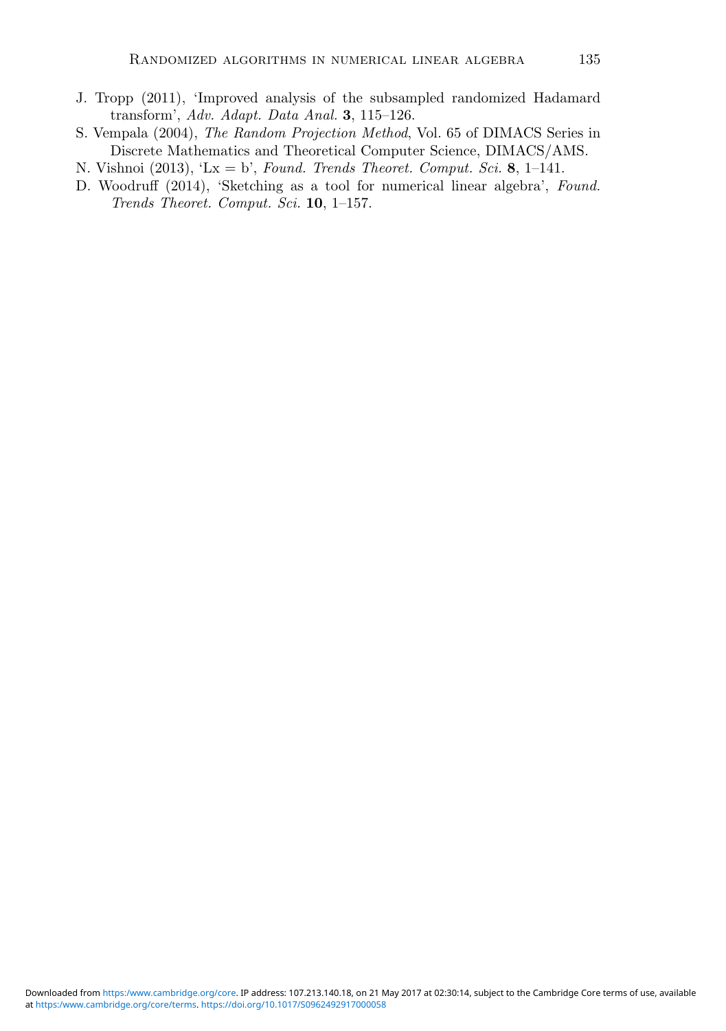J. Tropp (2011), 'Improved analysis of the subsampled randomized Hadamard transform', *Adv. Adapt. Data Anal.* **3**, 115–126.

S. Vempala (2004), *The Random Projection Method*, Vol. 65 of DIMACS Series in Discrete Mathematics and Theoretical Computer Science, DIMACS/AMS.

N. Vishnoi (2013), 'Lx = b', *Found. Trends Theoret. Comput. Sci.* **8**, 1–141.

D. Woodruff (2014), 'Sketching as a tool for numerical linear algebra', *Found. Trends Theoret. Comput. Sci.* **10**, 1–157.